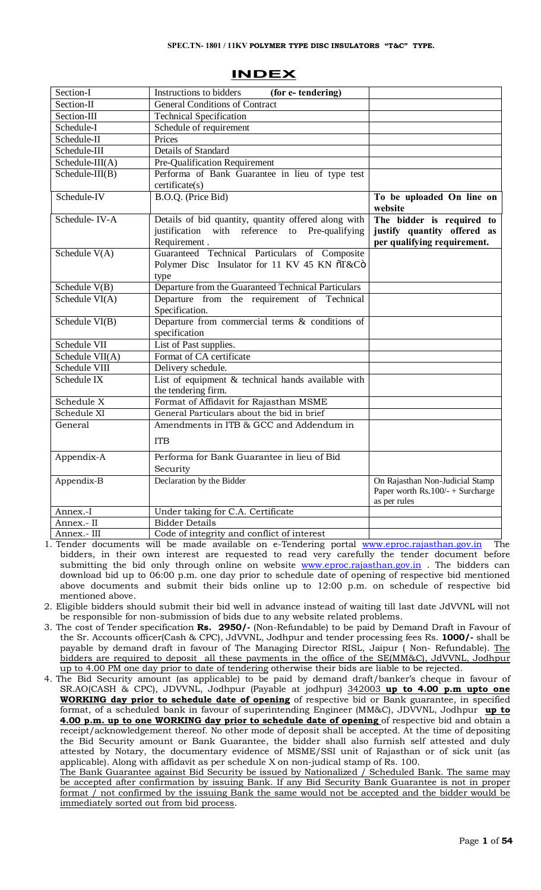# INDEX

| Section-I | Instructions to bidders **(for e- tendering)** | |
|---|---|---|
| Section-II | General Conditions of Contract | |
| Section-III | Technical Specification | |
| Schedule-I | Schedule of requirement | |
| Schedule-II | Prices | |
| Schedule-III | Details of Standard | |
| Schedule-III(A) | Pre-Qualification Requirement | |
| Schedule-III(B) | Performa of Bank Guarantee in lieu of type test certificate(s) | |
| Schedule-IV | B.O.Q. (Price Bid) | **To be uploaded On line on website** |
| Schedule- IV-A | Details of bid quantity, quantity offered along with justification with reference to Pre-qualifying Requirement . | **The bidder is required to justify quantity offered as per qualifying requirement.** |
| Schedule V(A) | Guaranteed Technical Particulars of Composite Polymer Disc Insulator for 11 KV 45 KN "T&C" type | |
| Schedule V(B) | Departure from the Guaranteed Technical Particulars | |
| Schedule VI(A) | Departure from the requirement of Technical Specification. | |
| Schedule VI(B) | Departure from commercial terms & conditions of specification | |
| Schedule VII | List of Past supplies. | |
| Schedule VII(A) | Format of CA certificate | |
| Schedule VIII | Delivery schedule. | |
| Schedule IX | List of equipment & technical hands available with the tendering firm. | |
| Schedule X | Format of Affidavit for Rajasthan MSME | |
| Schedule XI | General Particulars about the bid in brief | |
| General | Amendments in ITB & GCC and Addendum in ITB | |
| Appendix-A | Performa for Bank Guarantee in lieu of Bid Security | |
| Appendix-B | Declaration by the Bidder | On Rajasthan Non-Judicial Stamp Paper worth Rs.100/- + Surcharge as per rules |
| Annex.-I | Under taking for C.A. Certificate | |
| Annex.- II | Bidder Details | |
| Annex.- III | Code of integrity and conflict of interest | |

1. Tender documents will be made available on e-Tendering portal www.eproc.rajasthan.gov.in The bidders, in their own interest are requested to read very carefully the tender document before submitting the bid only through online on website www.eproc.rajasthan.gov.in . The bidders can download bid up to 06:00 p.m. one day prior to schedule date of opening of respective bid mentioned above documents and submit their bids online up to 12:00 p.m. on schedule of respective bid mentioned above.
2. Eligible bidders should submit their bid well in advance instead of waiting till last date JdVVNL will not be responsible for non-submission of bids due to any website related problems.
3. The cost of Tender specification **Rs. 2950/-** (Non-Refundable) to be paid by Demand Draft in Favour of the Sr. Accounts officer(Cash & CPC), JdVVNL, Jodhpur and tender processing fees Rs. **1000/-** shall be payable by demand draft in favour of The Managing Director RISL, Jaipur ( Non- Refundable). The bidders are required to deposit all these payments in the office of the SE(MM&C), JdVVNL, Jodhpur up to 4.00 PM one day prior to date of tendering otherwise their bids are liable to be rejected.
4. The Bid Security amount (as applicable) to be paid by demand draft/banker's cheque in favour of SR.AO(CASH & CPC), JDVVNL, Jodhpur (Payable at jodhpur) 342003 **up to 4.00 p.m upto one WORKING day prior to schedule date of opening** of respective bid or Bank guarantee, in specified format, of a scheduled bank in favour of superintending Engineer (MM&C), JDVVNL, Jodhpur **up to 4.00 p.m. up to one WORKING day prior to schedule date of opening** of respective bid and obtain a receipt/acknowledgement thereof. No other mode of deposit shall be accepted. At the time of depositing the Bid Security amount or Bank Guarantee, the bidder shall also furnish self attested and duly attested by Notary, the documentary evidence of MSME/SSI unit of Rajasthan or of sick unit (as applicable). Along with affidavit as per schedule X on non-judical stamp of Rs. 100.

   The Bank Guarantee against Bid Security be issued by Nationalized / Scheduled Bank. The same may be accepted after confirmation by issuing Bank. If any Bid Security Bank Guarantee is not in proper format / not confirmed by the issuing Bank the same would not be accepted and the bidder would be immediately sorted out from bid process.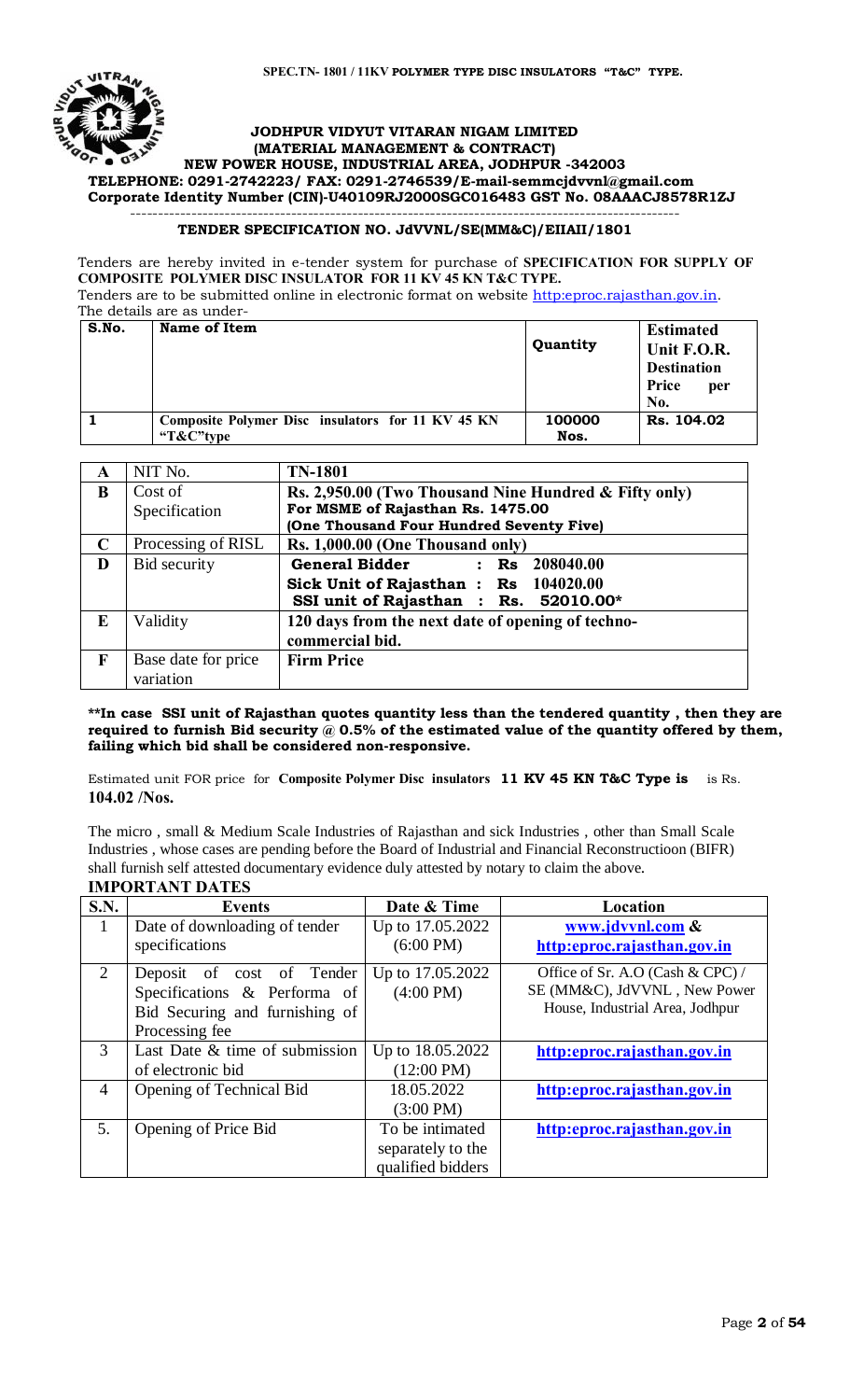# JODHPUR VIDYUT VITARAN NIGAM LIMITED

**(MATERIAL MANAGEMENT & CONTRACT)**

**NEW POWER HOUSE, INDUSTRIAL AREA, JODHPUR -342003**

**TELEPHONE: 0291-2742223/ FAX: 0291-2746539/E-mail-semmcjdvvnl@gmail.com**

**Corporate Identity Number (CIN)-U40109RJ2000SGC016483 GST No. 08AAACJ8578R1ZJ**

---

## TENDER SPECIFICATION NO. JdVVNL/SE(MM&C)/EIIAII/1801

Tenders are hereby invited in e-tender system for purchase of **SPECIFICATION FOR SUPPLY OF COMPOSITE POLYMER DISC INSULATOR FOR 11 KV 45 KN T&C TYPE.**

Tenders are to be submitted online in electronic format on website http:eproc.rajasthan.gov.in.

The details are as under-

| S.No. | Name of Item | Quantity | Estimated Unit F.O.R. Destination Price per No. |
|---|---|---|---|
| 1 | **Composite Polymer Disc insulators for 11 KV 45 KN "T&C"type** | **100000 Nos.** | **Rs. 104.02** |

| | | |
|---|---|---|
| **A** | NIT No. | **TN-1801** |
| **B** | Cost of Specification | **Rs. 2,950.00 (Two Thousand Nine Hundred & Fifty only)**<br>**For MSME of Rajasthan Rs. 1475.00**<br>**(One Thousand Four Hundred Seventy Five)** |
| **C** | Processing of RISL | **Rs. 1,000.00 (One Thousand only)** |
| **D** | Bid security | **General Bidder : Rs 208040.00**<br>**Sick Unit of Rajasthan : Rs 104020.00**<br>**SSI unit of Rajasthan : Rs. 52010.00*** |
| **E** | Validity | **120 days from the next date of opening of techno-commercial bid.** |
| **F** | Base date for price variation | **Firm Price** |

**\*\*In case SSI unit of Rajasthan quotes quantity less than the tendered quantity , then they are required to furnish Bid security @ 0.5% of the estimated value of the quantity offered by them, failing which bid shall be considered non-responsive.**

Estimated unit FOR price for **Composite Polymer Disc insulators 11 KV 45 KN T&C Type is** is Rs. **104.02 /Nos.**

The micro , small & Medium Scale Industries of Rajasthan and sick Industries , other than Small Scale Industries , whose cases are pending before the Board of Industrial and Financial Reconstructioon (BIFR) shall furnish self attested documentary evidence duly attested by notary to claim the above.

### IMPORTANT DATES

| S.N. | Events | Date & Time | Location |
|---|---|---|---|
| 1 | Date of downloading of tender specifications | Up to 17.05.2022 (6:00 PM) | **www.jdvvnl.com &** **http:eproc.rajasthan.gov.in** |
| 2 | Deposit of cost of Tender Specifications & Performa of Bid Securing and furnishing of Processing fee | Up to 17.05.2022 (4:00 PM) | Office of Sr. A.O (Cash & CPC) / SE (MM&C), JdVVNL , New Power House, Industrial Area, Jodhpur |
| 3 | Last Date & time of submission of electronic bid | Up to 18.05.2022 (12:00 PM) | **http:eproc.rajasthan.gov.in** |
| 4 | Opening of Technical Bid | 18.05.2022 (3:00 PM) | **http:eproc.rajasthan.gov.in** |
| 5. | Opening of Price Bid | To be intimated separately to the qualified bidders | **http:eproc.rajasthan.gov.in** |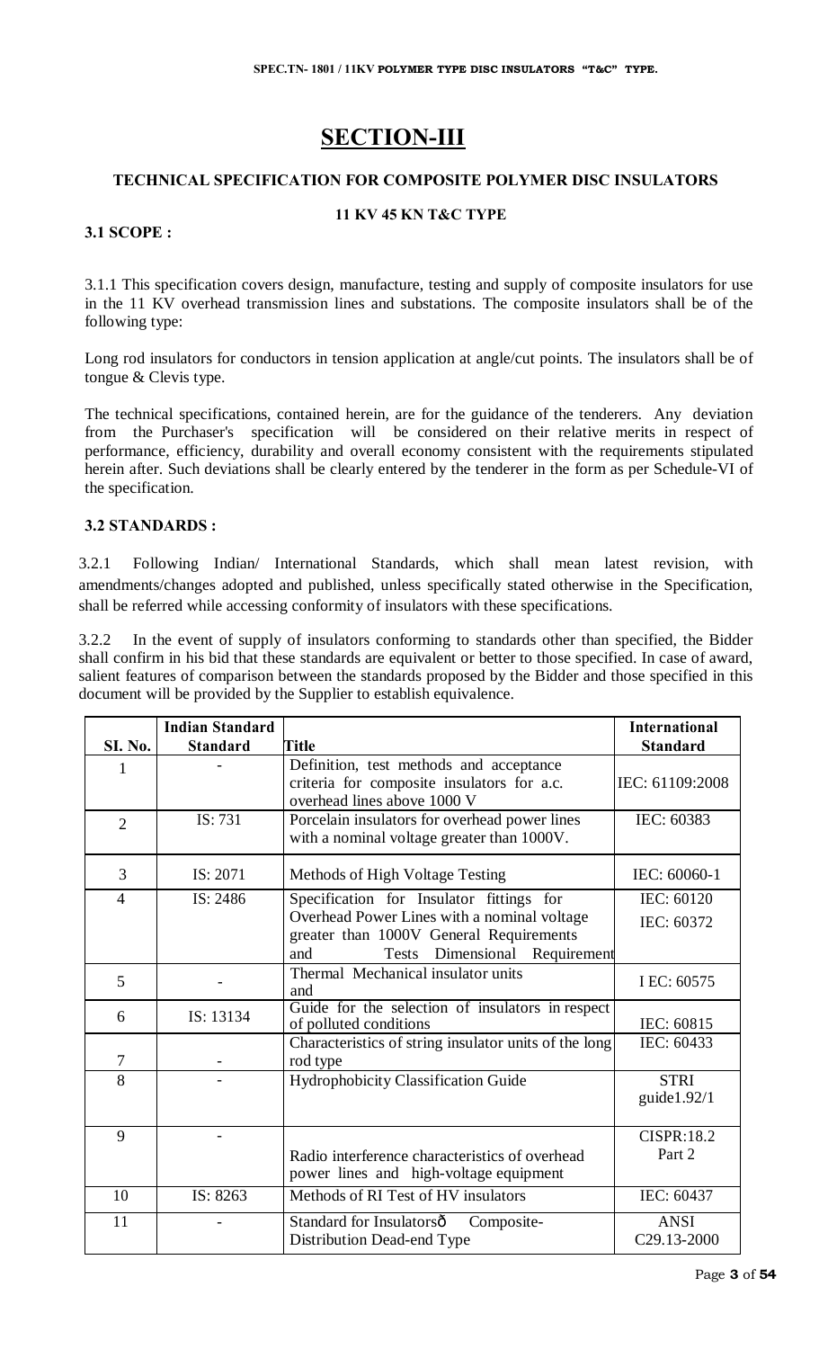# SECTION-III

## TECHNICAL SPECIFICATION FOR COMPOSITE POLYMER DISC INSULATORS

### 11 KV 45 KN T&C TYPE

**3.1 SCOPE :**

3.1.1 This specification covers design, manufacture, testing and supply of composite insulators for use in the 11 KV overhead transmission lines and substations. The composite insulators shall be of the following type:

Long rod insulators for conductors in tension application at angle/cut points. The insulators shall be of tongue & Clevis type.

The technical specifications, contained herein, are for the guidance of the tenderers. Any deviation from the Purchaser's specification will be considered on their relative merits in respect of performance, efficiency, durability and overall economy consistent with the requirements stipulated herein after. Such deviations shall be clearly entered by the tenderer in the form as per Schedule-VI of the specification.

**3.2 STANDARDS :**

3.2.1 Following Indian/ International Standards, which shall mean latest revision, with amendments/changes adopted and published, unless specifically stated otherwise in the Specification, shall be referred while accessing conformity of insulators with these specifications.

3.2.2 In the event of supply of insulators conforming to standards other than specified, the Bidder shall confirm in his bid that these standards are equivalent or better to those specified. In case of award, salient features of comparison between the standards proposed by the Bidder and those specified in this document will be provided by the Supplier to establish equivalence.

| SI. No. | Indian Standard Standard | Title | International Standard |
|---|---|---|---|
| 1 | - | Definition, test methods and acceptance criteria for composite insulators for a.c. overhead lines above 1000 V | IEC: 61109:2008 |
| 2 | IS: 731 | Porcelain insulators for overhead power lines with a nominal voltage greater than 1000V. | IEC: 60383 |
| 3 | IS: 2071 | Methods of High Voltage Testing | IEC: 60060-1 |
| 4 | IS: 2486 | Specification for Insulator fittings for Overhead Power Lines with a nominal voltage greater than 1000V General Requirements and Tests Dimensional Requirement | IEC: 60120<br>IEC: 60372 |
| 5 | - | Thermal Mechanical insulator units and | I EC: 60575 |
| 6 | IS: 13134 | Guide for the selection of insulators in respect of polluted conditions | IEC: 60815 |
| 7 | - | Characteristics of string insulator units of the long rod type | IEC: 60433 |
| 8 | - | Hydrophobicity Classification Guide | STRI guide1.92/1 |
| 9 | - | Radio interference characteristics of overhead power lines and high-voltage equipment | CISPR:18.2 Part 2 |
| 10 | IS: 8263 | Methods of RI Test of HV insulators | IEC: 60437 |
| 11 | - | Standard for Insulatorsô Composite-Distribution Dead-end Type | ANSI C29.13-2000 |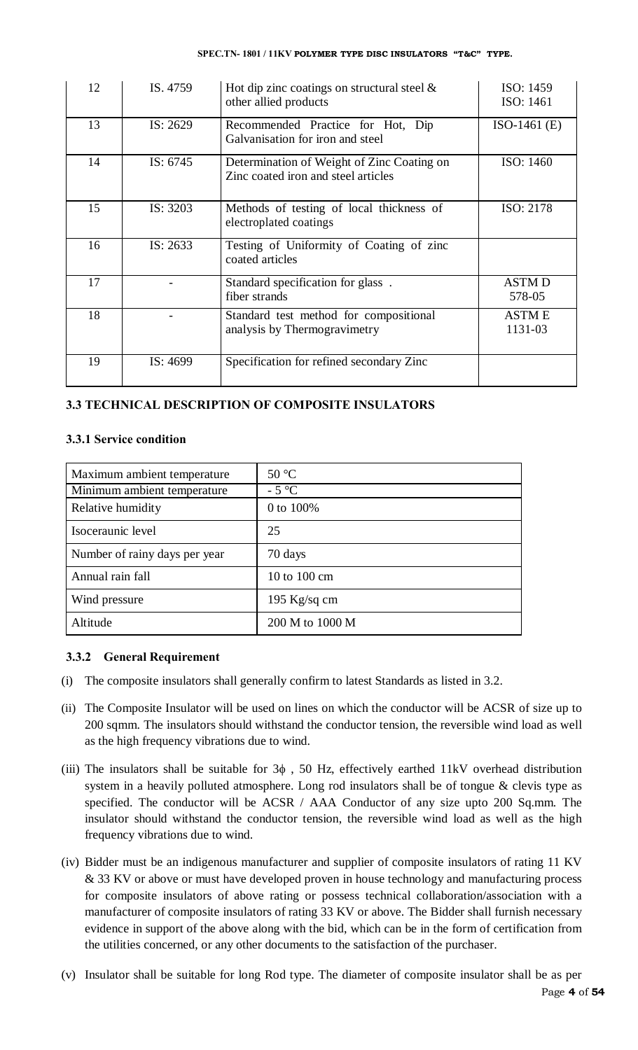| 12 | IS. 4759 | Hot dip zinc coatings on structural steel & other allied products | ISO: 1459<br>ISO: 1461 |
|---|---|---|---|
| 13 | IS: 2629 | Recommended Practice for Hot, Dip Galvanisation for iron and steel | ISO-1461 (E) |
| 14 | IS: 6745 | Determination of Weight of Zinc Coating on Zinc coated iron and steel articles | ISO: 1460 |
| 15 | IS: 3203 | Methods of testing of local thickness of electroplated coatings | ISO: 2178 |
| 16 | IS: 2633 | Testing of Uniformity of Coating of zinc coated articles | |
| 17 | - | Standard specification for glass . fiber strands | ASTM D 578-05 |
| 18 | - | Standard test method for compositional analysis by Thermogravimetry | ASTM E 1131-03 |
| 19 | IS: 4699 | Specification for refined secondary Zinc | |

### 3.3 TECHNICAL DESCRIPTION OF COMPOSITE INSULATORS

#### 3.3.1 Service condition

| Maximum ambient temperature | 50 °C |
|---|---|
| Minimum ambient temperature | - 5 °C |
| Relative humidity | 0 to 100% |
| Isoceraunic level | 25 |
| Number of rainy days per year | 70 days |
| Annual rain fall | 10 to 100 cm |
| Wind pressure | 195 Kg/sq cm |
| Altitude | 200 M to 1000 M |

#### 3.3.2 General Requirement

(i) The composite insulators shall generally confirm to latest Standards as listed in 3.2.

(ii) The Composite Insulator will be used on lines on which the conductor will be ACSR of size up to 200 sqmm. The insulators should withstand the conductor tension, the reversible wind load as well as the high frequency vibrations due to wind.

(iii) The insulators shall be suitable for 3ϕ , 50 Hz, effectively earthed 11kV overhead distribution system in a heavily polluted atmosphere. Long rod insulators shall be of tongue & clevis type as specified. The conductor will be ACSR / AAA Conductor of any size upto 200 Sq.mm. The insulator should withstand the conductor tension, the reversible wind load as well as the high frequency vibrations due to wind.

(iv) Bidder must be an indigenous manufacturer and supplier of composite insulators of rating 11 KV & 33 KV or above or must have developed proven in house technology and manufacturing process for composite insulators of above rating or possess technical collaboration/association with a manufacturer of composite insulators of rating 33 KV or above. The Bidder shall furnish necessary evidence in support of the above along with the bid, which can be in the form of certification from the utilities concerned, or any other documents to the satisfaction of the purchaser.

(v) Insulator shall be suitable for long Rod type. The diameter of composite insulator shall be as per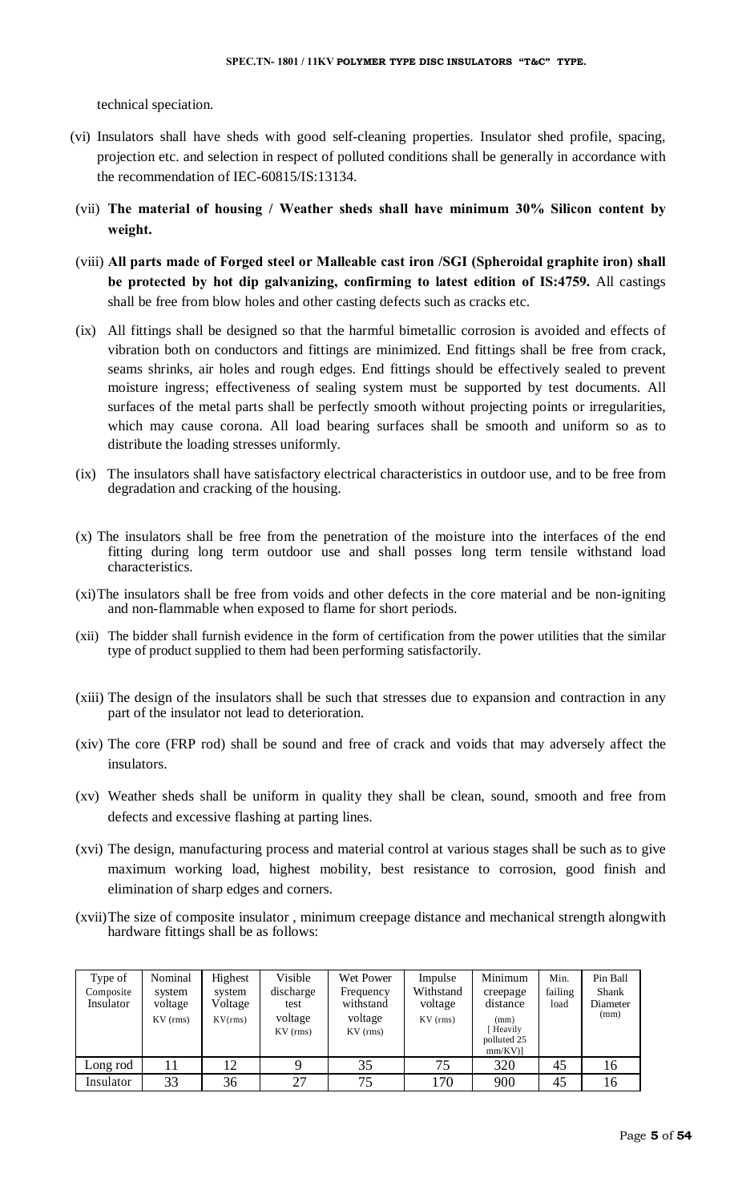technical speciation.

(vi) Insulators shall have sheds with good self-cleaning properties. Insulator shed profile, spacing, projection etc. and selection in respect of polluted conditions shall be generally in accordance with the recommendation of IEC-60815/IS:13134.

(vii) **The material of housing / Weather sheds shall have minimum 30% Silicon content by weight.**

(viii) **All parts made of Forged steel or Malleable cast iron /SGI (Spheroidal graphite iron) shall be protected by hot dip galvanizing, confirming to latest edition of IS:4759.** All castings shall be free from blow holes and other casting defects such as cracks etc.

(ix) All fittings shall be designed so that the harmful bimetallic corrosion is avoided and effects of vibration both on conductors and fittings are minimized. End fittings shall be free from crack, seams shrinks, air holes and rough edges. End fittings should be effectively sealed to prevent moisture ingress; effectiveness of sealing system must be supported by test documents. All surfaces of the metal parts shall be perfectly smooth without projecting points or irregularities, which may cause corona. All load bearing surfaces shall be smooth and uniform so as to distribute the loading stresses uniformly.

(ix) The insulators shall have satisfactory electrical characteristics in outdoor use, and to be free from degradation and cracking of the housing.

(x) The insulators shall be free from the penetration of the moisture into the interfaces of the end fitting during long term outdoor use and shall posses long term tensile withstand load characteristics.

(xi) The insulators shall be free from voids and other defects in the core material and be non-igniting and non-flammable when exposed to flame for short periods.

(xii) The bidder shall furnish evidence in the form of certification from the power utilities that the similar type of product supplied to them had been performing satisfactorily.

(xiii) The design of the insulators shall be such that stresses due to expansion and contraction in any part of the insulator not lead to deterioration.

(xiv) The core (FRP rod) shall be sound and free of crack and voids that may adversely affect the insulators.

(xv) Weather sheds shall be uniform in quality they shall be clean, sound, smooth and free from defects and excessive flashing at parting lines.

(xvi) The design, manufacturing process and material control at various stages shall be such as to give maximum working load, highest mobility, best resistance to corrosion, good finish and elimination of sharp edges and corners.

(xvii) The size of composite insulator , minimum creepage distance and mechanical strength alongwith hardware fittings shall be as follows:

| Type of Composite Insulator | Nominal system voltage KV (rms) | Highest system Voltage KV(rms) | Visible discharge test voltage KV (rms) | Wet Power Frequency withstand voltage KV (rms) | Impulse Withstand voltage KV (rms) | Minimum creepage distance (mm) [ Heavily polluted 25 mm/KV)] | Min. failing load | Pin Ball Shank Diameter (mm) |
|---|---|---|---|---|---|---|---|---|
| Long rod | 11 | 12 | 9 | 35 | 75 | 320 | 45 | 16 |
| Insulator | 33 | 36 | 27 | 75 | 170 | 900 | 45 | 16 |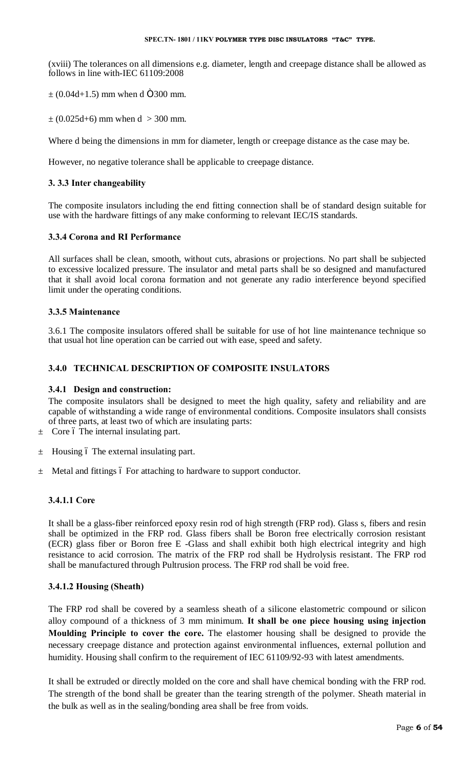(xviii) The tolerances on all dimensions e.g. diameter, length and creepage distance shall be allowed as follows in line with-IEC 61109:2008

$\pm (0.04d+1.5)$ mm when $d \leq 300$ mm.

$\pm (0.025d+6)$ mm when $d > 300$ mm.

Where d being the dimensions in mm for diameter, length or creepage distance as the case may be.

However, no negative tolerance shall be applicable to creepage distance.

### 3. 3.3 Inter changeability

The composite insulators including the end fitting connection shall be of standard design suitable for use with the hardware fittings of any make conforming to relevant IEC/IS standards.

### 3.3.4 Corona and RI Performance

All surfaces shall be clean, smooth, without cuts, abrasions or projections. No part shall be subjected to excessive localized pressure. The insulator and metal parts shall be so designed and manufactured that it shall avoid local corona formation and not generate any radio interference beyond specified limit under the operating conditions.

### 3.3.5 Maintenance

3.6.1 The composite insulators offered shall be suitable for use of hot line maintenance technique so that usual hot line operation can be carried out with ease, speed and safety.

## 3.4.0 TECHNICAL DESCRIPTION OF COMPOSITE INSULATORS

### 3.4.1 Design and construction:

The composite insulators shall be designed to meet the high quality, safety and reliability and are capable of withstanding a wide range of environmental conditions. Composite insulators shall consists of three parts, at least two of which are insulating parts:

- Core – The internal insulating part.
- Housing – The external insulating part.
- Metal and fittings – For attaching to hardware to support conductor.

#### 3.4.1.1 Core

It shall be a glass-fiber reinforced epoxy resin rod of high strength (FRP rod). Glass s, fibers and resin shall be optimized in the FRP rod. Glass fibers shall be Boron free electrically corrosion resistant (ECR) glass fiber or Boron free E -Glass and shall exhibit both high electrical integrity and high resistance to acid corrosion. The matrix of the FRP rod shall be Hydrolysis resistant. The FRP rod shall be manufactured through Pultrusion process. The FRP rod shall be void free.

#### 3.4.1.2 Housing (Sheath)

The FRP rod shall be covered by a seamless sheath of a silicone elastometric compound or silicon alloy compound of a thickness of 3 mm minimum. **It shall be one piece housing using injection Moulding Principle to cover the core.** The elastomer housing shall be designed to provide the necessary creepage distance and protection against environmental influences, external pollution and humidity. Housing shall confirm to the requirement of IEC 61109/92-93 with latest amendments.

It shall be extruded or directly molded on the core and shall have chemical bonding with the FRP rod. The strength of the bond shall be greater than the tearing strength of the polymer. Sheath material in the bulk as well as in the sealing/bonding area shall be free from voids.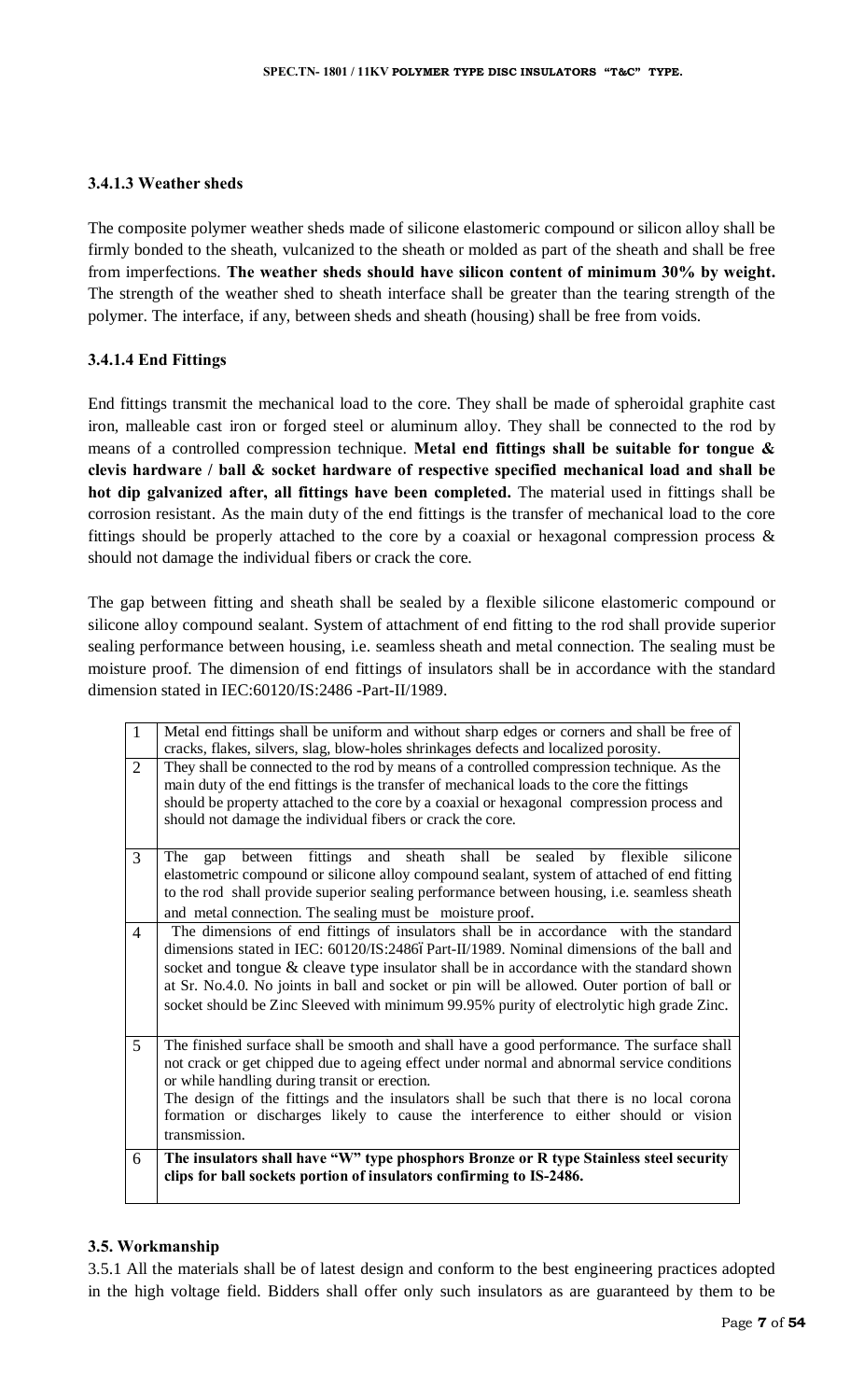### 3.4.1.3 Weather sheds

The composite polymer weather sheds made of silicone elastomeric compound or silicon alloy shall be firmly bonded to the sheath, vulcanized to the sheath or molded as part of the sheath and shall be free from imperfections. **The weather sheds should have silicon content of minimum 30% by weight.** The strength of the weather shed to sheath interface shall be greater than the tearing strength of the polymer. The interface, if any, between sheds and sheath (housing) shall be free from voids.

### 3.4.1.4 End Fittings

End fittings transmit the mechanical load to the core. They shall be made of spheroidal graphite cast iron, malleable cast iron or forged steel or aluminum alloy. They shall be connected to the rod by means of a controlled compression technique. **Metal end fittings shall be suitable for tongue & clevis hardware / ball & socket hardware of respective specified mechanical load and shall be hot dip galvanized after, all fittings have been completed.** The material used in fittings shall be corrosion resistant. As the main duty of the end fittings is the transfer of mechanical load to the core fittings should be properly attached to the core by a coaxial or hexagonal compression process & should not damage the individual fibers or crack the core.

The gap between fitting and sheath shall be sealed by a flexible silicone elastomeric compound or silicone alloy compound sealant. System of attachment of end fitting to the rod shall provide superior sealing performance between housing, i.e. seamless sheath and metal connection. The sealing must be moisture proof. The dimension of end fittings of insulators shall be in accordance with the standard dimension stated in IEC:60120/IS:2486 -Part-II/1989.

| | |
|---|---|
| 1 | Metal end fittings shall be uniform and without sharp edges or corners and shall be free of cracks, flakes, silvers, slag, blow-holes shrinkages defects and localized porosity. |
| 2 | They shall be connected to the rod by means of a controlled compression technique. As the main duty of the end fittings is the transfer of mechanical loads to the core the fittings should be property attached to the core by a coaxial or hexagonal compression process and should not damage the individual fibers or crack the core. |
| 3 | The gap between fittings and sheath shall be sealed by flexible silicone elastometric compound or silicone alloy compound sealant, system of attached of end fitting to the rod shall provide superior sealing performance between housing, i.e. seamless sheath and metal connection. The sealing must be moisture proof. |
| 4 | The dimensions of end fittings of insulators shall be in accordance with the standard dimensions stated in IEC: 60120/IS:2486–Part-II/1989. Nominal dimensions of the ball and socket and tongue & cleave type insulator shall be in accordance with the standard shown at Sr. No.4.0. No joints in ball and socket or pin will be allowed. Outer portion of ball or socket should be Zinc Sleeved with minimum 99.95% purity of electrolytic high grade Zinc. |
| 5 | The finished surface shall be smooth and shall have a good performance. The surface shall not crack or get chipped due to ageing effect under normal and abnormal service conditions or while handling during transit or erection.<br>The design of the fittings and the insulators shall be such that there is no local corona formation or discharges likely to cause the interference to either should or vision transmission. |
| 6 | **The insulators shall have "W" type phosphors Bronze or R type Stainless steel security clips for ball sockets portion of insulators confirming to IS-2486.** |

### 3.5. Workmanship

3.5.1 All the materials shall be of latest design and conform to the best engineering practices adopted in the high voltage field. Bidders shall offer only such insulators as are guaranteed by them to be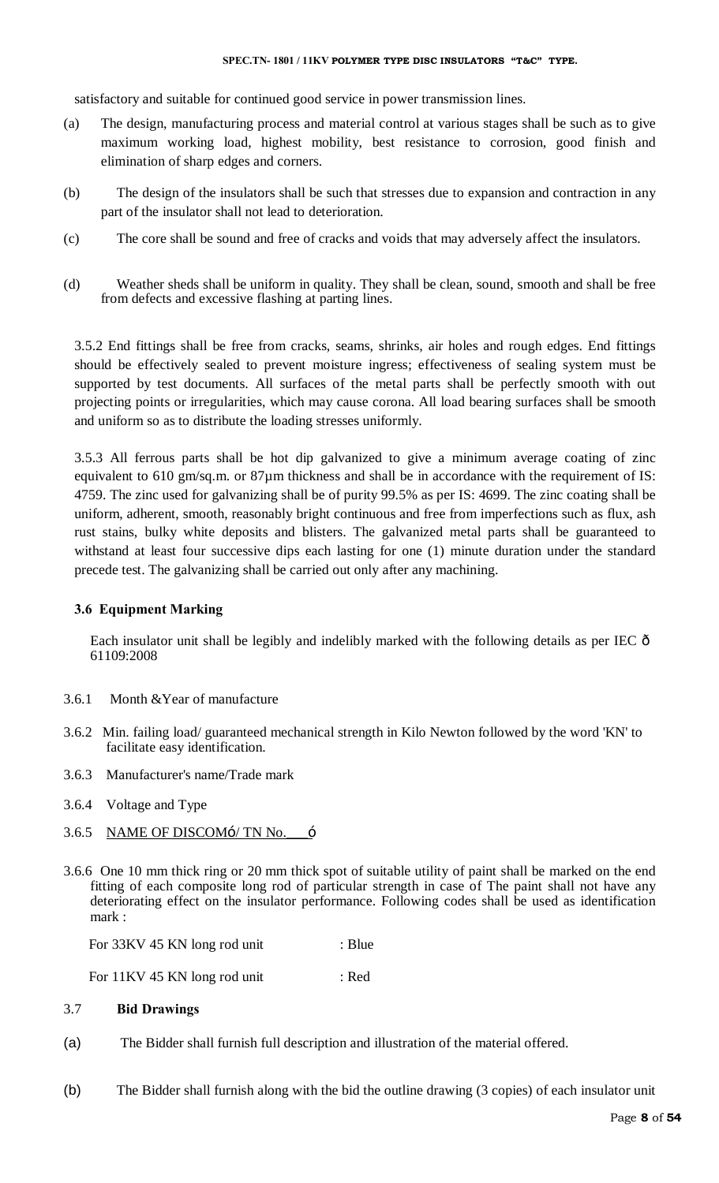satisfactory and suitable for continued good service in power transmission lines.

(a) The design, manufacturing process and material control at various stages shall be such as to give maximum working load, highest mobility, best resistance to corrosion, good finish and elimination of sharp edges and corners.

(b) The design of the insulators shall be such that stresses due to expansion and contraction in any part of the insulator shall not lead to deterioration.

(c) The core shall be sound and free of cracks and voids that may adversely affect the insulators.

(d) Weather sheds shall be uniform in quality. They shall be clean, sound, smooth and shall be free from defects and excessive flashing at parting lines.

3.5.2 End fittings shall be free from cracks, seams, shrinks, air holes and rough edges. End fittings should be effectively sealed to prevent moisture ingress; effectiveness of sealing system must be supported by test documents. All surfaces of the metal parts shall be perfectly smooth with out projecting points or irregularities, which may cause corona. All load bearing surfaces shall be smooth and uniform so as to distribute the loading stresses uniformly.

3.5.3 All ferrous parts shall be hot dip galvanized to give a minimum average coating of zinc equivalent to 610 gm/sq.m. or 87µm thickness and shall be in accordance with the requirement of IS: 4759. The zinc used for galvanizing shall be of purity 99.5% as per IS: 4699. The zinc coating shall be uniform, adherent, smooth, reasonably bright continuous and free from imperfections such as flux, ash rust stains, bulky white deposits and blisters. The galvanized metal parts shall be guaranteed to withstand at least four successive dips each lasting for one (1) minute duration under the standard precede test. The galvanizing shall be carried out only after any machining.

### 3.6 Equipment Marking

Each insulator unit shall be legibly and indelibly marked with the following details as per IEC ð 61109:2008

3.6.1 Month &Year of manufacture

3.6.2 Min. failing load/ guaranteed mechanical strength in Kilo Newton followed by the word 'KN' to facilitate easy identification.

3.6.3 Manufacturer's name/Trade mark

3.6.4 Voltage and Type

3.6.5 NAME OF DISCOMó/ TN No.\_\_\_ó

3.6.6 One 10 mm thick ring or 20 mm thick spot of suitable utility of paint shall be marked on the end fitting of each composite long rod of particular strength in case of The paint shall not have any deteriorating effect on the insulator performance. Following codes shall be used as identification mark :

For 33KV 45 KN long rod unit : Blue

For 11KV 45 KN long rod unit : Red

### 3.7 Bid Drawings

(a) The Bidder shall furnish full description and illustration of the material offered.

(b) The Bidder shall furnish along with the bid the outline drawing (3 copies) of each insulator unit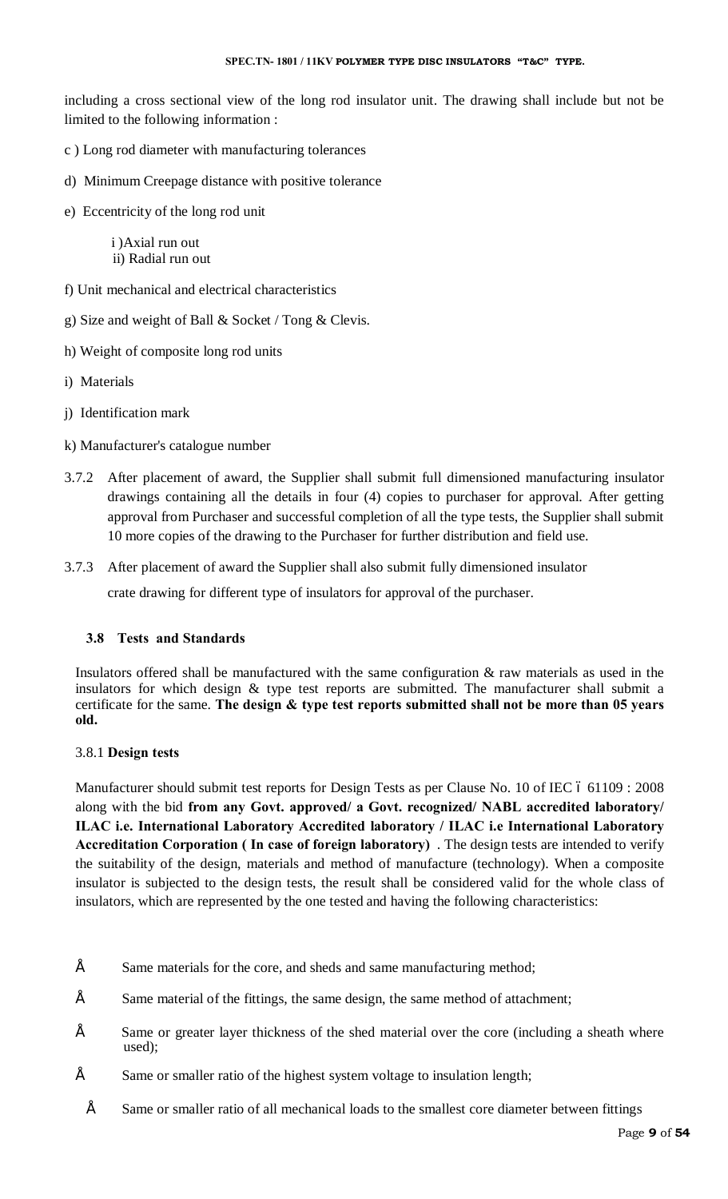including a cross sectional view of the long rod insulator unit. The drawing shall include but not be limited to the following information :

c ) Long rod diameter with manufacturing tolerances

d) Minimum Creepage distance with positive tolerance

e) Eccentricity of the long rod unit

i )Axial run out
ii) Radial run out

f) Unit mechanical and electrical characteristics

g) Size and weight of Ball & Socket / Tong & Clevis.

h) Weight of composite long rod units

i) Materials

j) Identification mark

k) Manufacturer's catalogue number

3.7.2 After placement of award, the Supplier shall submit full dimensioned manufacturing insulator drawings containing all the details in four (4) copies to purchaser for approval. After getting approval from Purchaser and successful completion of all the type tests, the Supplier shall submit 10 more copies of the drawing to the Purchaser for further distribution and field use.

3.7.3 After placement of award the Supplier shall also submit fully dimensioned insulator crate drawing for different type of insulators for approval of the purchaser.

### 3.8 Tests and Standards

Insulators offered shall be manufactured with the same configuration & raw materials as used in the insulators for which design & type test reports are submitted. The manufacturer shall submit a certificate for the same. **The design & type test reports submitted shall not be more than 05 years old.**

3.8.1 **Design tests**

Manufacturer should submit test reports for Design Tests as per Clause No. 10 of IEC – 61109 : 2008 along with the bid **from any Govt. approved/ a Govt. recognized/ NABL accredited laboratory/ ILAC i.e. International Laboratory Accredited laboratory / ILAC i.e International Laboratory Accreditation Corporation ( In case of foreign laboratory)** . The design tests are intended to verify the suitability of the design, materials and method of manufacture (technology). When a composite insulator is subjected to the design tests, the result shall be considered valid for the whole class of insulators, which are represented by the one tested and having the following characteristics:

- Same materials for the core, and sheds and same manufacturing method;
- Same material of the fittings, the same design, the same method of attachment;
- Same or greater layer thickness of the shed material over the core (including a sheath where used);
- Same or smaller ratio of the highest system voltage to insulation length;
- Same or smaller ratio of all mechanical loads to the smallest core diameter between fittings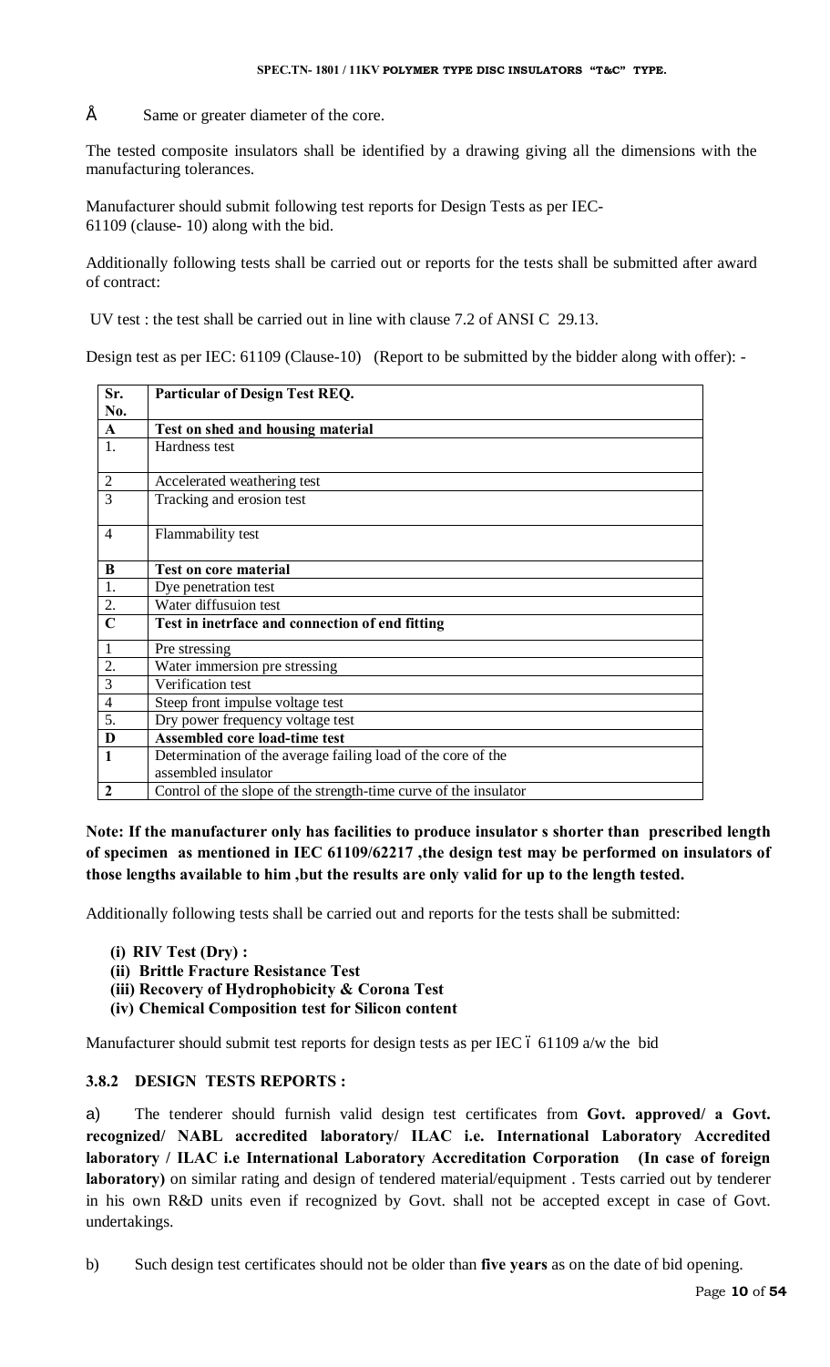- Same or greater diameter of the core.

The tested composite insulators shall be identified by a drawing giving all the dimensions with the manufacturing tolerances.

Manufacturer should submit following test reports for Design Tests as per IEC-61109 (clause- 10) along with the bid.

Additionally following tests shall be carried out or reports for the tests shall be submitted after award of contract:

UV test : the test shall be carried out in line with clause 7.2 of ANSI C 29.13.

Design test as per IEC: 61109 (Clause-10) (Report to be submitted by the bidder along with offer): -

| Sr. No. | Particular of Design Test REQ. |
|---|---|
| **A** | **Test on shed and housing material** |
| 1. | Hardness test |
| 2 | Accelerated weathering test |
| 3 | Tracking and erosion test |
| 4 | Flammability test |
| **B** | **Test on core material** |
| 1. | Dye penetration test |
| 2. | Water diffusuion test |
| **C** | **Test in inetrface and connection of end fitting** |
| 1 | Pre stressing |
| 2. | Water immersion pre stressing |
| 3 | Verification test |
| 4 | Steep front impulse voltage test |
| 5. | Dry power frequency voltage test |
| **D** | **Assembled core load-time test** |
| **1** | Determination of the average failing load of the core of the assembled insulator |
| **2** | Control of the slope of the strength-time curve of the insulator |

**Note: If the manufacturer only has facilities to produce insulator s shorter than prescribed length of specimen as mentioned in IEC 61109/62217 ,the design test may be performed on insulators of those lengths available to him ,but the results are only valid for up to the length tested.**

Additionally following tests shall be carried out and reports for the tests shall be submitted:

- **(i) RIV Test (Dry) :**
- **(ii) Brittle Fracture Resistance Test**
- **(iii) Recovery of Hydrophobicity & Corona Test**
- **(iv) Chemical Composition test for Silicon content**

Manufacturer should submit test reports for design tests as per IEC – 61109 a/w the bid

### 3.8.2 DESIGN TESTS REPORTS :

a) The tenderer should furnish valid design test certificates from **Govt. approved/ a Govt. recognized/ NABL accredited laboratory/ ILAC i.e. International Laboratory Accredited laboratory / ILAC i.e International Laboratory Accreditation Corporation (In case of foreign laboratory)** on similar rating and design of tendered material/equipment . Tests carried out by tenderer in his own R&D units even if recognized by Govt. shall not be accepted except in case of Govt. undertakings.

b) Such design test certificates should not be older than **five years** as on the date of bid opening.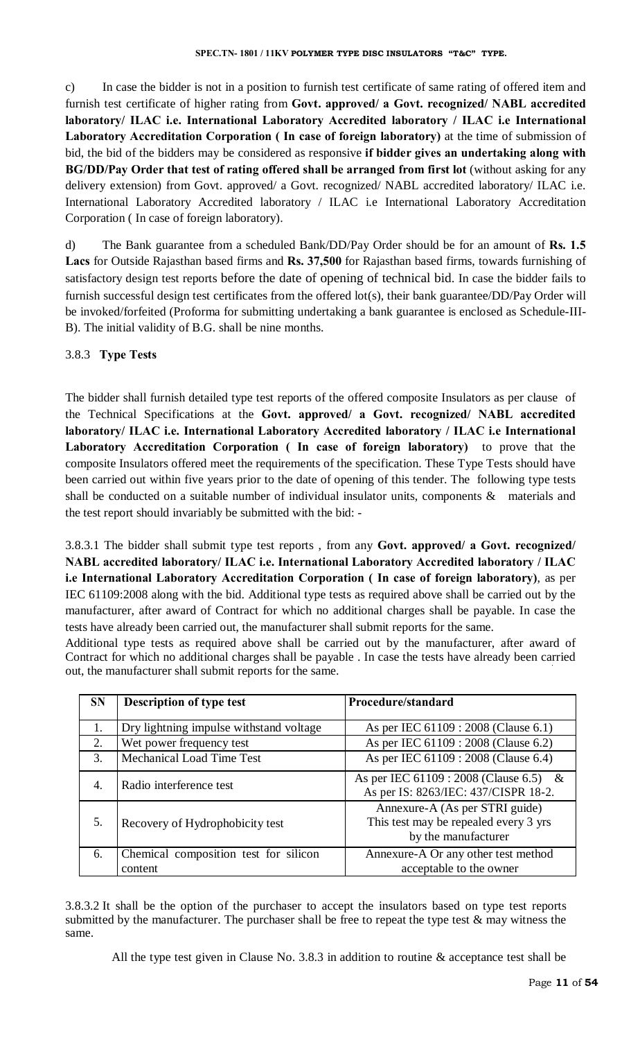c) In case the bidder is not in a position to furnish test certificate of same rating of offered item and furnish test certificate of higher rating from **Govt. approved/ a Govt. recognized/ NABL accredited laboratory/ ILAC i.e. International Laboratory Accredited laboratory / ILAC i.e International Laboratory Accreditation Corporation ( In case of foreign laboratory)** at the time of submission of bid, the bid of the bidders may be considered as responsive **if bidder gives an undertaking along with BG/DD/Pay Order that test of rating offered shall be arranged from first lot** (without asking for any delivery extension) from Govt. approved/ a Govt. recognized/ NABL accredited laboratory/ ILAC i.e. International Laboratory Accredited laboratory / ILAC i.e International Laboratory Accreditation Corporation ( In case of foreign laboratory).

d) The Bank guarantee from a scheduled Bank/DD/Pay Order should be for an amount of **Rs. 1.5 Lacs** for Outside Rajasthan based firms and **Rs. 37,500** for Rajasthan based firms, towards furnishing of satisfactory design test reports before the date of opening of technical bid. In case the bidder fails to furnish successful design test certificates from the offered lot(s), their bank guarantee/DD/Pay Order will be invoked/forfeited (Proforma for submitting undertaking a bank guarantee is enclosed as Schedule-III-B). The initial validity of B.G. shall be nine months.

### 3.8.3 **Type Tests**

The bidder shall furnish detailed type test reports of the offered composite Insulators as per clause of the Technical Specifications at the **Govt. approved/ a Govt. recognized/ NABL accredited laboratory/ ILAC i.e. International Laboratory Accredited laboratory / ILAC i.e International Laboratory Accreditation Corporation ( In case of foreign laboratory)** to prove that the composite Insulators offered meet the requirements of the specification. These Type Tests should have been carried out within five years prior to the date of opening of this tender. The following type tests shall be conducted on a suitable number of individual insulator units, components & materials and the test report should invariably be submitted with the bid: -

3.8.3.1 The bidder shall submit type test reports , from any **Govt. approved/ a Govt. recognized/ NABL accredited laboratory/ ILAC i.e. International Laboratory Accredited laboratory / ILAC i.e International Laboratory Accreditation Corporation ( In case of foreign laboratory)**, as per IEC 61109:2008 along with the bid. Additional type tests as required above shall be carried out by the manufacturer, after award of Contract for which no additional charges shall be payable. In case the tests have already been carried out, the manufacturer shall submit reports for the same.

Additional type tests as required above shall be carried out by the manufacturer, after award of Contract for which no additional charges shall be payable . In case the tests have already been carried out, the manufacturer shall submit reports for the same.

| SN | Description of type test | Procedure/standard |
|---|---|---|
| 1. | Dry lightning impulse withstand voltage | As per IEC 61109 : 2008 (Clause 6.1) |
| 2. | Wet power frequency test | As per IEC 61109 : 2008 (Clause 6.2) |
| 3. | Mechanical Load Time Test | As per IEC 61109 : 2008 (Clause 6.4) |
| 4. | Radio interference test | As per IEC 61109 : 2008 (Clause 6.5) & As per IS: 8263/IEC: 437/CISPR 18-2. |
| 5. | Recovery of Hydrophobicity test | Annexure-A (As per STRI guide) This test may be repealed every 3 yrs by the manufacturer |
| 6. | Chemical composition test for silicon content | Annexure-A Or any other test method acceptable to the owner |

3.8.3.2 It shall be the option of the purchaser to accept the insulators based on type test reports submitted by the manufacturer. The purchaser shall be free to repeat the type test & may witness the same.

All the type test given in Clause No. 3.8.3 in addition to routine & acceptance test shall be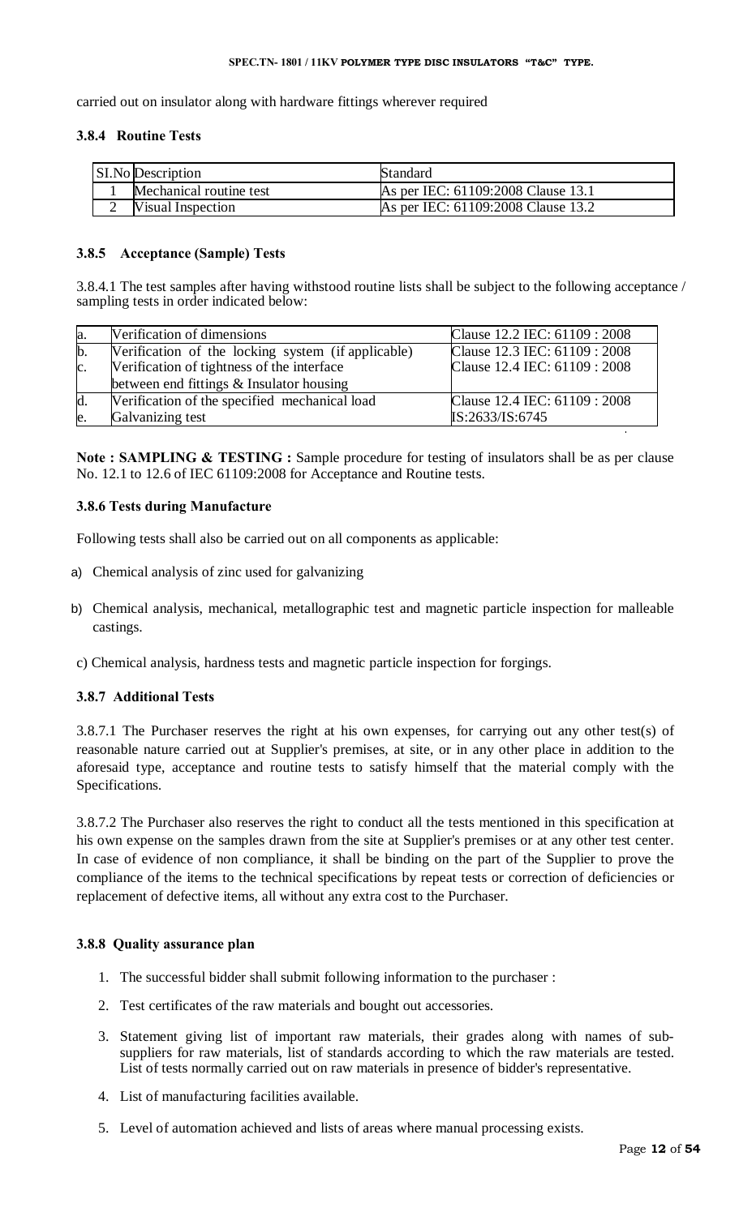carried out on insulator along with hardware fittings wherever required

### 3.8.4 Routine Tests

| SI.No | Description | Standard |
|---|---|---|
| 1 | Mechanical routine test | As per IEC: 61109:2008 Clause 13.1 |
| 2 | Visual Inspection | As per IEC: 61109:2008 Clause 13.2 |

### 3.8.5 Acceptance (Sample) Tests

3.8.4.1 The test samples after having withstood routine lists shall be subject to the following acceptance / sampling tests in order indicated below:

| | | |
|---|---|---|
| a. | Verification of dimensions | Clause 12.2 IEC: 61109 : 2008 |
| b. | Verification of the locking system (if applicable) | Clause 12.3 IEC: 61109 : 2008 |
| c. | Verification of tightness of the interface between end fittings & Insulator housing | Clause 12.4 IEC: 61109 : 2008 |
| d. | Verification of the specified mechanical load | Clause 12.4 IEC: 61109 : 2008 |
| e. | Galvanizing test | IS:2633/IS:6745 |

**Note : SAMPLING & TESTING :** Sample procedure for testing of insulators shall be as per clause No. 12.1 to 12.6 of IEC 61109:2008 for Acceptance and Routine tests.

### 3.8.6 Tests during Manufacture

Following tests shall also be carried out on all components as applicable:

a) Chemical analysis of zinc used for galvanizing

b) Chemical analysis, mechanical, metallographic test and magnetic particle inspection for malleable castings.

c) Chemical analysis, hardness tests and magnetic particle inspection for forgings.

### 3.8.7 Additional Tests

3.8.7.1 The Purchaser reserves the right at his own expenses, for carrying out any other test(s) of reasonable nature carried out at Supplier's premises, at site, or in any other place in addition to the aforesaid type, acceptance and routine tests to satisfy himself that the material comply with the Specifications.

3.8.7.2 The Purchaser also reserves the right to conduct all the tests mentioned in this specification at his own expense on the samples drawn from the site at Supplier's premises or at any other test center. In case of evidence of non compliance, it shall be binding on the part of the Supplier to prove the compliance of the items to the technical specifications by repeat tests or correction of deficiencies or replacement of defective items, all without any extra cost to the Purchaser.

### 3.8.8 Quality assurance plan

1. The successful bidder shall submit following information to the purchaser :
2. Test certificates of the raw materials and bought out accessories.
3. Statement giving list of important raw materials, their grades along with names of sub-suppliers for raw materials, list of standards according to which the raw materials are tested. List of tests normally carried out on raw materials in presence of bidder's representative.
4. List of manufacturing facilities available.
5. Level of automation achieved and lists of areas where manual processing exists.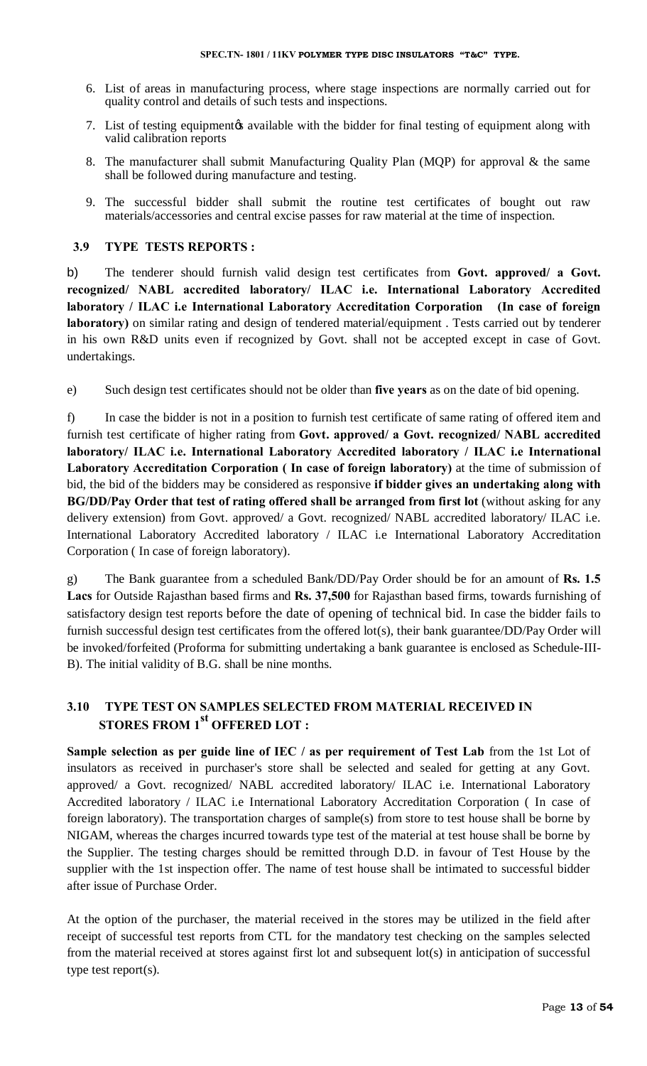6. List of areas in manufacturing process, where stage inspections are normally carried out for quality control and details of such tests and inspections.
7. List of testing equipmentꞌs available with the bidder for final testing of equipment along with valid calibration reports
8. The manufacturer shall submit Manufacturing Quality Plan (MQP) for approval & the same shall be followed during manufacture and testing.
9. The successful bidder shall submit the routine test certificates of bought out raw materials/accessories and central excise passes for raw material at the time of inspection.

### 3.9 TYPE TESTS REPORTS :

b) The tenderer should furnish valid design test certificates from **Govt. approved/ a Govt. recognized/ NABL accredited laboratory/ ILAC i.e. International Laboratory Accredited laboratory / ILAC i.e International Laboratory Accreditation Corporation (In case of foreign laboratory)** on similar rating and design of tendered material/equipment . Tests carried out by tenderer in his own R&D units even if recognized by Govt. shall not be accepted except in case of Govt. undertakings.

e) Such design test certificates should not be older than **five years** as on the date of bid opening.

f) In case the bidder is not in a position to furnish test certificate of same rating of offered item and furnish test certificate of higher rating from **Govt. approved/ a Govt. recognized/ NABL accredited laboratory/ ILAC i.e. International Laboratory Accredited laboratory / ILAC i.e International Laboratory Accreditation Corporation ( In case of foreign laboratory)** at the time of submission of bid, the bid of the bidders may be considered as responsive **if bidder gives an undertaking along with BG/DD/Pay Order that test of rating offered shall be arranged from first lot** (without asking for any delivery extension) from Govt. approved/ a Govt. recognized/ NABL accredited laboratory/ ILAC i.e. International Laboratory Accredited laboratory / ILAC i.e International Laboratory Accreditation Corporation ( In case of foreign laboratory).

g) The Bank guarantee from a scheduled Bank/DD/Pay Order should be for an amount of **Rs. 1.5 Lacs** for Outside Rajasthan based firms and **Rs. 37,500** for Rajasthan based firms, towards furnishing of satisfactory design test reports before the date of opening of technical bid. In case the bidder fails to furnish successful design test certificates from the offered lot(s), their bank guarantee/DD/Pay Order will be invoked/forfeited (Proforma for submitting undertaking a bank guarantee is enclosed as Schedule-III-B). The initial validity of B.G. shall be nine months.

### 3.10 TYPE TEST ON SAMPLES SELECTED FROM MATERIAL RECEIVED IN STORES FROM 1st OFFERED LOT :

**Sample selection as per guide line of IEC / as per requirement of Test Lab** from the 1st Lot of insulators as received in purchaser's store shall be selected and sealed for getting at any Govt. approved/ a Govt. recognized/ NABL accredited laboratory/ ILAC i.e. International Laboratory Accredited laboratory / ILAC i.e International Laboratory Accreditation Corporation ( In case of foreign laboratory). The transportation charges of sample(s) from store to test house shall be borne by NIGAM, whereas the charges incurred towards type test of the material at test house shall be borne by the Supplier. The testing charges should be remitted through D.D. in favour of Test House by the supplier with the 1st inspection offer. The name of test house shall be intimated to successful bidder after issue of Purchase Order.

At the option of the purchaser, the material received in the stores may be utilized in the field after receipt of successful test reports from CTL for the mandatory test checking on the samples selected from the material received at stores against first lot and subsequent lot(s) in anticipation of successful type test report(s).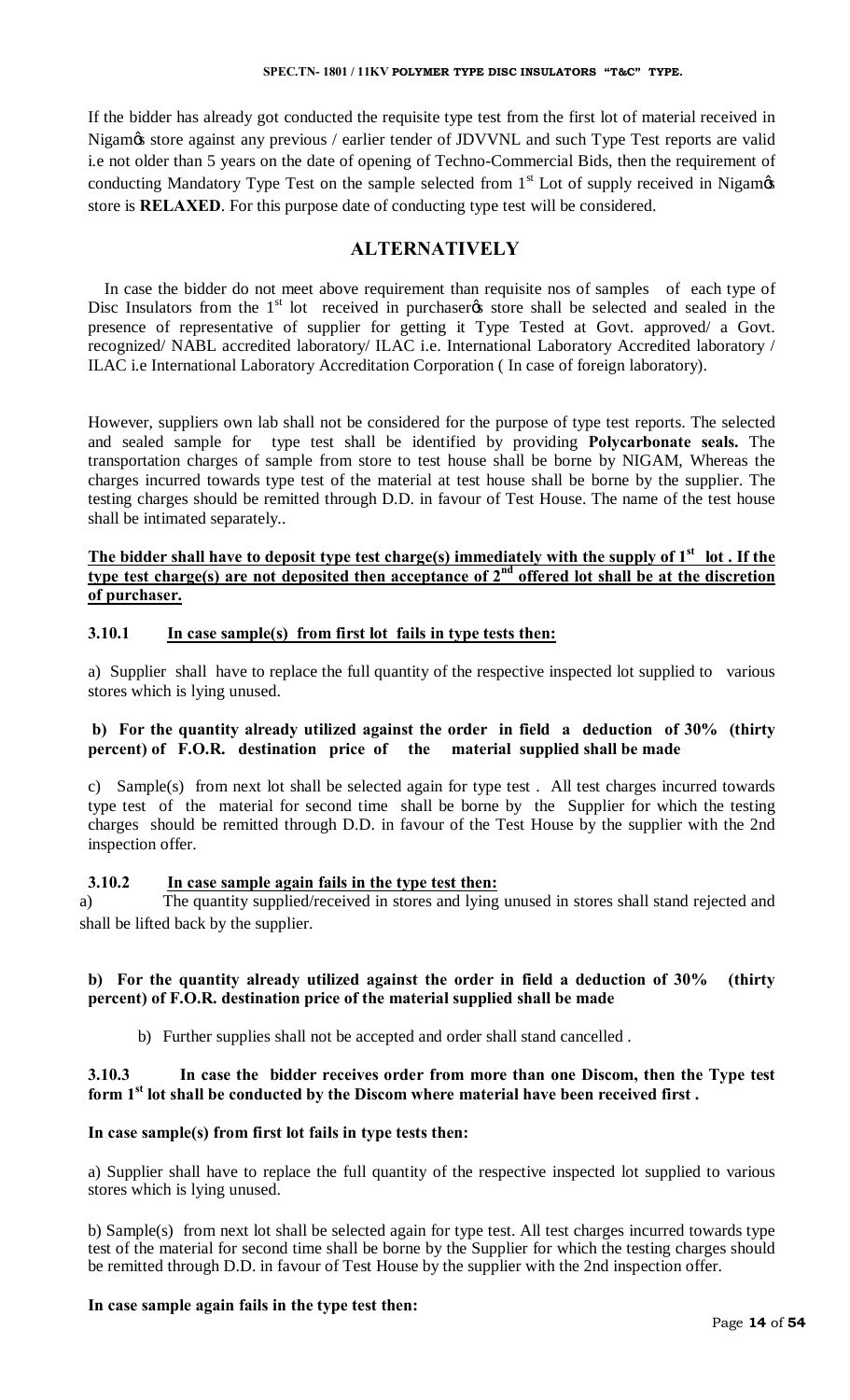If the bidder has already got conducted the requisite type test from the first lot of material received in Nigam's store against any previous / earlier tender of JDVVNL and such Type Test reports are valid i.e not older than 5 years on the date of opening of Techno-Commercial Bids, then the requirement of conducting Mandatory Type Test on the sample selected from 1st Lot of supply received in Nigam's store is **RELAXED**. For this purpose date of conducting type test will be considered.

## ALTERNATIVELY

In case the bidder do not meet above requirement than requisite nos of samples of each type of Disc Insulators from the 1st lot received in purchaser's store shall be selected and sealed in the presence of representative of supplier for getting it Type Tested at Govt. approved/ a Govt. recognized/ NABL accredited laboratory/ ILAC i.e. International Laboratory Accredited laboratory / ILAC i.e International Laboratory Accreditation Corporation ( In case of foreign laboratory).

However, suppliers own lab shall not be considered for the purpose of type test reports. The selected and sealed sample for type test shall be identified by providing **Polycarbonate seals.** The transportation charges of sample from store to test house shall be borne by NIGAM, Whereas the charges incurred towards type test of the material at test house shall be borne by the supplier. The testing charges should be remitted through D.D. in favour of Test House. The name of the test house shall be intimated separately..

**The bidder shall have to deposit type test charge(s) immediately with the supply of 1st lot . If the type test charge(s) are not deposited then acceptance of 2nd offered lot shall be at the discretion of purchaser.**

**3.10.1 In case sample(s) from first lot fails in type tests then:**

a) Supplier shall have to replace the full quantity of the respective inspected lot supplied to various stores which is lying unused.

**b) For the quantity already utilized against the order in field a deduction of 30% (thirty percent) of F.O.R. destination price of the material supplied shall be made**

c) Sample(s) from next lot shall be selected again for type test . All test charges incurred towards type test of the material for second time shall be borne by the Supplier for which the testing charges should be remitted through D.D. in favour of the Test House by the supplier with the 2nd inspection offer.

**3.10.2 In case sample again fails in the type test then:**

a) The quantity supplied/received in stores and lying unused in stores shall stand rejected and shall be lifted back by the supplier.

**b) For the quantity already utilized against the order in field a deduction of 30% (thirty percent) of F.O.R. destination price of the material supplied shall be made**

b) Further supplies shall not be accepted and order shall stand cancelled .

**3.10.3 In case the bidder receives order from more than one Discom, then the Type test form 1st lot shall be conducted by the Discom where material have been received first .**

**In case sample(s) from first lot fails in type tests then:**

a) Supplier shall have to replace the full quantity of the respective inspected lot supplied to various stores which is lying unused.

b) Sample(s) from next lot shall be selected again for type test. All test charges incurred towards type test of the material for second time shall be borne by the Supplier for which the testing charges should be remitted through D.D. in favour of Test House by the supplier with the 2nd inspection offer.

**In case sample again fails in the type test then:**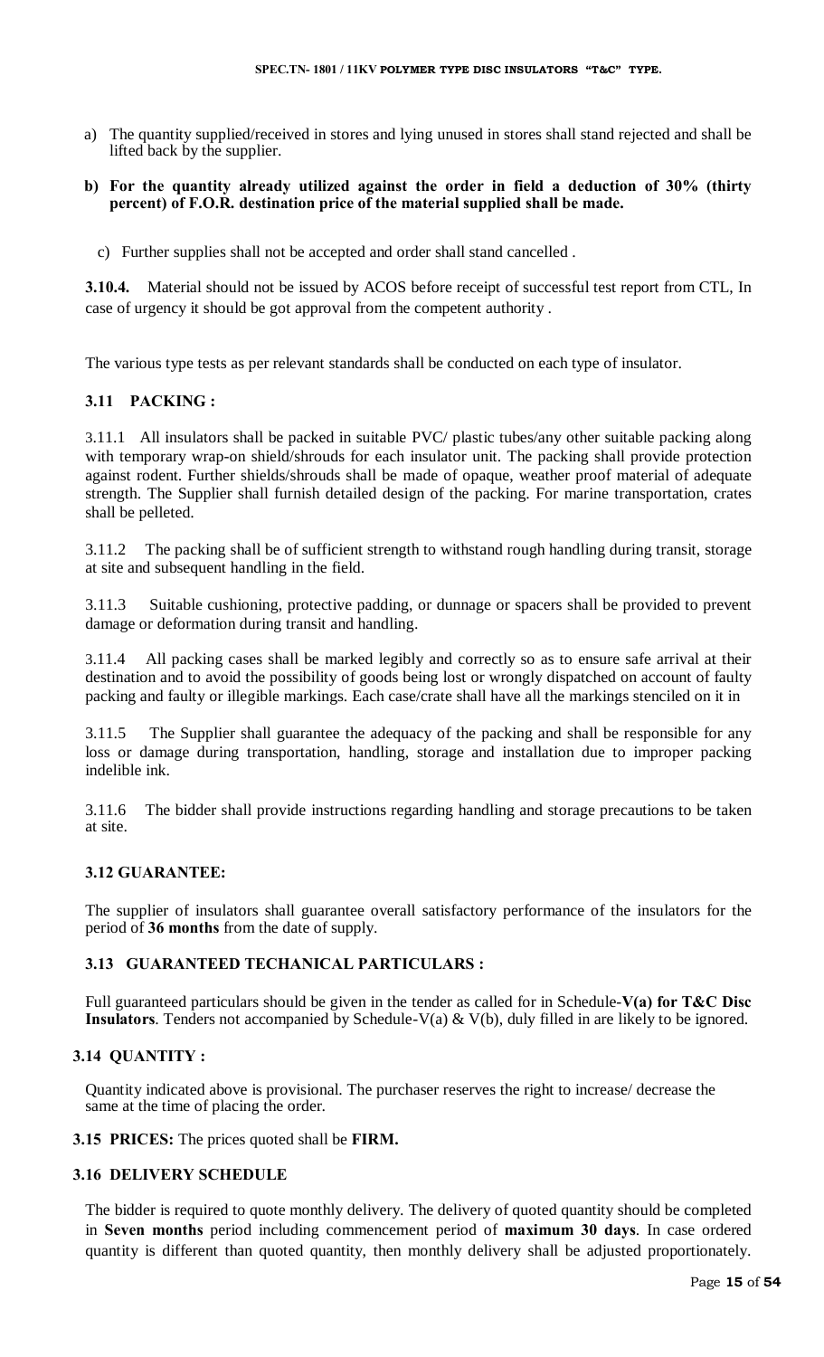a) The quantity supplied/received in stores and lying unused in stores shall stand rejected and shall be lifted back by the supplier.

**b) For the quantity already utilized against the order in field a deduction of 30% (thirty percent) of F.O.R. destination price of the material supplied shall be made.**

c) Further supplies shall not be accepted and order shall stand cancelled .

**3.10.4.** Material should not be issued by ACOS before receipt of successful test report from CTL, In case of urgency it should be got approval from the competent authority .

The various type tests as per relevant standards shall be conducted on each type of insulator.

### 3.11 PACKING :

3.11.1 All insulators shall be packed in suitable PVC/ plastic tubes/any other suitable packing along with temporary wrap-on shield/shrouds for each insulator unit. The packing shall provide protection against rodent. Further shields/shrouds shall be made of opaque, weather proof material of adequate strength. The Supplier shall furnish detailed design of the packing. For marine transportation, crates shall be pelleted.

3.11.2 The packing shall be of sufficient strength to withstand rough handling during transit, storage at site and subsequent handling in the field.

3.11.3 Suitable cushioning, protective padding, or dunnage or spacers shall be provided to prevent damage or deformation during transit and handling.

3.11.4 All packing cases shall be marked legibly and correctly so as to ensure safe arrival at their destination and to avoid the possibility of goods being lost or wrongly dispatched on account of faulty packing and faulty or illegible markings. Each case/crate shall have all the markings stenciled on it in

3.11.5 The Supplier shall guarantee the adequacy of the packing and shall be responsible for any loss or damage during transportation, handling, storage and installation due to improper packing indelible ink.

3.11.6 The bidder shall provide instructions regarding handling and storage precautions to be taken at site.

### 3.12 GUARANTEE:

The supplier of insulators shall guarantee overall satisfactory performance of the insulators for the period of **36 months** from the date of supply.

### 3.13 GUARANTEED TECHANICAL PARTICULARS :

Full guaranteed particulars should be given in the tender as called for in Schedule-**V(a) for T&C Disc Insulators**. Tenders not accompanied by Schedule-V(a) & V(b), duly filled in are likely to be ignored.

### 3.14 QUANTITY :

Quantity indicated above is provisional. The purchaser reserves the right to increase/ decrease the same at the time of placing the order.

**3.15 PRICES:** The prices quoted shall be **FIRM.**

### 3.16 DELIVERY SCHEDULE

The bidder is required to quote monthly delivery. The delivery of quoted quantity should be completed in **Seven months** period including commencement period of **maximum 30 days**. In case ordered quantity is different than quoted quantity, then monthly delivery shall be adjusted proportionately.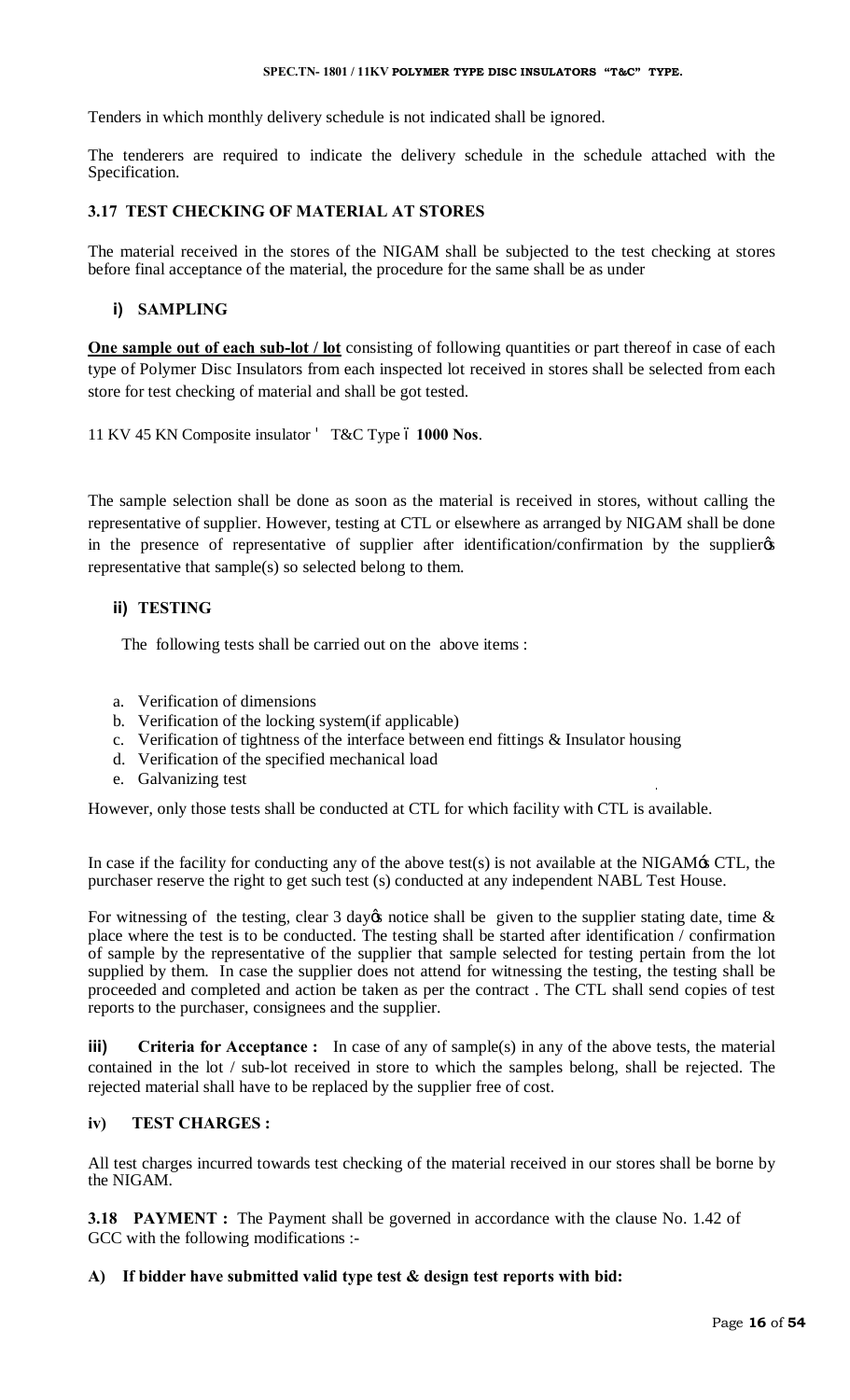Tenders in which monthly delivery schedule is not indicated shall be ignored.

The tenderers are required to indicate the delivery schedule in the schedule attached with the Specification.

### 3.17 TEST CHECKING OF MATERIAL AT STORES

The material received in the stores of the NIGAM shall be subjected to the test checking at stores before final acceptance of the material, the procedure for the same shall be as under

#### i) SAMPLING

**One sample out of each sub-lot / lot** consisting of following quantities or part thereof in case of each type of Polymer Disc Insulators from each inspected lot received in stores shall be selected from each store for test checking of material and shall be got tested.

11 KV 45 KN Composite insulator ' T&C Type – **1000 Nos**.

The sample selection shall be done as soon as the material is received in stores, without calling the representative of supplier. However, testing at CTL or elsewhere as arranged by NIGAM shall be done in the presence of representative of supplier after identification/confirmation by the supplier's representative that sample(s) so selected belong to them.

#### ii) TESTING

The following tests shall be carried out on the above items :

a. Verification of dimensions
b. Verification of the locking system(if applicable)
c. Verification of tightness of the interface between end fittings & Insulator housing
d. Verification of the specified mechanical load
e. Galvanizing test

However, only those tests shall be conducted at CTL for which facility with CTL is available.

In case if the facility for conducting any of the above test(s) is not available at the NIGAM's CTL, the purchaser reserve the right to get such test (s) conducted at any independent NABL Test House.

For witnessing of the testing, clear 3 day's notice shall be given to the supplier stating date, time & place where the test is to be conducted. The testing shall be started after identification / confirmation of sample by the representative of the supplier that sample selected for testing pertain from the lot supplied by them. In case the supplier does not attend for witnessing the testing, the testing shall be proceeded and completed and action be taken as per the contract . The CTL shall send copies of test reports to the purchaser, consignees and the supplier.

**iii) Criteria for Acceptance :** In case of any of sample(s) in any of the above tests, the material contained in the lot / sub-lot received in store to which the samples belong, shall be rejected. The rejected material shall have to be replaced by the supplier free of cost.

#### iv) TEST CHARGES :

All test charges incurred towards test checking of the material received in our stores shall be borne by the NIGAM.

**3.18 PAYMENT :** The Payment shall be governed in accordance with the clause No. 1.42 of GCC with the following modifications :-

#### A) If bidder have submitted valid type test & design test reports with bid: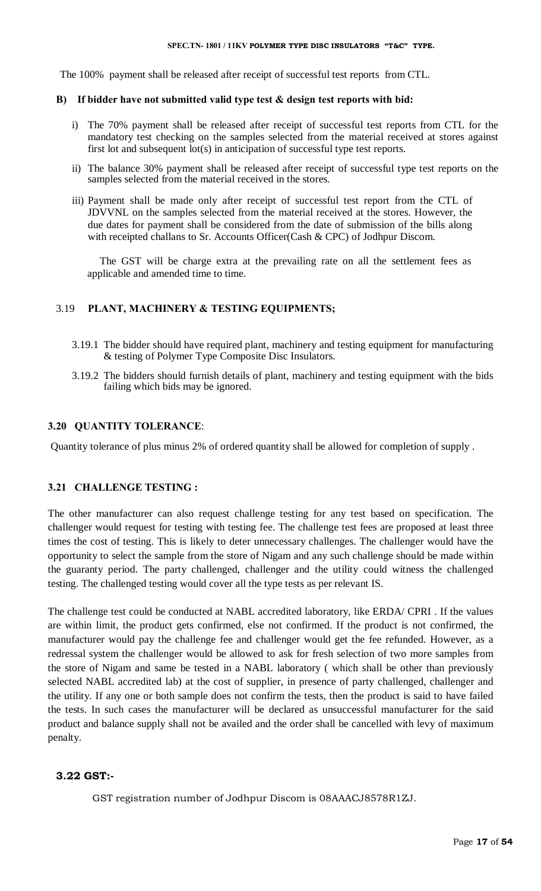The 100% payment shall be released after receipt of successful test reports from CTL.

**B) If bidder have not submitted valid type test & design test reports with bid:**

i) The 70% payment shall be released after receipt of successful test reports from CTL for the mandatory test checking on the samples selected from the material received at stores against first lot and subsequent lot(s) in anticipation of successful type test reports.

ii) The balance 30% payment shall be released after receipt of successful type test reports on the samples selected from the material received in the stores.

iii) Payment shall be made only after receipt of successful test report from the CTL of JDVVNL on the samples selected from the material received at the stores. However, the due dates for payment shall be considered from the date of submission of the bills along with receipted challans to Sr. Accounts Officer(Cash & CPC) of Jodhpur Discom.

The GST will be charge extra at the prevailing rate on all the settlement fees as applicable and amended time to time.

## 3.19 PLANT, MACHINERY & TESTING EQUIPMENTS;

3.19.1 The bidder should have required plant, machinery and testing equipment for manufacturing & testing of Polymer Type Composite Disc Insulators.

3.19.2 The bidders should furnish details of plant, machinery and testing equipment with the bids failing which bids may be ignored.

## 3.20 QUANTITY TOLERANCE:

Quantity tolerance of plus minus 2% of ordered quantity shall be allowed for completion of supply .

## 3.21 CHALLENGE TESTING :

The other manufacturer can also request challenge testing for any test based on specification. The challenger would request for testing with testing fee. The challenge test fees are proposed at least three times the cost of testing. This is likely to deter unnecessary challenges. The challenger would have the opportunity to select the sample from the store of Nigam and any such challenge should be made within the guaranty period. The party challenged, challenger and the utility could witness the challenged testing. The challenged testing would cover all the type tests as per relevant IS.

The challenge test could be conducted at NABL accredited laboratory, like ERDA/ CPRI . If the values are within limit, the product gets confirmed, else not confirmed. If the product is not confirmed, the manufacturer would pay the challenge fee and challenger would get the fee refunded. However, as a redressal system the challenger would be allowed to ask for fresh selection of two more samples from the store of Nigam and same be tested in a NABL laboratory ( which shall be other than previously selected NABL accredited lab) at the cost of supplier, in presence of party challenged, challenger and the utility. If any one or both sample does not confirm the tests, then the product is said to have failed the tests. In such cases the manufacturer will be declared as unsuccessful manufacturer for the said product and balance supply shall not be availed and the order shall be cancelled with levy of maximum penalty.

## 3.22 GST:-

GST registration number of Jodhpur Discom is 08AAACJ8578R1ZJ.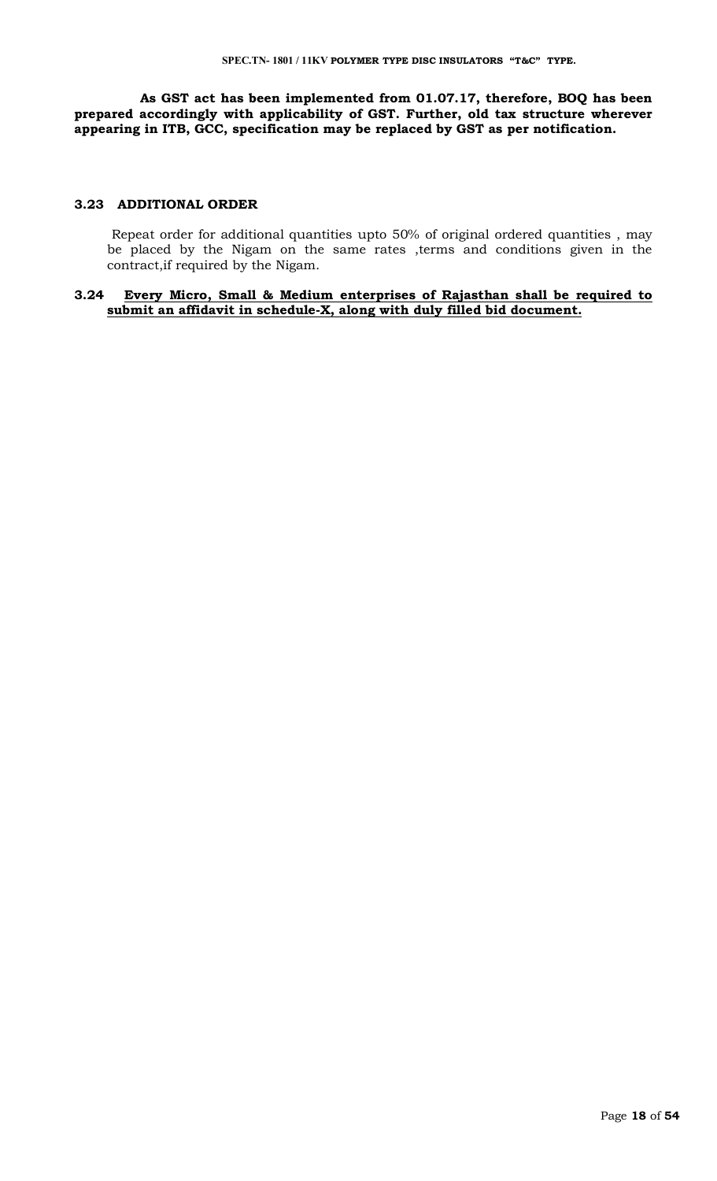**As GST act has been implemented from 01.07.17, therefore, BOQ has been prepared accordingly with applicability of GST. Further, old tax structure wherever appearing in ITB, GCC, specification may be replaced by GST as per notification.**

### 3.23 ADDITIONAL ORDER

Repeat order for additional quantities upto 50% of original ordered quantities , may be placed by the Nigam on the same rates ,terms and conditions given in the contract,if required by the Nigam.

### 3.24 <u>Every Micro, Small & Medium enterprises of Rajasthan shall be required to submit an affidavit in schedule-X, along with duly filled bid document.</u>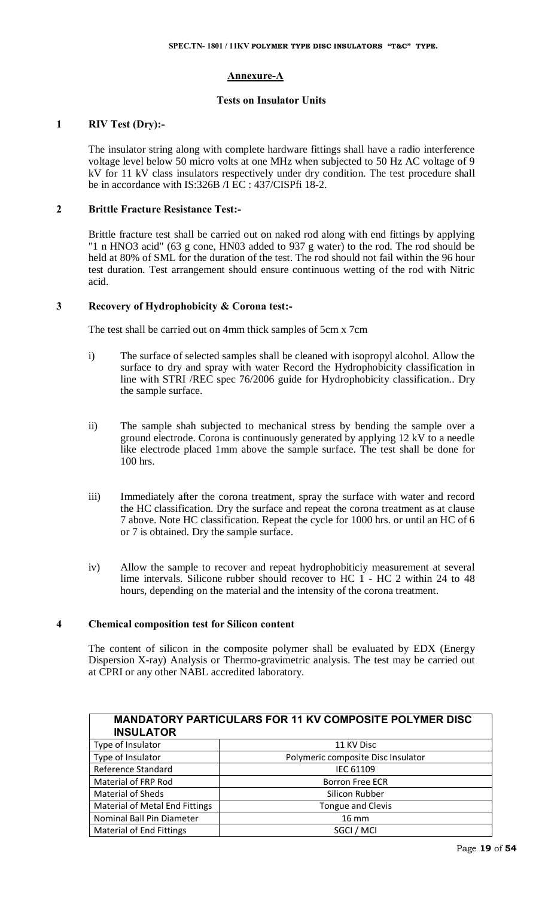## Annexure-A

### Tests on Insulator Units

**1 RIV Test (Dry):-**

The insulator string along with complete hardware fittings shall have a radio interference voltage level below 50 micro volts at one MHz when subjected to 50 Hz AC voltage of 9 kV for 11 kV class insulators respectively under dry condition. The test procedure shall be in accordance with IS:326B /I EC : 437/CISPfi 18-2.

**2 Brittle Fracture Resistance Test:-**

Brittle fracture test shall be carried out on naked rod along with end fittings by applying "1 n HNO3 acid" (63 g cone, HN03 added to 937 g water) to the rod. The rod should be held at 80% of SML for the duration of the test. The rod should not fail within the 96 hour test duration. Test arrangement should ensure continuous wetting of the rod with Nitric acid.

**3 Recovery of Hydrophobicity & Corona test:-**

The test shall be carried out on 4mm thick samples of 5cm x 7cm

i) The surface of selected samples shall be cleaned with isopropyl alcohol. Allow the surface to dry and spray with water Record the Hydrophobicity classification in line with STRI /REC spec 76/2006 guide for Hydrophobicity classification.. Dry the sample surface.

ii) The sample shah subjected to mechanical stress by bending the sample over a ground electrode. Corona is continuously generated by applying 12 kV to a needle like electrode placed 1mm above the sample surface. The test shall be done for 100 hrs.

iii) Immediately after the corona treatment, spray the surface with water and record the HC classification. Dry the surface and repeat the corona treatment as at clause 7 above. Note HC classification. Repeat the cycle for 1000 hrs. or until an HC of 6 or 7 is obtained. Dry the sample surface.

iv) Allow the sample to recover and repeat hydrophobiticiy measurement at several lime intervals. Silicone rubber should recover to HC 1 - HC 2 within 24 to 48 hours, depending on the material and the intensity of the corona treatment.

**4 Chemical composition test for Silicon content**

The content of silicon in the composite polymer shall be evaluated by EDX (Energy Dispersion X-ray) Analysis or Thermo-gravimetric analysis. The test may be carried out at CPRI or any other NABL accredited laboratory.

| MANDATORY PARTICULARS FOR 11 KV COMPOSITE POLYMER DISC INSULATOR | |
|---|---|
| Type of Insulator | 11 KV Disc |
| Type of Insulator | Polymeric composite Disc Insulator |
| Reference Standard | IEC 61109 |
| Material of FRP Rod | Borron Free ECR |
| Material of Sheds | Silicon Rubber |
| Material of Metal End Fittings | Tongue and Clevis |
| Nominal Ball Pin Diameter | 16 mm |
| Material of End Fittings | SGCI / MCI |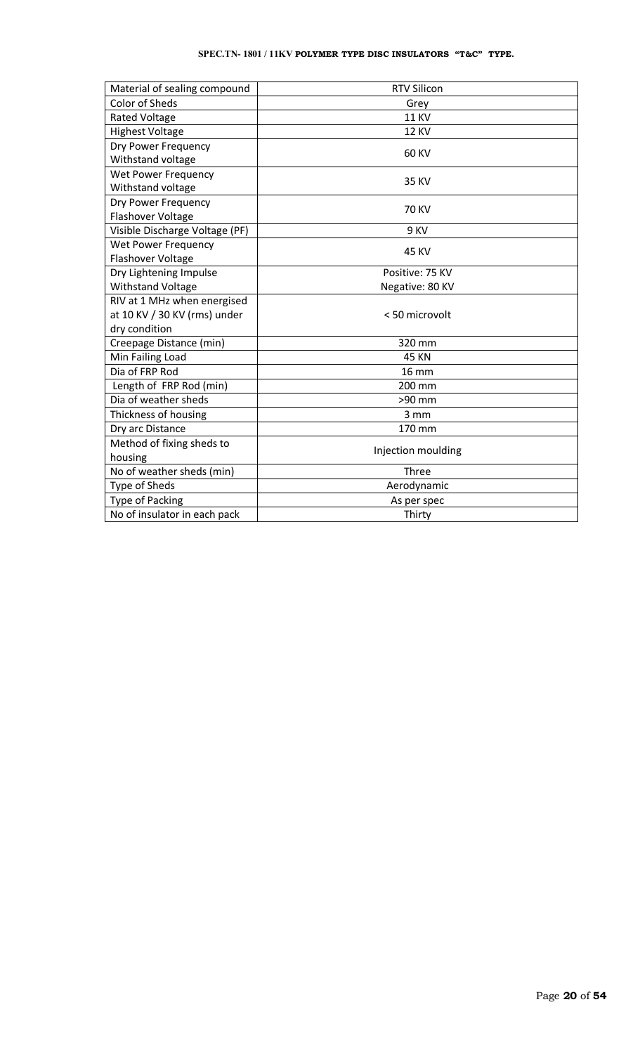| Material of sealing compound | RTV Silicon |
|---|---|
| Color of Sheds | Grey |
| Rated Voltage | 11 KV |
| Highest Voltage | 12 KV |
| Dry Power Frequency Withstand voltage | 60 KV |
| Wet Power Frequency Withstand voltage | 35 KV |
| Dry Power Frequency Flashover Voltage | 70 KV |
| Visible Discharge Voltage (PF) | 9 KV |
| Wet Power Frequency Flashover Voltage | 45 KV |
| Dry Lightening Impulse Withstand Voltage | Positive: 75 KV<br>Negative: 80 KV |
| RIV at 1 MHz when energised at 10 KV / 30 KV (rms) under dry condition | < 50 microvolt |
| Creepage Distance (min) | 320 mm |
| Min Failing Load | 45 KN |
| Dia of FRP Rod | 16 mm |
| Length of FRP Rod (min) | 200 mm |
| Dia of weather sheds | >90 mm |
| Thickness of housing | 3 mm |
| Dry arc Distance | 170 mm |
| Method of fixing sheds to housing | Injection moulding |
| No of weather sheds (min) | Three |
| Type of Sheds | Aerodynamic |
| Type of Packing | As per spec |
| No of insulator in each pack | Thirty |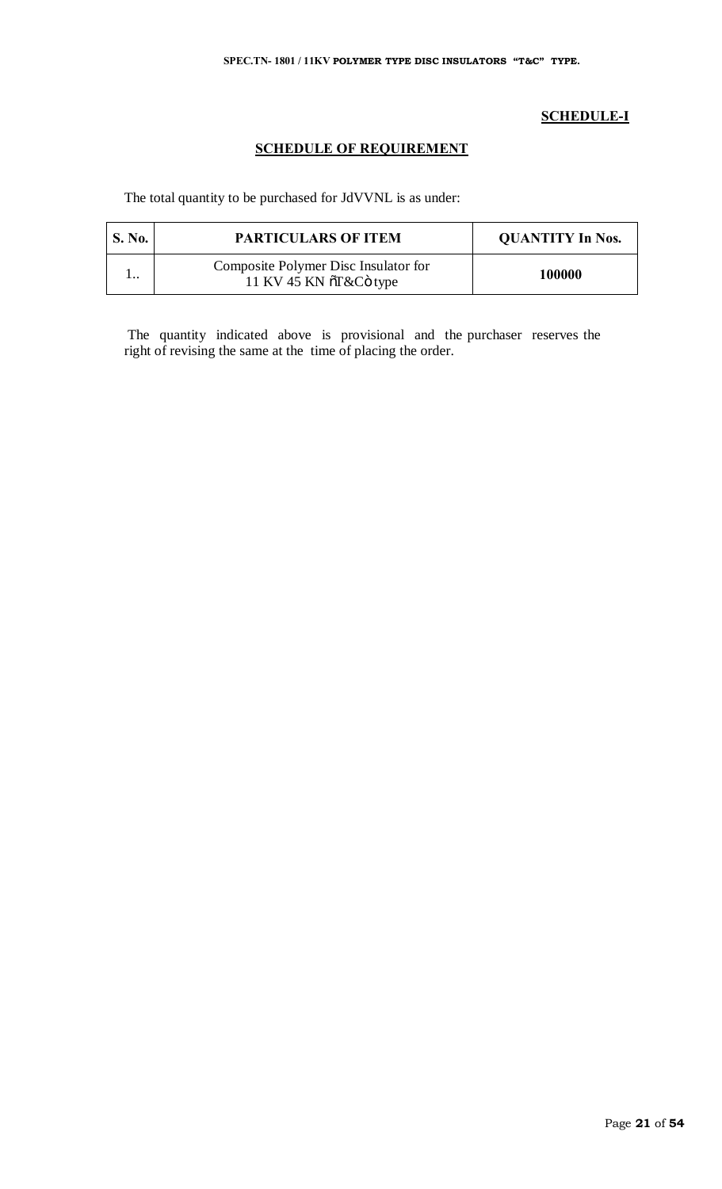**SCHEDULE-I**

**SCHEDULE OF REQUIREMENT**

The total quantity to be purchased for JdVVNL is as under:

| S. No. | PARTICULARS OF ITEM | QUANTITY In Nos. |
|---|---|---|
| 1.. | Composite Polymer Disc Insulator for 11 KV 45 KN "T&C" type | 100000 |

The quantity indicated above is provisional and the purchaser reserves the right of revising the same at the time of placing the order.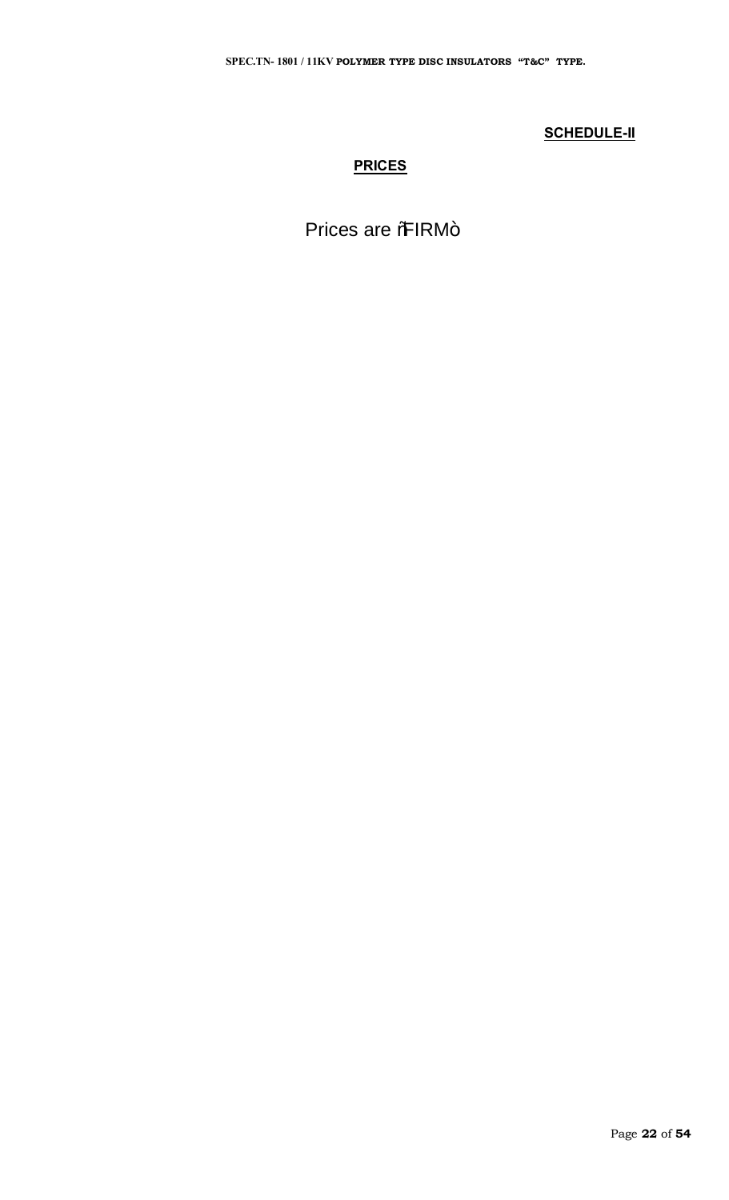**SCHEDULE-II**

**PRICES**

Prices are "FIRM"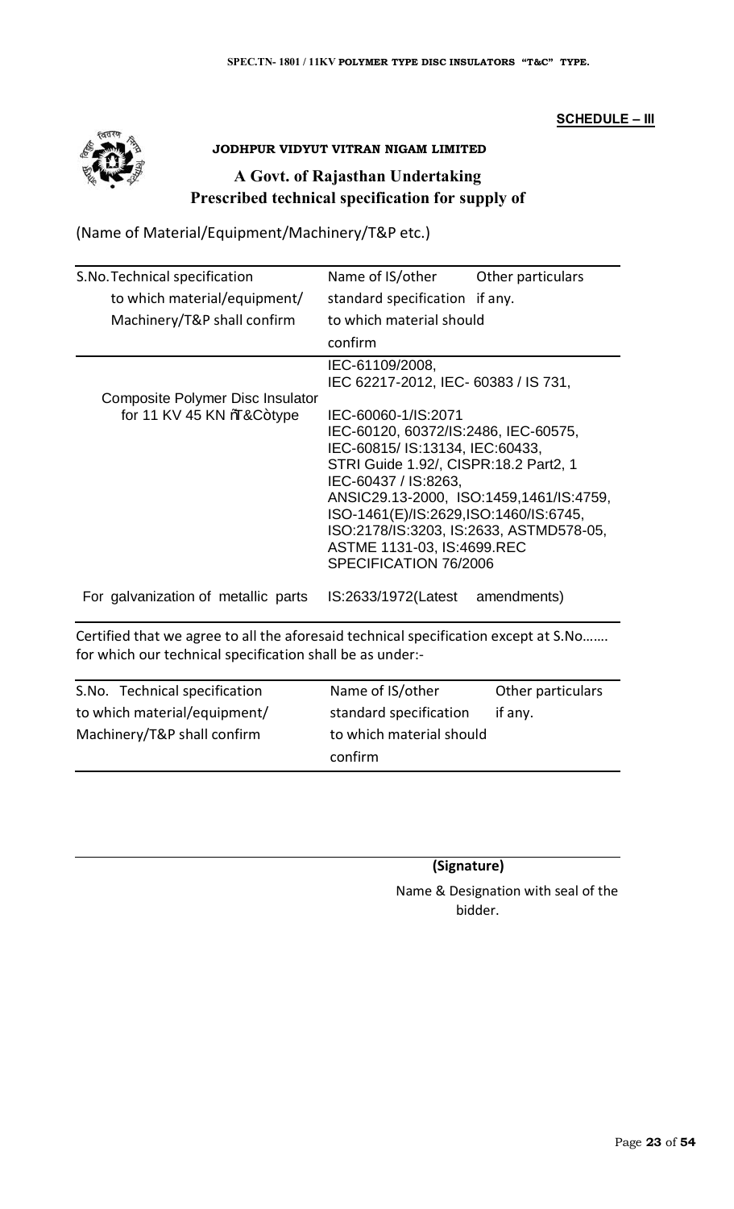**SCHEDULE – III**

**JODHPUR VIDYUT VITRAN NIGAM LIMITED**

## A Govt. of Rajasthan Undertaking
## Prescribed technical specification for supply of

(Name of Material/Equipment/Machinery/T&P etc.)

| S.No. Technical specification to which material/equipment/ Machinery/T&P shall confirm | Name of IS/other standard specification to which material should confirm | Other particulars if any. |
|---|---|---|
| Composite Polymer Disc Insulator for 11 KV 45 KN "T&C" type | IEC-61109/2008, IEC 62217-2012, IEC- 60383 / IS 731, IEC-60060-1/IS:2071 IEC-60120, 60372/IS:2486, IEC-60575, IEC-60815/ IS:13134, IEC:60433, STRI Guide 1.92/, CISPR:18.2 Part2, 1 IEC-60437 / IS:8263, ANSIC29.13-2000, ISO:1459,1461/IS:4759, ISO-1461(E)/IS:2629,ISO:1460/IS:6745, ISO:2178/IS:3203, IS:2633, ASTMD578-05, ASTME 1131-03, IS:4699.REC SPECIFICATION 76/2006 | |
| For galvanization of metallic parts | IS:2633/1972(Latest amendments) | |

Certified that we agree to all the aforesaid technical specification except at S.No……. for which our technical specification shall be as under:-

| S.No. Technical specification to which material/equipment/ Machinery/T&P shall confirm | Name of IS/other standard specification to which material should confirm | Other particulars if any. |
|---|---|---|
| | | |

**(Signature)**

Name & Designation with seal of the bidder.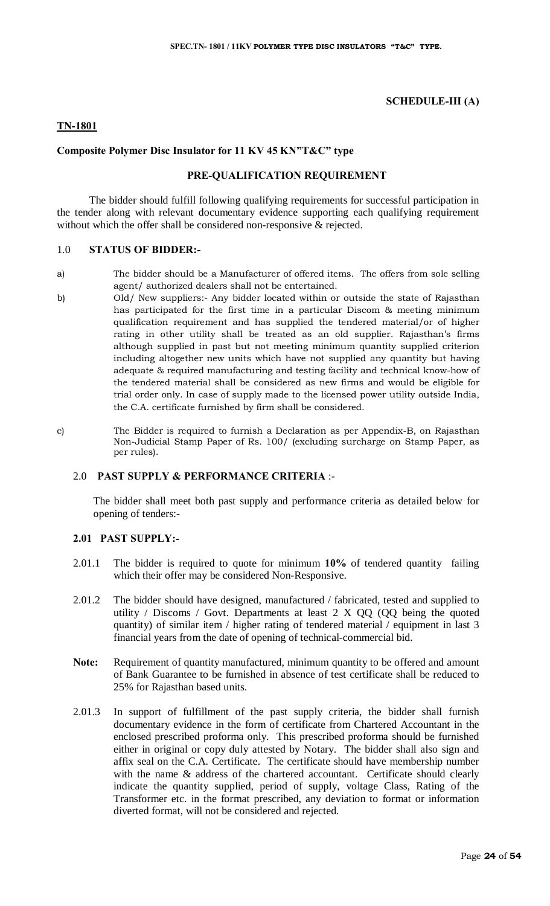**SCHEDULE-III (A)**

**TN-1801**

**Composite Polymer Disc Insulator for 11 KV 45 KN"T&C" type**

**PRE-QUALIFICATION REQUIREMENT**

The bidder should fulfill following qualifying requirements for successful participation in the tender along with relevant documentary evidence supporting each qualifying requirement without which the offer shall be considered non-responsive & rejected.

1.0 **STATUS OF BIDDER:-**

a) The bidder should be a Manufacturer of offered items. The offers from sole selling agent/ authorized dealers shall not be entertained.

b) Old/ New suppliers:- Any bidder located within or outside the state of Rajasthan has participated for the first time in a particular Discom & meeting minimum qualification requirement and has supplied the tendered material/or of higher rating in other utility shall be treated as an old supplier. Rajasthan's firms although supplied in past but not meeting minimum quantity supplied criterion including altogether new units which have not supplied any quantity but having adequate & required manufacturing and testing facility and technical know-how of the tendered material shall be considered as new firms and would be eligible for trial order only. In case of supply made to the licensed power utility outside India, the C.A. certificate furnished by firm shall be considered.

c) The Bidder is required to furnish a Declaration as per Appendix-B, on Rajasthan Non-Judicial Stamp Paper of Rs. 100/ (excluding surcharge on Stamp Paper, as per rules).

2.0 **PAST SUPPLY & PERFORMANCE CRITERIA** :-

The bidder shall meet both past supply and performance criteria as detailed below for opening of tenders:-

**2.01 PAST SUPPLY:-**

2.01.1 The bidder is required to quote for minimum **10%** of tendered quantity failing which their offer may be considered Non-Responsive.

2.01.2 The bidder should have designed, manufactured / fabricated, tested and supplied to utility / Discoms / Govt. Departments at least 2 X QQ (QQ being the quoted quantity) of similar item / higher rating of tendered material / equipment in last 3 financial years from the date of opening of technical-commercial bid.

**Note:** Requirement of quantity manufactured, minimum quantity to be offered and amount of Bank Guarantee to be furnished in absence of test certificate shall be reduced to 25% for Rajasthan based units.

2.01.3 In support of fulfillment of the past supply criteria, the bidder shall furnish documentary evidence in the form of certificate from Chartered Accountant in the enclosed prescribed proforma only. This prescribed proforma should be furnished either in original or copy duly attested by Notary. The bidder shall also sign and affix seal on the C.A. Certificate. The certificate should have membership number with the name & address of the chartered accountant. Certificate should clearly indicate the quantity supplied, period of supply, voltage Class, Rating of the Transformer etc. in the format prescribed, any deviation to format or information diverted format, will not be considered and rejected.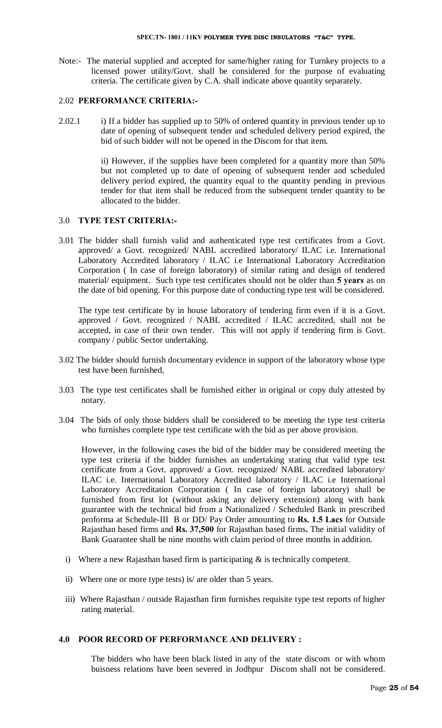Note:- The material supplied and accepted for same/higher rating for Turnkey projects to a licensed power utility/Govt. shall be considered for the purpose of evaluating criteria. The certificate given by C.A. shall indicate above quantity separately.

### 2.02 PERFORMANCE CRITERIA:-

2.02.1 i) If a bidder has supplied up to 50% of ordered quantity in previous tender up to date of opening of subsequent tender and scheduled delivery period expired, the bid of such bidder will not be opened in the Discom for that item.

ii) However, if the supplies have been completed for a quantity more than 50% but not completed up to date of opening of subsequent tender and scheduled delivery period expired, the quantity equal to the quantity pending in previous tender for that item shall be reduced from the subsequent tender quantity to be allocated to the bidder.

### 3.0 TYPE TEST CRITERIA:-

3.01 The bidder shall furnish valid and authenticated type test certificates from a Govt. approved/ a Govt. recognized/ NABL accredited laboratory/ ILAC i.e. International Laboratory Accredited laboratory / ILAC i.e International Laboratory Accreditation Corporation ( In case of foreign laboratory) of similar rating and design of tendered material/ equipment. Such type test certificates should not be older than **5 years** as on the date of bid opening. For this purpose date of conducting type test will be considered.

The type test certificate by in house laboratory of tendering firm even if it is a Govt. approved / Govt. recognized / NABL accredited / ILAC accredited, shall not be accepted, in case of their own tender. This will not apply if tendering firm is Govt. company / public Sector undertaking.

3.02 The bidder should furnish documentary evidence in support of the laboratory whose type test have been furnished,

3.03 The type test certificates shall be furnished either in original or copy duly attested by notary.

3.04 The bids of only those bidders shall be considered to be meeting the type test criteria who furnishes complete type test certificate with the bid as per above provision.

However, in the following cases the bid of the bidder may be considered meeting the type test criteria if the bidder furnishes an undertaking stating that valid type test certificate from a Govt. approved/ a Govt. recognized/ NABL accredited laboratory/ ILAC i.e. International Laboratory Accredited laboratory / ILAC i.e International Laboratory Accreditation Corporation ( In case of foreign laboratory) shall be furnished from first lot (without asking any delivery extension) along with bank guarantee with the technical bid from a Nationalized / Scheduled Bank in prescribed proforma at Schedule-III B or DD/ Pay Order amounting to **Rs. 1.5 Lacs** for Outside Rajasthan based firms and **Rs. 37,500** for Rajasthan based firms**.** The initial validity of Bank Guarantee shall be nine months with claim period of three months in addition.

i) Where a new Rajasthan based firm is participating & is technically competent.

ii) Where one or more type tests) is/ are older than 5 years.

iii) Where Rajasthan / outside Rajasthan firm furnishes requisite type test reports of higher rating material.

### 4.0 POOR RECORD OF PERFORMANCE AND DELIVERY :

The bidders who have been black listed in any of the state discom or with whom buisness relations have been severed in Jodhpur Discom shall not be considered.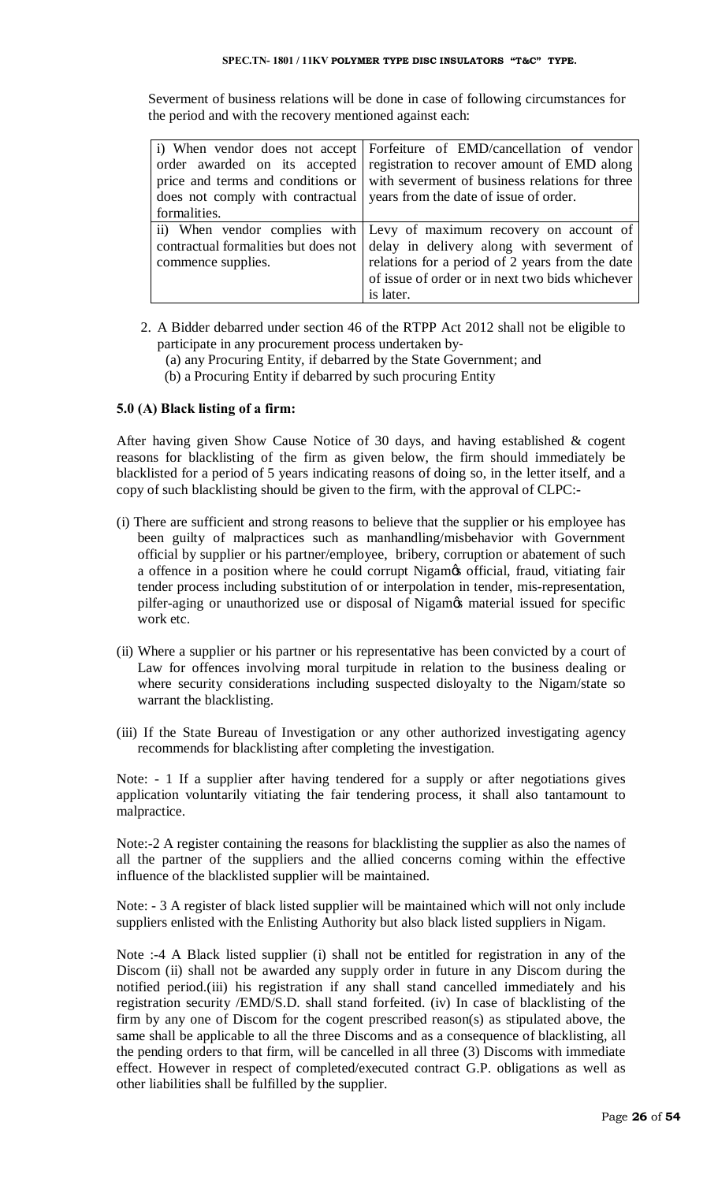Severment of business relations will be done in case of following circumstances for the period and with the recovery mentioned against each:

| | |
|---|---|
| i) When vendor does not accept order awarded on its accepted price and terms and conditions or does not comply with contractual formalities. | Forfeiture of EMD/cancellation of vendor registration to recover amount of EMD along with severment of business relations for three years from the date of issue of order. |
| ii) When vendor complies with contractual formalities but does not commence supplies. | Levy of maximum recovery on account of delay in delivery along with severment of relations for a period of 2 years from the date of issue of order or in next two bids whichever is later. |

2. A Bidder debarred under section 46 of the RTPP Act 2012 shall not be eligible to participate in any procurement process undertaken by-
   (a) any Procuring Entity, if debarred by the State Government; and
   (b) a Procuring Entity if debarred by such procuring Entity

**5.0 (A) Black listing of a firm:**

After having given Show Cause Notice of 30 days, and having established & cogent reasons for blacklisting of the firm as given below, the firm should immediately be blacklisted for a period of 5 years indicating reasons of doing so, in the letter itself, and a copy of such blacklisting should be given to the firm, with the approval of CLPC:-

(i) There are sufficient and strong reasons to believe that the supplier or his employee has been guilty of malpractices such as manhandling/misbehavior with Government official by supplier or his partner/employee, bribery, corruption or abatement of such a offence in a position where he could corrupt Nigam's official, fraud, vitiating fair tender process including substitution of or interpolation in tender, mis-representation, pilfer-aging or unauthorized use or disposal of Nigam's material issued for specific work etc.

(ii) Where a supplier or his partner or his representative has been convicted by a court of Law for offences involving moral turpitude in relation to the business dealing or where security considerations including suspected disloyalty to the Nigam/state so warrant the blacklisting.

(iii) If the State Bureau of Investigation or any other authorized investigating agency recommends for blacklisting after completing the investigation.

Note: - 1 If a supplier after having tendered for a supply or after negotiations gives application voluntarily vitiating the fair tendering process, it shall also tantamount to malpractice.

Note:-2 A register containing the reasons for blacklisting the supplier as also the names of all the partner of the suppliers and the allied concerns coming within the effective influence of the blacklisted supplier will be maintained.

Note: - 3 A register of black listed supplier will be maintained which will not only include suppliers enlisted with the Enlisting Authority but also black listed suppliers in Nigam.

Note :-4 A Black listed supplier (i) shall not be entitled for registration in any of the Discom (ii) shall not be awarded any supply order in future in any Discom during the notified period.(iii) his registration if any shall stand cancelled immediately and his registration security /EMD/S.D. shall stand forfeited. (iv) In case of blacklisting of the firm by any one of Discom for the cogent prescribed reason(s) as stipulated above, the same shall be applicable to all the three Discoms and as a consequence of blacklisting, all the pending orders to that firm, will be cancelled in all three (3) Discoms with immediate effect. However in respect of completed/executed contract G.P. obligations as well as other liabilities shall be fulfilled by the supplier.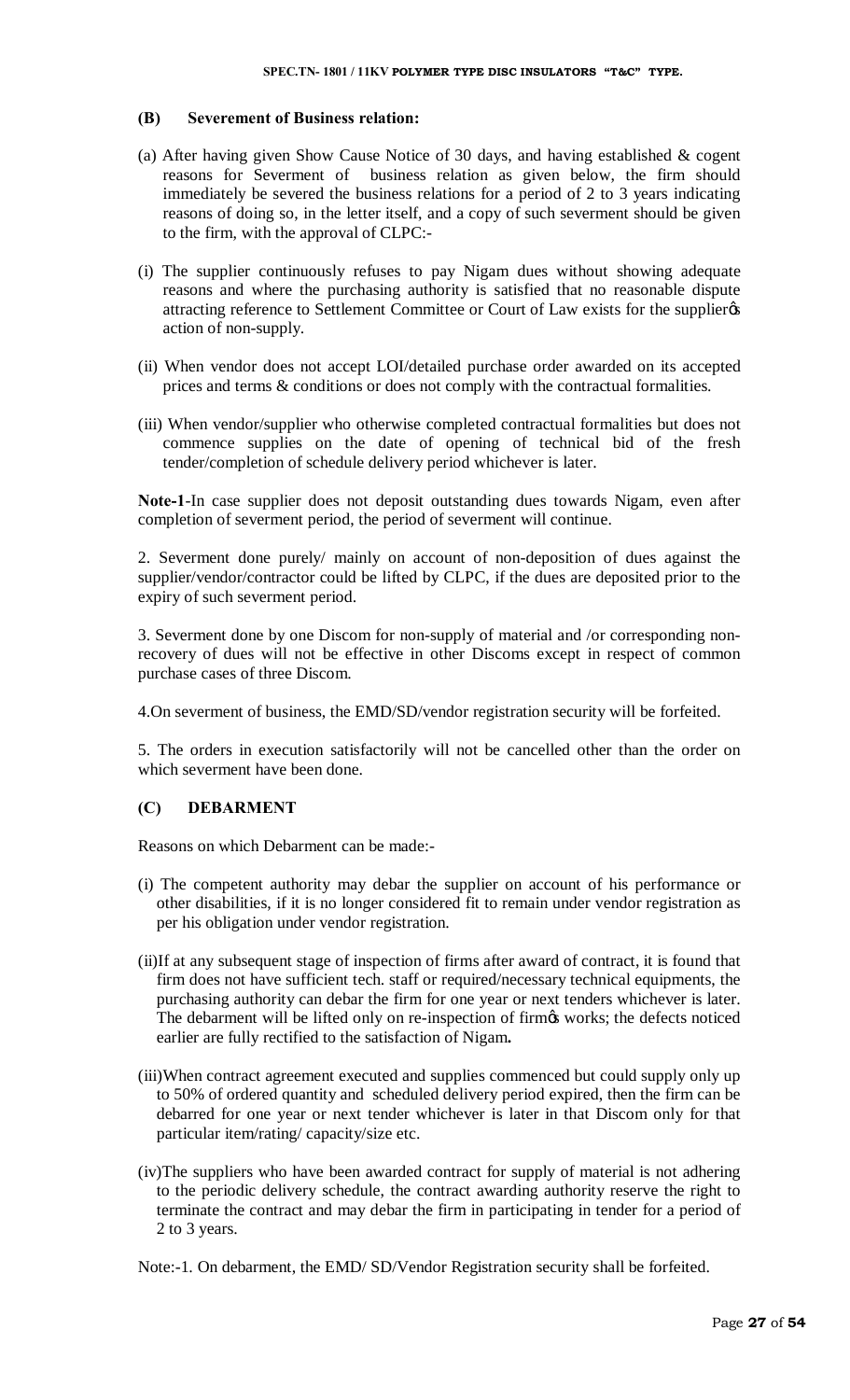### (B) Severement of Business relation:

(a) After having given Show Cause Notice of 30 days, and having established & cogent reasons for Severment of business relation as given below, the firm should immediately be severed the business relations for a period of 2 to 3 years indicating reasons of doing so, in the letter itself, and a copy of such severment should be given to the firm, with the approval of CLPC:-

(i) The supplier continuously refuses to pay Nigam dues without showing adequate reasons and where the purchasing authority is satisfied that no reasonable dispute attracting reference to Settlement Committee or Court of Law exists for the supplier's action of non-supply.

(ii) When vendor does not accept LOI/detailed purchase order awarded on its accepted prices and terms & conditions or does not comply with the contractual formalities.

(iii) When vendor/supplier who otherwise completed contractual formalities but does not commence supplies on the date of opening of technical bid of the fresh tender/completion of schedule delivery period whichever is later.

**Note-1**-In case supplier does not deposit outstanding dues towards Nigam, even after completion of severment period, the period of severment will continue.

2. Severment done purely/ mainly on account of non-deposition of dues against the supplier/vendor/contractor could be lifted by CLPC, if the dues are deposited prior to the expiry of such severment period.

3. Severment done by one Discom for non-supply of material and /or corresponding non-recovery of dues will not be effective in other Discoms except in respect of common purchase cases of three Discom.

4.On severment of business, the EMD/SD/vendor registration security will be forfeited.

5. The orders in execution satisfactorily will not be cancelled other than the order on which severment have been done.

### (C) DEBARMENT

Reasons on which Debarment can be made:-

(i) The competent authority may debar the supplier on account of his performance or other disabilities, if it is no longer considered fit to remain under vendor registration as per his obligation under vendor registration.

(ii)If at any subsequent stage of inspection of firms after award of contract, it is found that firm does not have sufficient tech. staff or required/necessary technical equipments, the purchasing authority can debar the firm for one year or next tenders whichever is later. The debarment will be lifted only on re-inspection of firm's works; the defects noticed earlier are fully rectified to the satisfaction of Nigam**.**

(iii)When contract agreement executed and supplies commenced but could supply only up to 50% of ordered quantity and scheduled delivery period expired, then the firm can be debarred for one year or next tender whichever is later in that Discom only for that particular item/rating/ capacity/size etc.

(iv)The suppliers who have been awarded contract for supply of material is not adhering to the periodic delivery schedule, the contract awarding authority reserve the right to terminate the contract and may debar the firm in participating in tender for a period of 2 to 3 years.

Note:-1. On debarment, the EMD/ SD/Vendor Registration security shall be forfeited.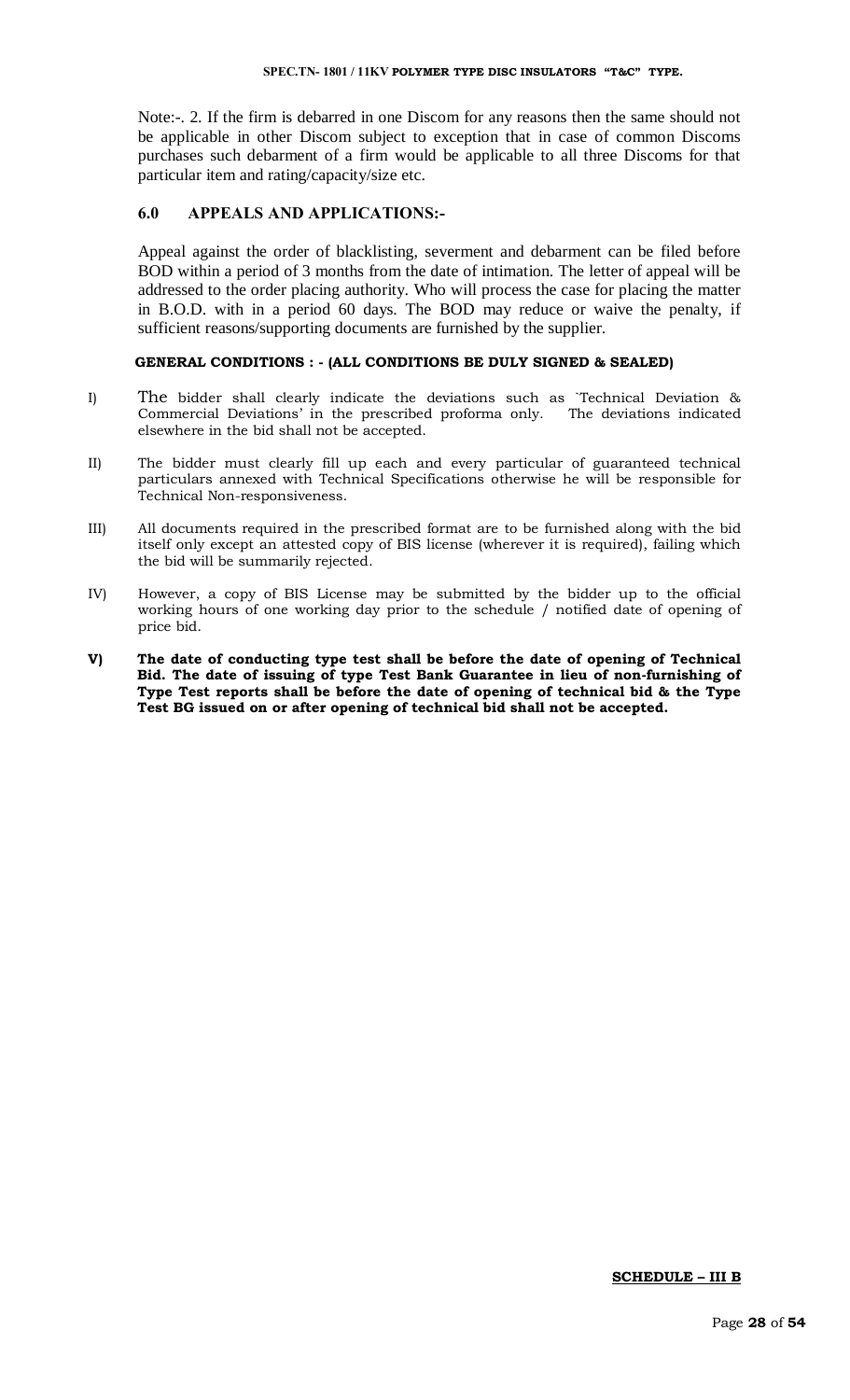Note:-. 2. If the firm is debarred in one Discom for any reasons then the same should not be applicable in other Discom subject to exception that in case of common Discoms purchases such debarment of a firm would be applicable to all three Discoms for that particular item and rating/capacity/size etc.

## 6.0 APPEALS AND APPLICATIONS:-

Appeal against the order of blacklisting, severment and debarment can be filed before BOD within a period of 3 months from the date of intimation. The letter of appeal will be addressed to the order placing authority. Who will process the case for placing the matter in B.O.D. with in a period 60 days. The BOD may reduce or waive the penalty, if sufficient reasons/supporting documents are furnished by the supplier.

**GENERAL CONDITIONS : - (ALL CONDITIONS BE DULY SIGNED & SEALED)**

I) The bidder shall clearly indicate the deviations such as `Technical Deviation & Commercial Deviations' in the prescribed proforma only. The deviations indicated elsewhere in the bid shall not be accepted.

II) The bidder must clearly fill up each and every particular of guaranteed technical particulars annexed with Technical Specifications otherwise he will be responsible for Technical Non-responsiveness.

III) All documents required in the prescribed format are to be furnished along with the bid itself only except an attested copy of BIS license (wherever it is required), failing which the bid will be summarily rejected.

IV) However, a copy of BIS License may be submitted by the bidder up to the official working hours of one working day prior to the schedule / notified date of opening of price bid.

**V) The date of conducting type test shall be before the date of opening of Technical Bid. The date of issuing of type Test Bank Guarantee in lieu of non-furnishing of Type Test reports shall be before the date of opening of technical bid & the Type Test BG issued on or after opening of technical bid shall not be accepted.**

**SCHEDULE – III B**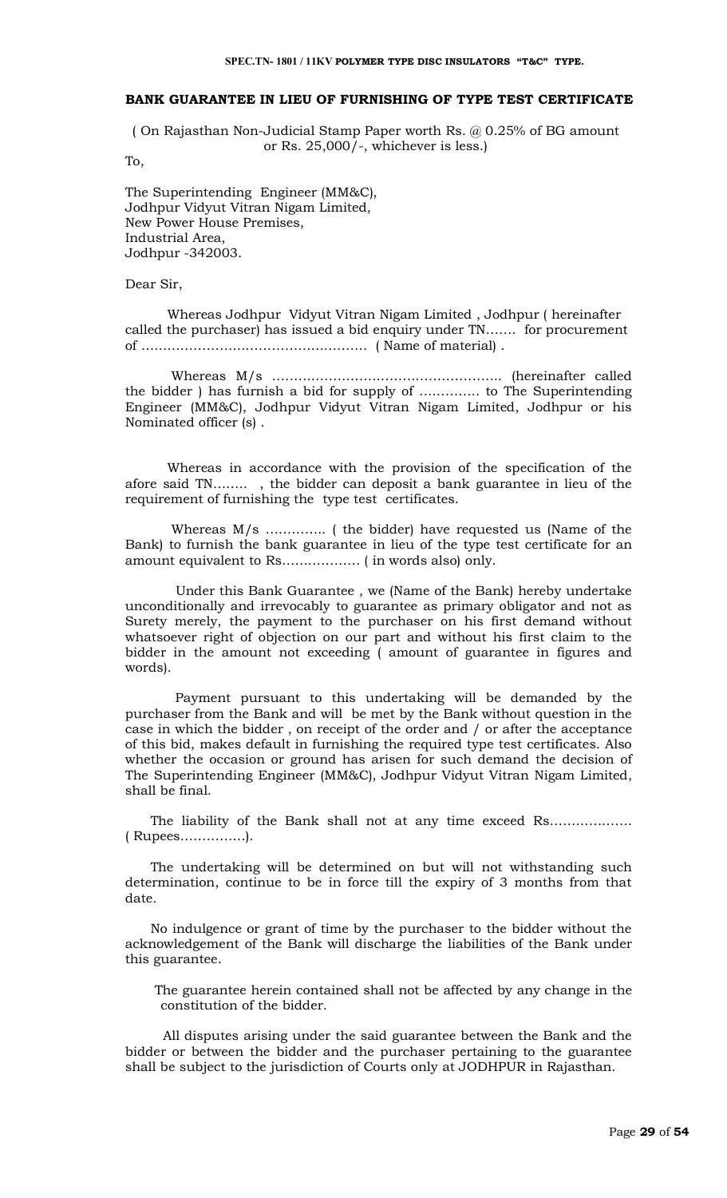## BANK GUARANTEE IN LIEU OF FURNISHING OF TYPE TEST CERTIFICATE

( On Rajasthan Non-Judicial Stamp Paper worth Rs. @ 0.25% of BG amount or Rs. 25,000/-, whichever is less.)

To,

The Superintending Engineer (MM&C),
Jodhpur Vidyut Vitran Nigam Limited,
New Power House Premises,
Industrial Area,
Jodhpur -342003.

Dear Sir,

Whereas Jodhpur Vidyut Vitran Nigam Limited , Jodhpur ( hereinafter called the purchaser) has issued a bid enquiry under TN……. for procurement of …………………………………………… ( Name of material) .

Whereas M/s …………………………………………….. (hereinafter called the bidder ) has furnish a bid for supply of …………. to The Superintending Engineer (MM&C), Jodhpur Vidyut Vitran Nigam Limited, Jodhpur or his Nominated officer (s) .

Whereas in accordance with the provision of the specification of the afore said TN…….. , the bidder can deposit a bank guarantee in lieu of the requirement of furnishing the type test certificates.

Whereas M/s ………….. ( the bidder) have requested us (Name of the Bank) to furnish the bank guarantee in lieu of the type test certificate for an amount equivalent to Rs……………… ( in words also) only.

Under this Bank Guarantee , we (Name of the Bank) hereby undertake unconditionally and irrevocably to guarantee as primary obligator and not as Surety merely, the payment to the purchaser on his first demand without whatsoever right of objection on our part and without his first claim to the bidder in the amount not exceeding ( amount of guarantee in figures and words).

Payment pursuant to this undertaking will be demanded by the purchaser from the Bank and will be met by the Bank without question in the case in which the bidder , on receipt of the order and / or after the acceptance of this bid, makes default in furnishing the required type test certificates. Also whether the occasion or ground has arisen for such demand the decision of The Superintending Engineer (MM&C), Jodhpur Vidyut Vitran Nigam Limited, shall be final.

The liability of the Bank shall not at any time exceed Rs………………. ( Rupees……………).

The undertaking will be determined on but will not withstanding such determination, continue to be in force till the expiry of 3 months from that date.

No indulgence or grant of time by the purchaser to the bidder without the acknowledgement of the Bank will discharge the liabilities of the Bank under this guarantee.

The guarantee herein contained shall not be affected by any change in the constitution of the bidder.

All disputes arising under the said guarantee between the Bank and the bidder or between the bidder and the purchaser pertaining to the guarantee shall be subject to the jurisdiction of Courts only at JODHPUR in Rajasthan.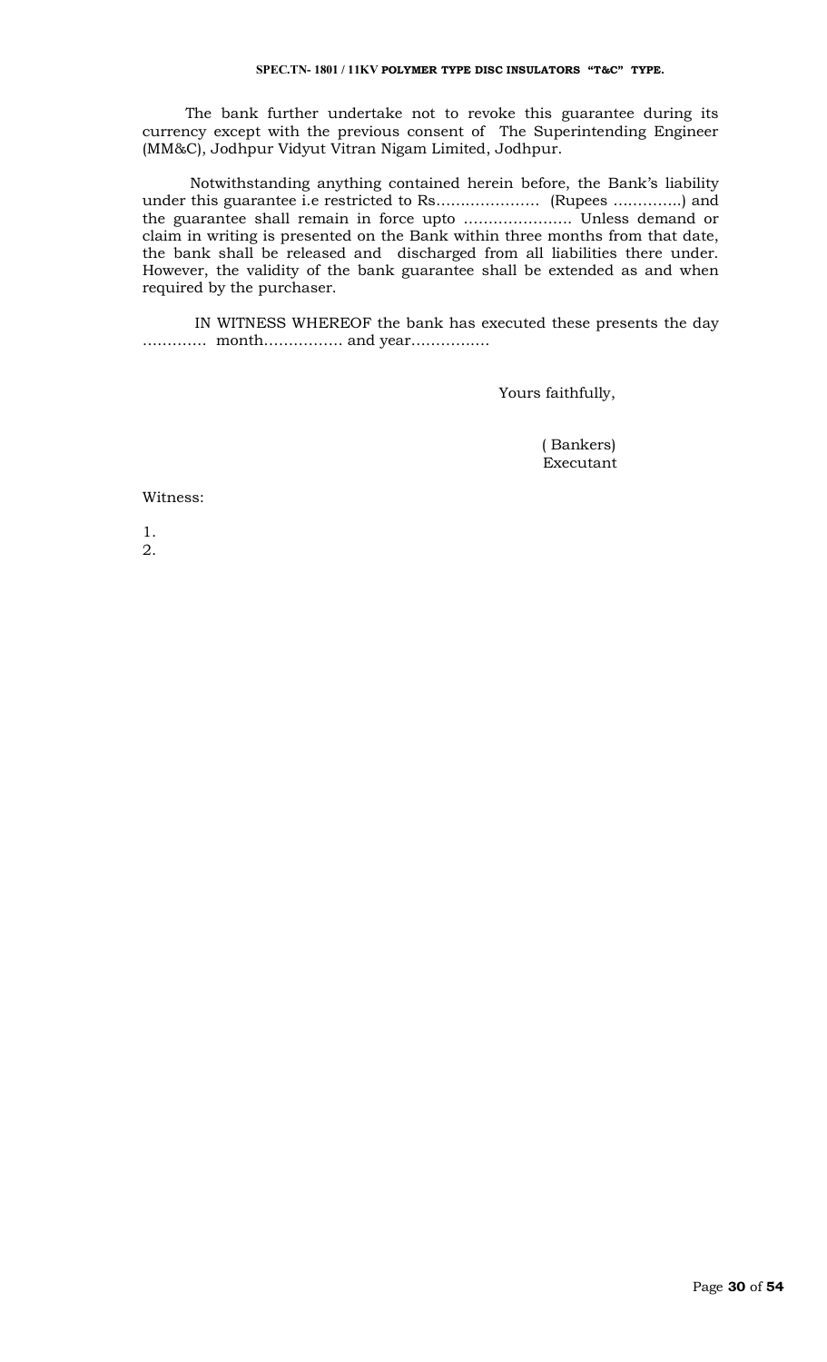The bank further undertake not to revoke this guarantee during its currency except with the previous consent of The Superintending Engineer (MM&C), Jodhpur Vidyut Vitran Nigam Limited, Jodhpur.

Notwithstanding anything contained herein before, the Bank's liability under this guarantee i.e restricted to Rs………………… (Rupees …………..) and the guarantee shall remain in force upto …………………. Unless demand or claim in writing is presented on the Bank within three months from that date, the bank shall be released and discharged from all liabilities there under. However, the validity of the bank guarantee shall be extended as and when required by the purchaser.

IN WITNESS WHEREOF the bank has executed these presents the day …………. month……………. and year…………….

Yours faithfully,

( Bankers)
Executant

Witness:

1.
2.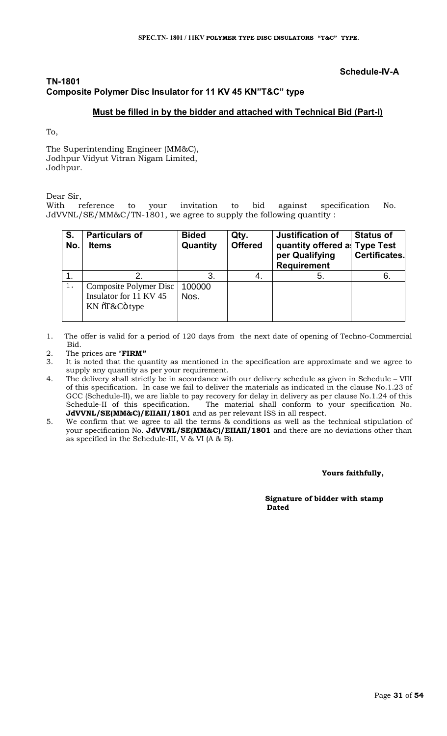**Schedule-IV-A**

**TN-1801**
**Composite Polymer Disc Insulator for 11 KV 45 KN"T&C" type**

**Must be filled in by the bidder and attached with Technical Bid (Part-I)**

To,

The Superintending Engineer (MM&C),
Jodhpur Vidyut Vitran Nigam Limited,
Jodhpur.

Dear Sir,
With reference to your invitation to bid against specification No. JdVVNL/SE/MM&C/TN-1801, we agree to supply the following quantity :

| S. No. | Particulars of Items | Bided Quantity | Qty. Offered | Justification of quantity offered as per Qualifying Requirement | Status of Type Test Certificates. |
|---|---|---|---|---|---|
| 1. | 2. | 3. | 4. | 5. | 6. |
| 1. | Composite Polymer Disc Insulator for 11 KV 45 KN "T&C" type | 100000 Nos. | | | |

1. The offer is valid for a period of 120 days from the next date of opening of Techno-Commercial Bid.
2. The prices are "**FIRM"**
3. It is noted that the quantity as mentioned in the specification are approximate and we agree to supply any quantity as per your requirement.
4. The delivery shall strictly be in accordance with our delivery schedule as given in Schedule – VIII of this specification. In case we fail to deliver the materials as indicated in the clause No.1.23 of GCC (Schedule-II), we are liable to pay recovery for delay in delivery as per clause No.1.24 of this Schedule-II of this specification. The material shall conform to your specification No. **JdVVNL/SE(MM&C)/EIIAII/1801** and as per relevant ISS in all respect.
5. We confirm that we agree to all the terms & conditions as well as the technical stipulation of your specification No. **JdVVNL/SE(MM&C)/EIIAII/1801** and there are no deviations other than as specified in the Schedule-III, V & VI (A & B).

**Yours faithfully,**

**Signature of bidder with stamp**
**Dated**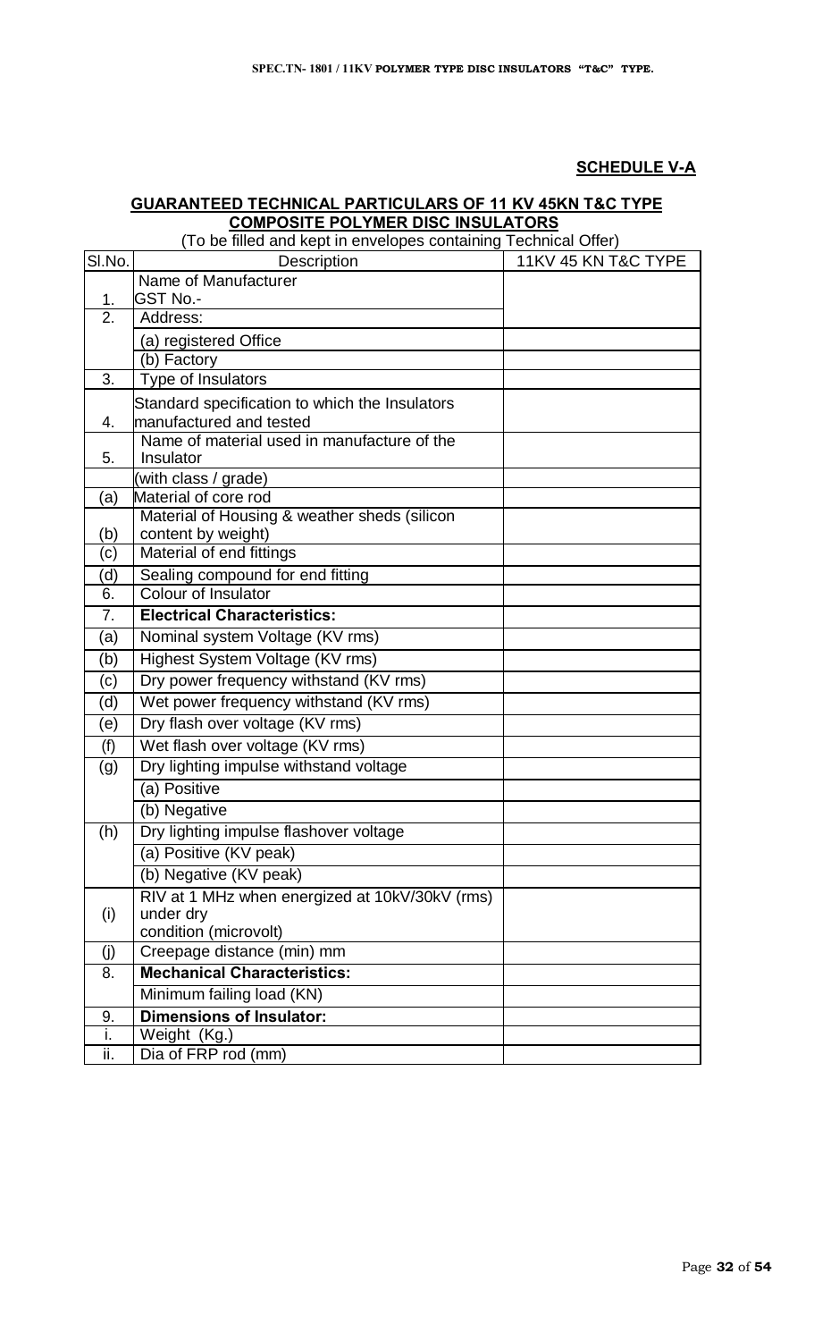## SCHEDULE V-A

## GUARANTEED TECHNICAL PARTICULARS OF 11 KV 45KN T&C TYPE COMPOSITE POLYMER DISC INSULATORS

(To be filled and kept in envelopes containing Technical Offer)

| Sl.No. | Description | 11KV 45 KN T&C TYPE |
|---|---|---|
| 1. | Name of Manufacturer<br>GST No.- | |
| 2. | Address: | |
| | (a) registered Office | |
| | (b) Factory | |
| 3. | Type of Insulators | |
| 4. | Standard specification to which the Insulators manufactured and tested | |
| 5. | Name of material used in manufacture of the Insulator | |
| | (with class / grade) | |
| (a) | Material of core rod | |
| (b) | Material of Housing & weather sheds (silicon content by weight) | |
| (c) | Material of end fittings | |
| (d) | Sealing compound for end fitting | |
| 6. | Colour of Insulator | |
| 7. | **Electrical Characteristics:** | |
| (a) | Nominal system Voltage (KV rms) | |
| (b) | Highest System Voltage (KV rms) | |
| (c) | Dry power frequency withstand (KV rms) | |
| (d) | Wet power frequency withstand (KV rms) | |
| (e) | Dry flash over voltage (KV rms) | |
| (f) | Wet flash over voltage (KV rms) | |
| (g) | Dry lighting impulse withstand voltage | |
| | (a) Positive | |
| | (b) Negative | |
| (h) | Dry lighting impulse flashover voltage | |
| | (a) Positive (KV peak) | |
| | (b) Negative (KV peak) | |
| (i) | RIV at 1 MHz when energized at 10kV/30kV (rms) under dry condition (microvolt) | |
| (j) | Creepage distance (min) mm | |
| 8. | **Mechanical Characteristics:** | |
| | Minimum failing load (KN) | |
| 9. | **Dimensions of Insulator:** | |
| i. | Weight (Kg.) | |
| ii. | Dia of FRP rod (mm) | |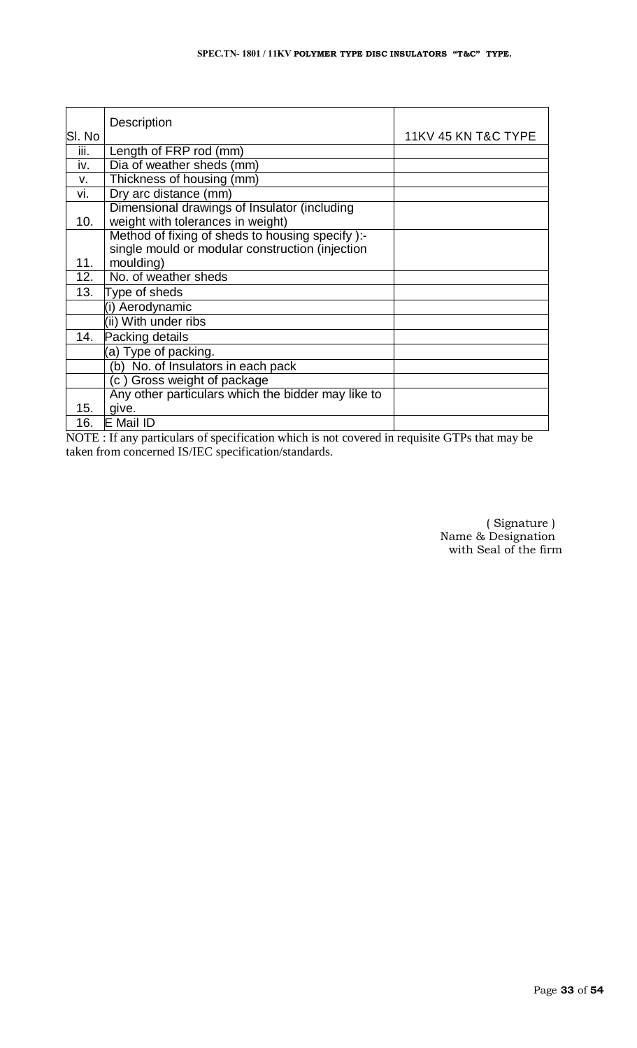| Sl. No | Description | 11KV 45 KN T&C TYPE |
|---|---|---|
| iii. | Length of FRP rod (mm) | |
| iv. | Dia of weather sheds (mm) | |
| v. | Thickness of housing (mm) | |
| vi. | Dry arc distance (mm) | |
| 10. | Dimensional drawings of Insulator (including weight with tolerances in weight) | |
| 11. | Method of fixing of sheds to housing specify ):- single mould or modular construction (injection moulding) | |
| 12. | No. of weather sheds | |
| 13. | Type of sheds | |
| | (i) Aerodynamic | |
| | (ii) With under ribs | |
| 14. | Packing details | |
| | (a) Type of packing. | |
| | (b) No. of Insulators in each pack | |
| | (c ) Gross weight of package | |
| 15. | Any other particulars which the bidder may like to give. | |
| 16. | E Mail ID | |

NOTE : If any particulars of specification which is not covered in requisite GTPs that may be taken from concerned IS/IEC specification/standards.

( Signature )
Name & Designation
with Seal of the firm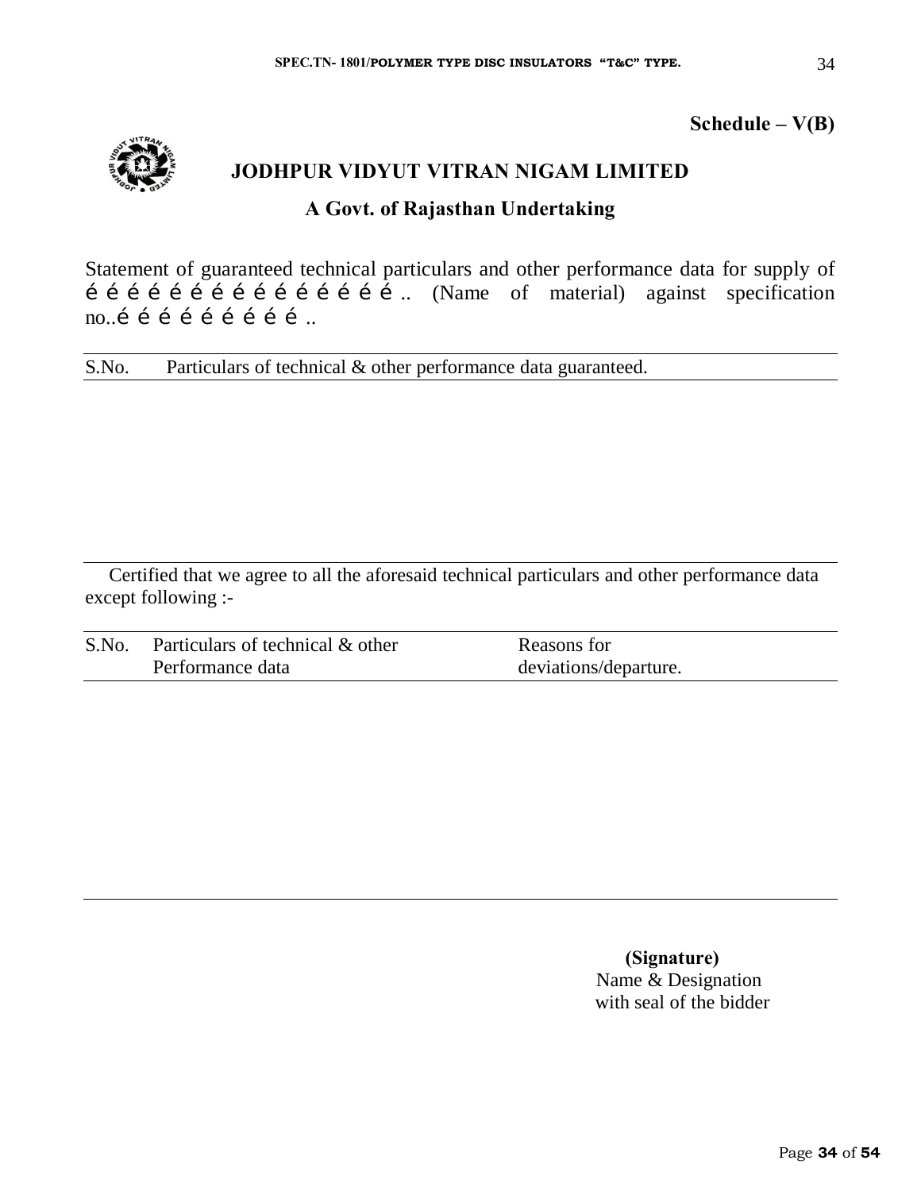**Schedule – V(B)**

## JODHPUR VIDYUT VITRAN NIGAM LIMITED

### A Govt. of Rajasthan Undertaking

Statement of guaranteed technical particulars and other performance data for supply of é é é é é é é é é é é é é é é é .. (Name of material) against specification no..é é é é é é é é é é ..

| S.No. | Particulars of technical & other performance data guaranteed. |
|---|---|
| | |

Certified that we agree to all the aforesaid technical particulars and other performance data except following :-

| S.No. | Particulars of technical & other Performance data | Reasons for deviations/departure. |
|---|---|---|
| | | |

**(Signature)**
Name & Designation
with seal of the bidder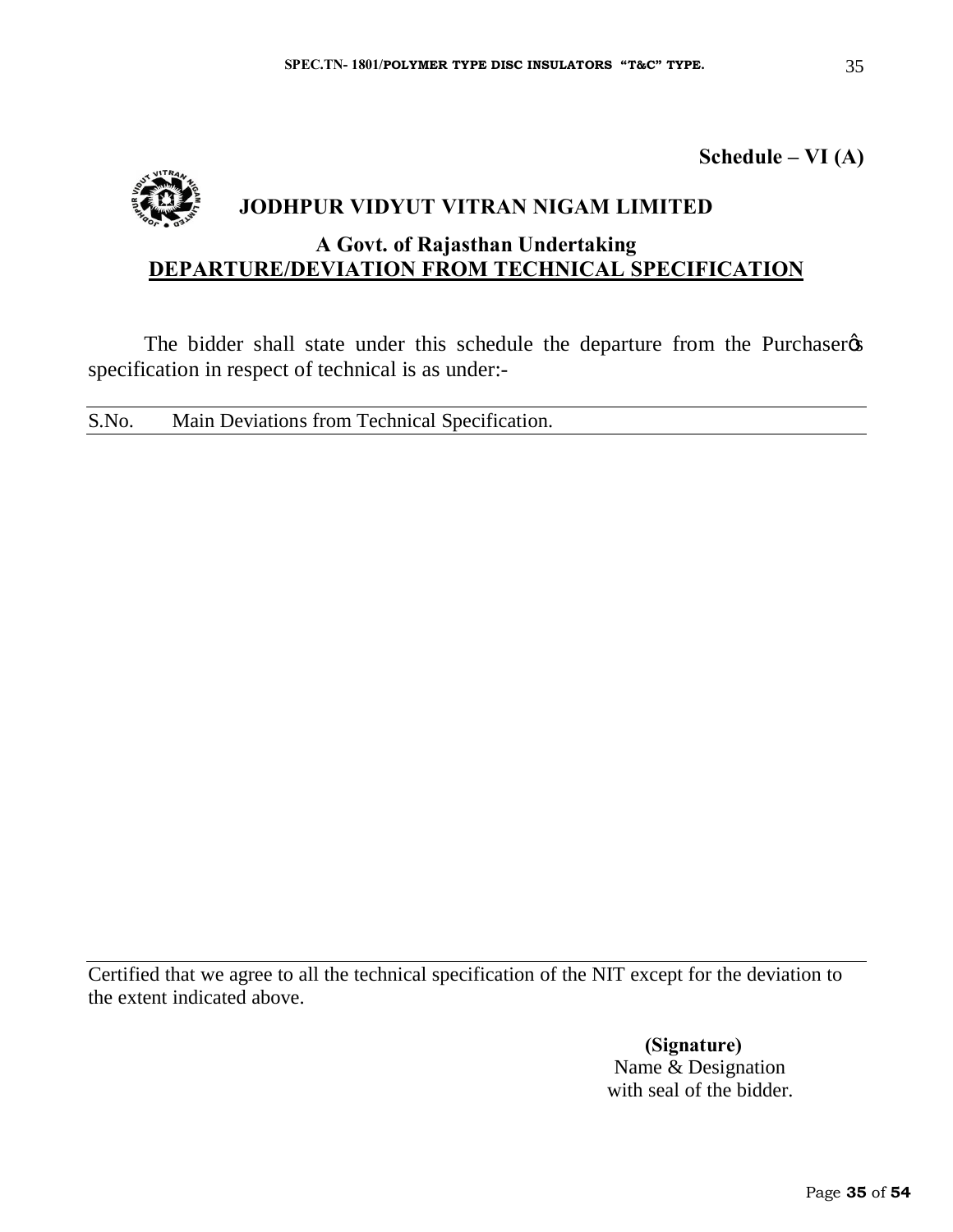**Schedule – VI (A)**

# JODHPUR VIDYUT VITRAN NIGAM LIMITED

## A Govt. of Rajasthan Undertaking

## DEPARTURE/DEVIATION FROM TECHNICAL SPECIFICATION

The bidder shall state under this schedule the departure from the Purchaser's specification in respect of technical is as under:-

| S.No. | Main Deviations from Technical Specification. |
|---|---|
| | |

Certified that we agree to all the technical specification of the NIT except for the deviation to the extent indicated above.

**(Signature)**
Name & Designation
with seal of the bidder.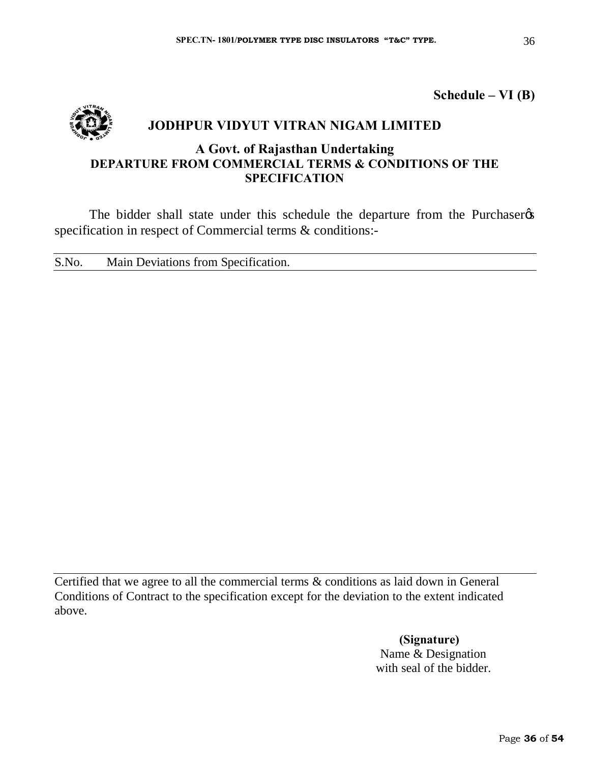**Schedule – VI (B)**

## JODHPUR VIDYUT VITRAN NIGAM LIMITED

### A Govt. of Rajasthan Undertaking

### DEPARTURE FROM COMMERCIAL TERMS & CONDITIONS OF THE SPECIFICATION

The bidder shall state under this schedule the departure from the Purchaser's specification in respect of Commercial terms & conditions:-

| S.No. | Main Deviations from Specification. |
|---|---|
| | |

Certified that we agree to all the commercial terms & conditions as laid down in General Conditions of Contract to the specification except for the deviation to the extent indicated above.

**(Signature)**
Name & Designation
with seal of the bidder.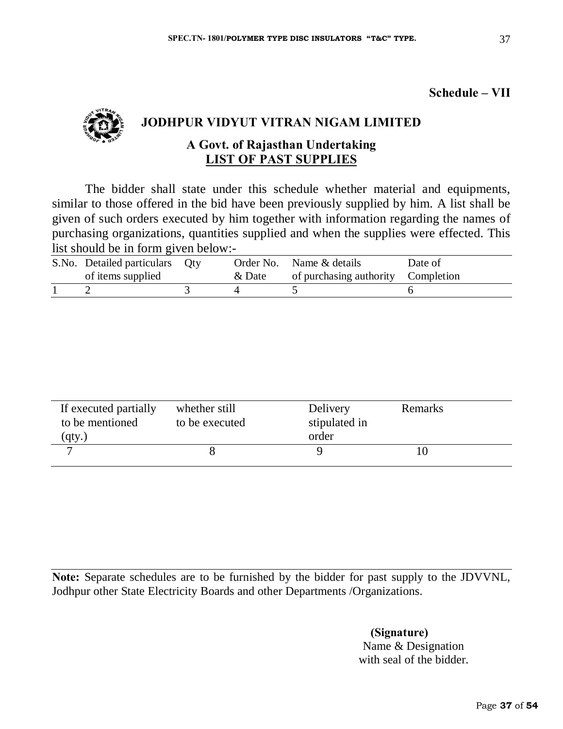**Schedule – VII**

## JODHPUR VIDYUT VITRAN NIGAM LIMITED

### A Govt. of Rajasthan Undertaking

### LIST OF PAST SUPPLIES

The bidder shall state under this schedule whether material and equipments, similar to those offered in the bid have been previously supplied by him. A list shall be given of such orders executed by him together with information regarding the names of purchasing organizations, quantities supplied and when the supplies were effected. This list should be in form given below:-

| S.No. | Detailed particulars of items supplied | Qty | Order No. & Date | Name & details of purchasing authority | Date of Completion |
|---|---|---|---|---|---|
| 1 | 2 | 3 | 4 | 5 | 6 |

| If executed partially to be mentioned (qty.) | whether still to be executed | Delivery stipulated in order | Remarks |
|---|---|---|---|
| 7 | 8 | 9 | 10 |

**Note:** Separate schedules are to be furnished by the bidder for past supply to the JDVVNL, Jodhpur other State Electricity Boards and other Departments /Organizations.

**(Signature)**
Name & Designation
with seal of the bidder.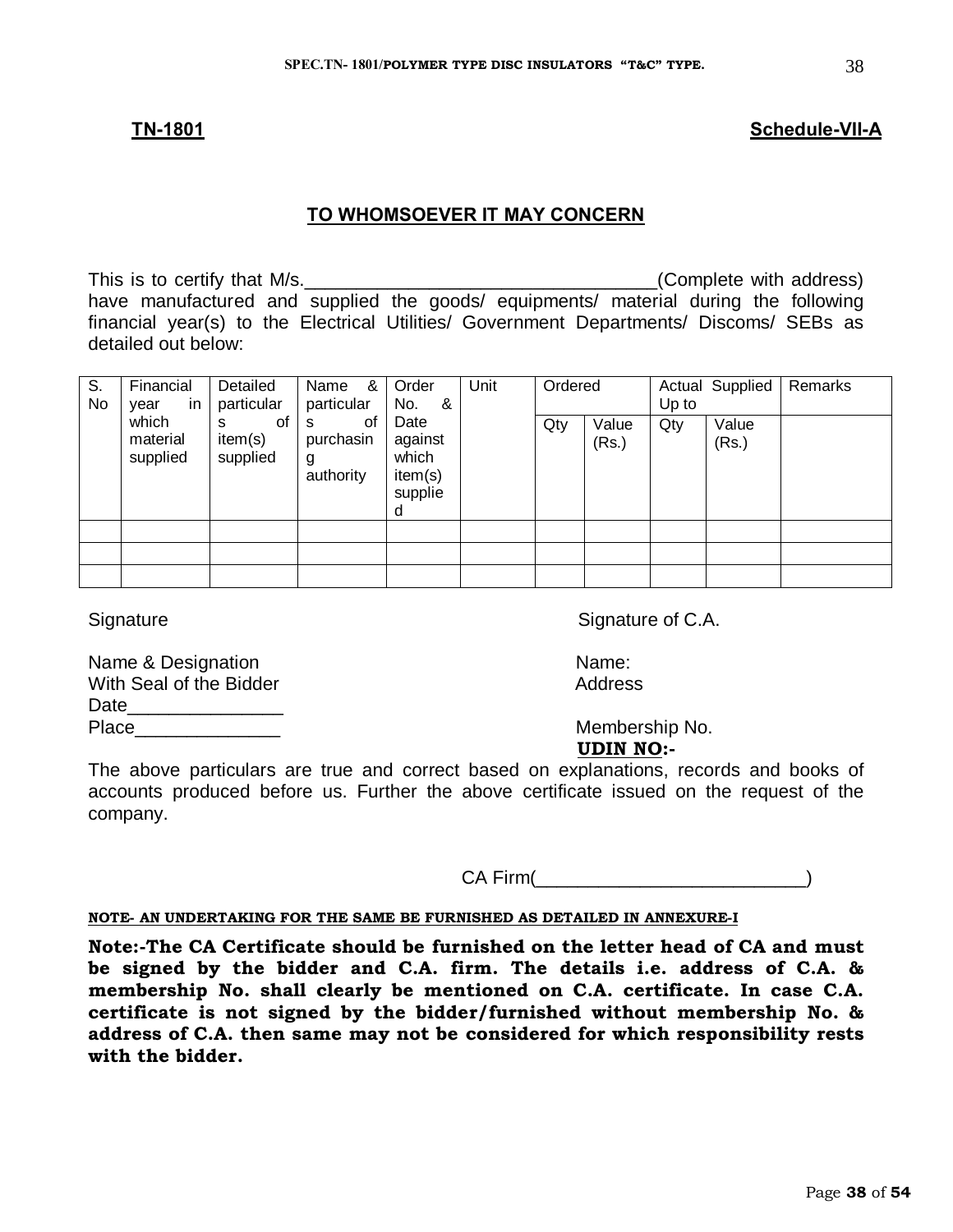**TN-1801** **Schedule-VII-A**

**TO WHOMSOEVER IT MAY CONCERN**

This is to certify that M/s.__________________________________(Complete with address) have manufactured and supplied the goods/ equipments/ material during the following financial year(s) to the Electrical Utilities/ Government Departments/ Discoms/ SEBs as detailed out below:

| S. No | Financial year in which material supplied | Detailed particulars of item(s) supplied | Name & particulars of purchasing authority | Order No. & Date against which item(s) supplied | Unit | Ordered | | Actual Supplied Up to | | Remarks |
|---|---|---|---|---|---|---|---|---|---|---|
| | | | | | | Qty | Value (Rs.) | Qty | Value (Rs.) | |
| | | | | | | | | | | |
| | | | | | | | | | | |
| | | | | | | | | | | |

Signature

Name & Designation
With Seal of the Bidder
Date_______________
Place______________

Signature of C.A.

Name:
Address

Membership No.
**UDIN NO:-**

The above particulars are true and correct based on explanations, records and books of accounts produced before us. Further the above certificate issued on the request of the company.

CA Firm(__________________________)

**NOTE- AN UNDERTAKING FOR THE SAME BE FURNISHED AS DETAILED IN ANNEXURE-I**

**Note:-The CA Certificate should be furnished on the letter head of CA and must be signed by the bidder and C.A. firm. The details i.e. address of C.A. & membership No. shall clearly be mentioned on C.A. certificate. In case C.A. certificate is not signed by the bidder/furnished without membership No. & address of C.A. then same may not be considered for which responsibility rests with the bidder.**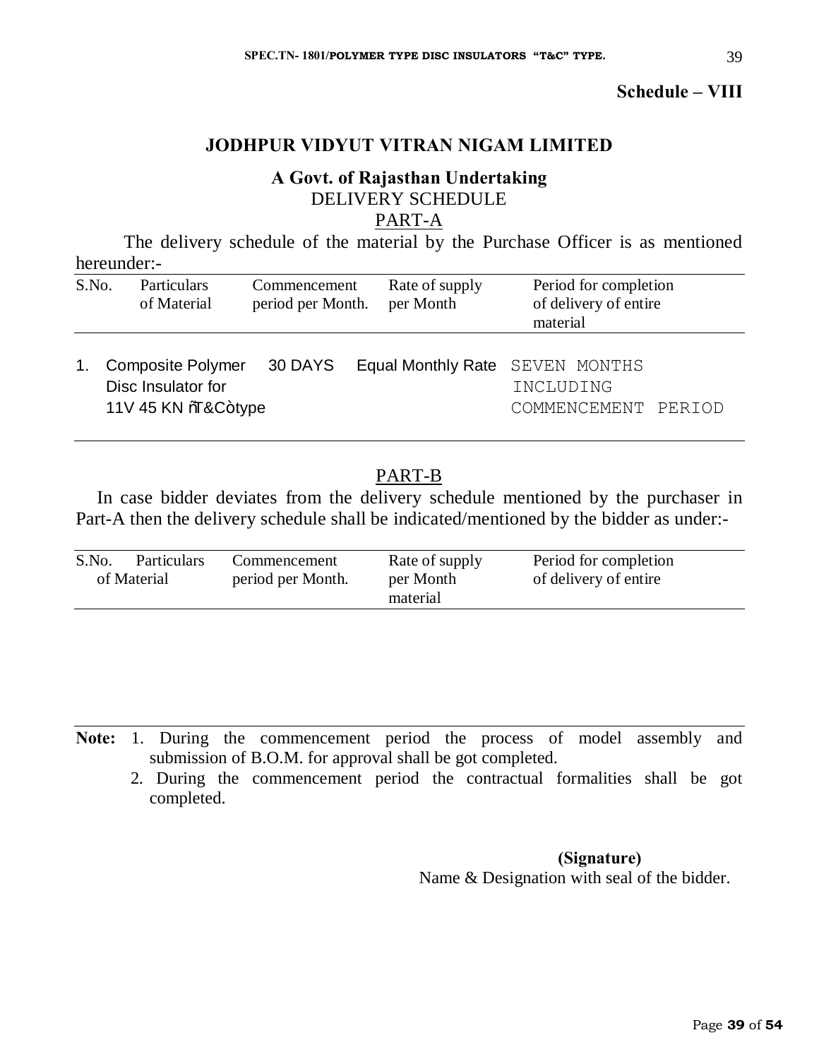**Schedule – VIII**

## JODHPUR VIDYUT VITRAN NIGAM LIMITED

**A Govt. of Rajasthan Undertaking**

DELIVERY SCHEDULE

PART-A

The delivery schedule of the material by the Purchase Officer is as mentioned hereunder:-

| S.No. | Particulars of Material | Commencement period per Month. | Rate of supply per Month | Period for completion of delivery of entire material |
|---|---|---|---|---|
| 1. | Composite Polymer Disc Insulator for 11V 45 KN "T&C" type | 30 DAYS | Equal Monthly Rate | SEVEN MONTHS INCLUDING COMMENCEMENT PERIOD |

PART-B

In case bidder deviates from the delivery schedule mentioned by the purchaser in Part-A then the delivery schedule shall be indicated/mentioned by the bidder as under:-

| S.No. | Particulars of Material | Commencement period per Month. | Rate of supply per Month material | Period for completion of delivery of entire |
|---|---|---|---|---|
| | | | | |

**Note:** 1. During the commencement period the process of model assembly and submission of B.O.M. for approval shall be got completed.

2. During the commencement period the contractual formalities shall be got completed.

**(Signature)**

Name & Designation with seal of the bidder.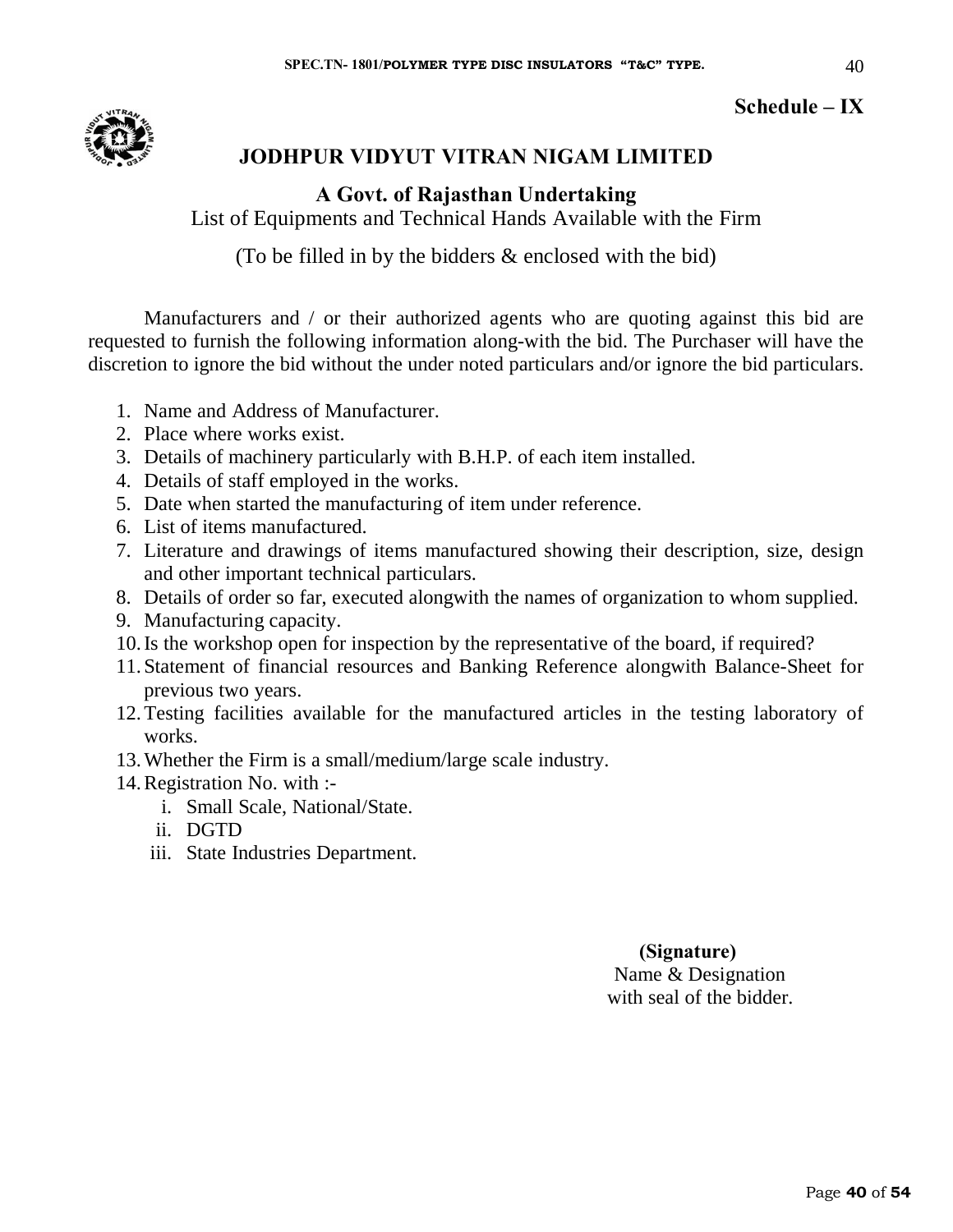**Schedule – IX**

## JODHPUR VIDYUT VITRAN NIGAM LIMITED

### A Govt. of Rajasthan Undertaking

List of Equipments and Technical Hands Available with the Firm

(To be filled in by the bidders & enclosed with the bid)

Manufacturers and / or their authorized agents who are quoting against this bid are requested to furnish the following information along-with the bid. The Purchaser will have the discretion to ignore the bid without the under noted particulars and/or ignore the bid particulars.

1. Name and Address of Manufacturer.
2. Place where works exist.
3. Details of machinery particularly with B.H.P. of each item installed.
4. Details of staff employed in the works.
5. Date when started the manufacturing of item under reference.
6. List of items manufactured.
7. Literature and drawings of items manufactured showing their description, size, design and other important technical particulars.
8. Details of order so far, executed alongwith the names of organization to whom supplied.
9. Manufacturing capacity.
10. Is the workshop open for inspection by the representative of the board, if required?
11. Statement of financial resources and Banking Reference alongwith Balance-Sheet for previous two years.
12. Testing facilities available for the manufactured articles in the testing laboratory of works.
13. Whether the Firm is a small/medium/large scale industry.
14. Registration No. with :-
    1. Small Scale, National/State.
    2. DGTD
    3. State Industries Department.

**(Signature)**
Name & Designation
with seal of the bidder.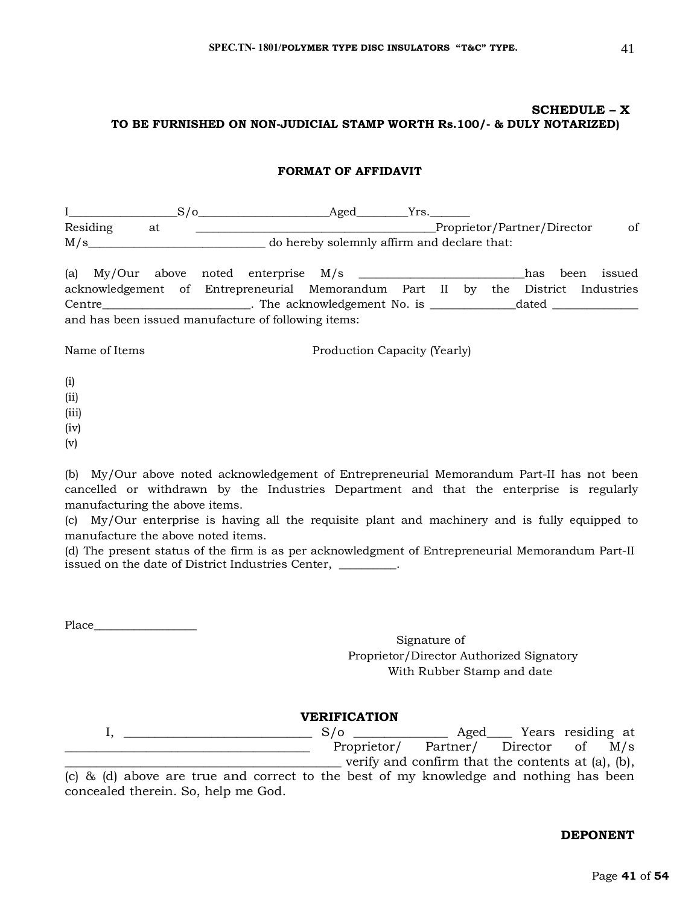**SCHEDULE – X**

**TO BE FURNISHED ON NON-JUDICIAL STAMP WORTH Rs.100/- & DULY NOTARIZED)**

**FORMAT OF AFFIDAVIT**

I__________________S/o______________________Aged________Yrs._______ Residing at _________________________________________Proprietor/Partner/Director of M/s_______________________________ do hereby solemnly affirm and declare that:

(a) My/Our above noted enterprise M/s ____________________________has been issued acknowledgement of Entrepreneurial Memorandum Part II by the District Industries Centre__________________________. The acknowledgement No. is ______________dated ______________ and has been issued manufacture of following items:

| Name of Items | Production Capacity (Yearly) |
|---|---|
| (i) | |
| (ii) | |
| (iii) | |
| (iv) | |
| (v) | |

(b) My/Our above noted acknowledgement of Entrepreneurial Memorandum Part-II has not been cancelled or withdrawn by the Industries Department and that the enterprise is regularly manufacturing the above items.

(c) My/Our enterprise is having all the requisite plant and machinery and is fully equipped to manufacture the above noted items.

(d) The present status of the firm is as per acknowledgment of Entrepreneurial Memorandum Part-II issued on the date of District Industries Center, __________.

Place__________________

Signature of
Proprietor/Director Authorized Signatory
With Rubber Stamp and date

**VERIFICATION**

I, ______________________________ S/o ______________ Aged____ Years residing at _______________________________________ Proprietor/ Partner/ Director of M/s __________________________________________ verify and confirm that the contents at (a), (b), (c) & (d) above are true and correct to the best of my knowledge and nothing has been concealed therein. So, help me God.

**DEPONENT**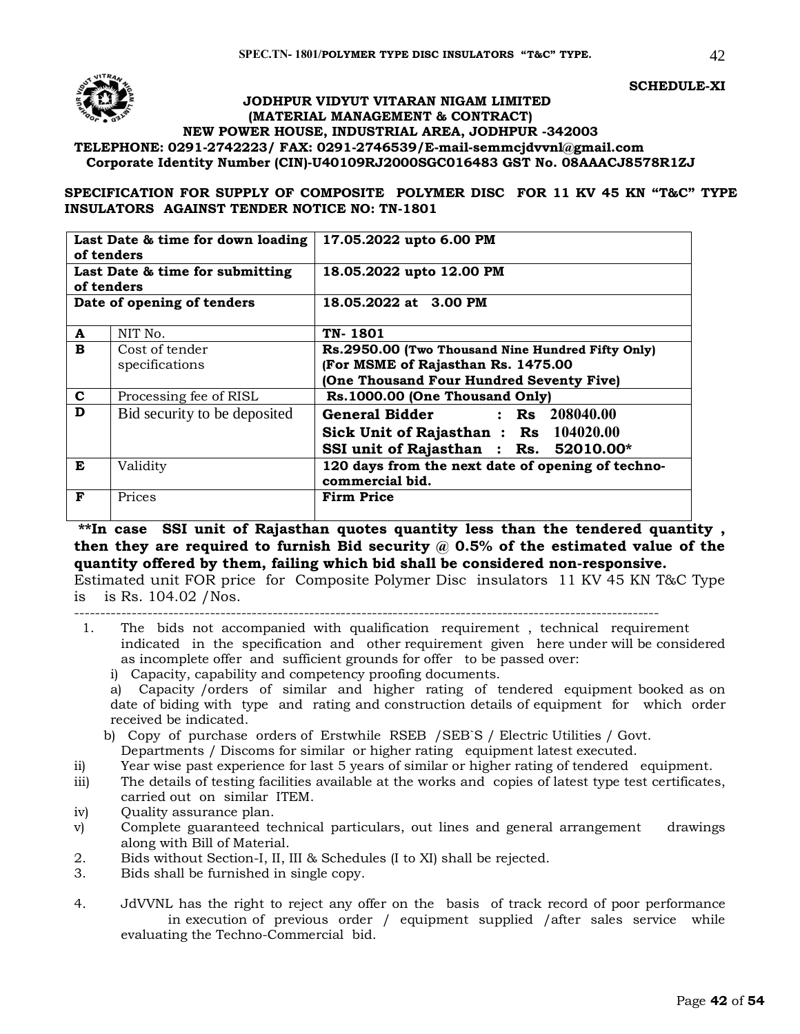SCHEDULE-XI

**JODHPUR VIDYUT VITARAN NIGAM LIMITED**
**(MATERIAL MANAGEMENT & CONTRACT)**
**NEW POWER HOUSE, INDUSTRIAL AREA, JODHPUR -342003**
**TELEPHONE: 0291-2742223/ FAX: 0291-2746539/E-mail-semmcjdvvnl@gmail.com**
**Corporate Identity Number (CIN)-U40109RJ2000SGC016483 GST No. 08AAACJ8578R1ZJ**

**SPECIFICATION FOR SUPPLY OF COMPOSITE POLYMER DISC FOR 11 KV 45 KN "T&C" TYPE INSULATORS AGAINST TENDER NOTICE NO: TN-1801**

| | | |
|---|---|---|
| **Last Date & time for down loading of tenders** | | **17.05.2022 upto 6.00 PM** |
| **Last Date & time for submitting of tenders** | | **18.05.2022 upto 12.00 PM** |
| **Date of opening of tenders** | | **18.05.2022 at 3.00 PM** |
| **A** | NIT No. | **TN- 1801** |
| **B** | Cost of tender specifications | **Rs.2950.00 (Two Thousand Nine Hundred Fifty Only) (For MSME of Rajasthan Rs. 1475.00 (One Thousand Four Hundred Seventy Five)** |
| **C** | Processing fee of RISL | **Rs.1000.00 (One Thousand Only)** |
| **D** | Bid security to be deposited | **General Bidder : Rs 208040.00**<br>**Sick Unit of Rajasthan : Rs 104020.00**<br>**SSI unit of Rajasthan : Rs. 52010.00*** |
| **E** | Validity | **120 days from the next date of opening of techno-commercial bid.** |
| **F** | Prices | **Firm Price** |

**\*\*In case SSI unit of Rajasthan quotes quantity less than the tendered quantity , then they are required to furnish Bid security @ 0.5% of the estimated value of the quantity offered by them, failing which bid shall be considered non-responsive.**

Estimated unit FOR price for Composite Polymer Disc insulators 11 KV 45 KN T&C Type is is Rs. 104.02 /Nos.

---

1. The bids not accompanied with qualification requirement , technical requirement indicated in the specification and other requirement given here under will be considered as incomplete offer and sufficient grounds for offer to be passed over:
   i) Capacity, capability and competency proofing documents.
      a) Capacity /orders of similar and higher rating of tendered equipment booked as on date of biding with type and rating and construction details of equipment for which order received be indicated.
      b) Copy of purchase orders of Erstwhile RSEB /SEB`S / Electric Utilities / Govt. Departments / Discoms for similar or higher rating equipment latest executed.
   ii) Year wise past experience for last 5 years of similar or higher rating of tendered equipment.
   iii) The details of testing facilities available at the works and copies of latest type test certificates, carried out on similar ITEM.
   iv) Quality assurance plan.
   v) Complete guaranteed technical particulars, out lines and general arrangement drawings along with Bill of Material.
2. Bids without Section-I, II, III & Schedules (I to XI) shall be rejected.
3. Bids shall be furnished in single copy.
4. JdVVNL has the right to reject any offer on the basis of track record of poor performance in execution of previous order / equipment supplied /after sales service while evaluating the Techno-Commercial bid.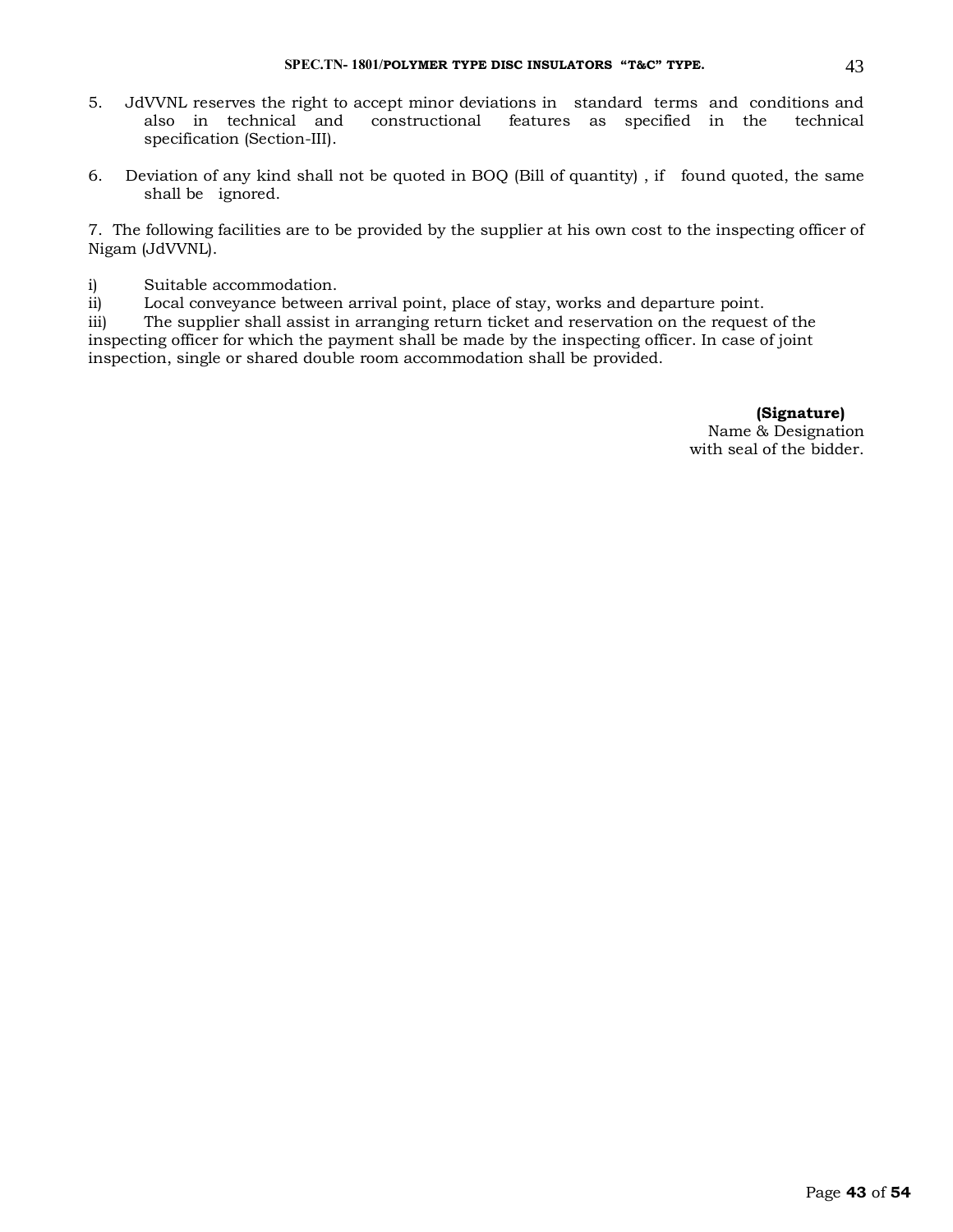5. JdVVNL reserves the right to accept minor deviations in standard terms and conditions and also in technical and constructional features as specified in the technical specification (Section-III).

6. Deviation of any kind shall not be quoted in BOQ (Bill of quantity) , if found quoted, the same shall be ignored.

7. The following facilities are to be provided by the supplier at his own cost to the inspecting officer of Nigam (JdVVNL).

i) Suitable accommodation.
ii) Local conveyance between arrival point, place of stay, works and departure point.
iii) The supplier shall assist in arranging return ticket and reservation on the request of the inspecting officer for which the payment shall be made by the inspecting officer. In case of joint inspection, single or shared double room accommodation shall be provided.

**(Signature)**
Name & Designation
with seal of the bidder.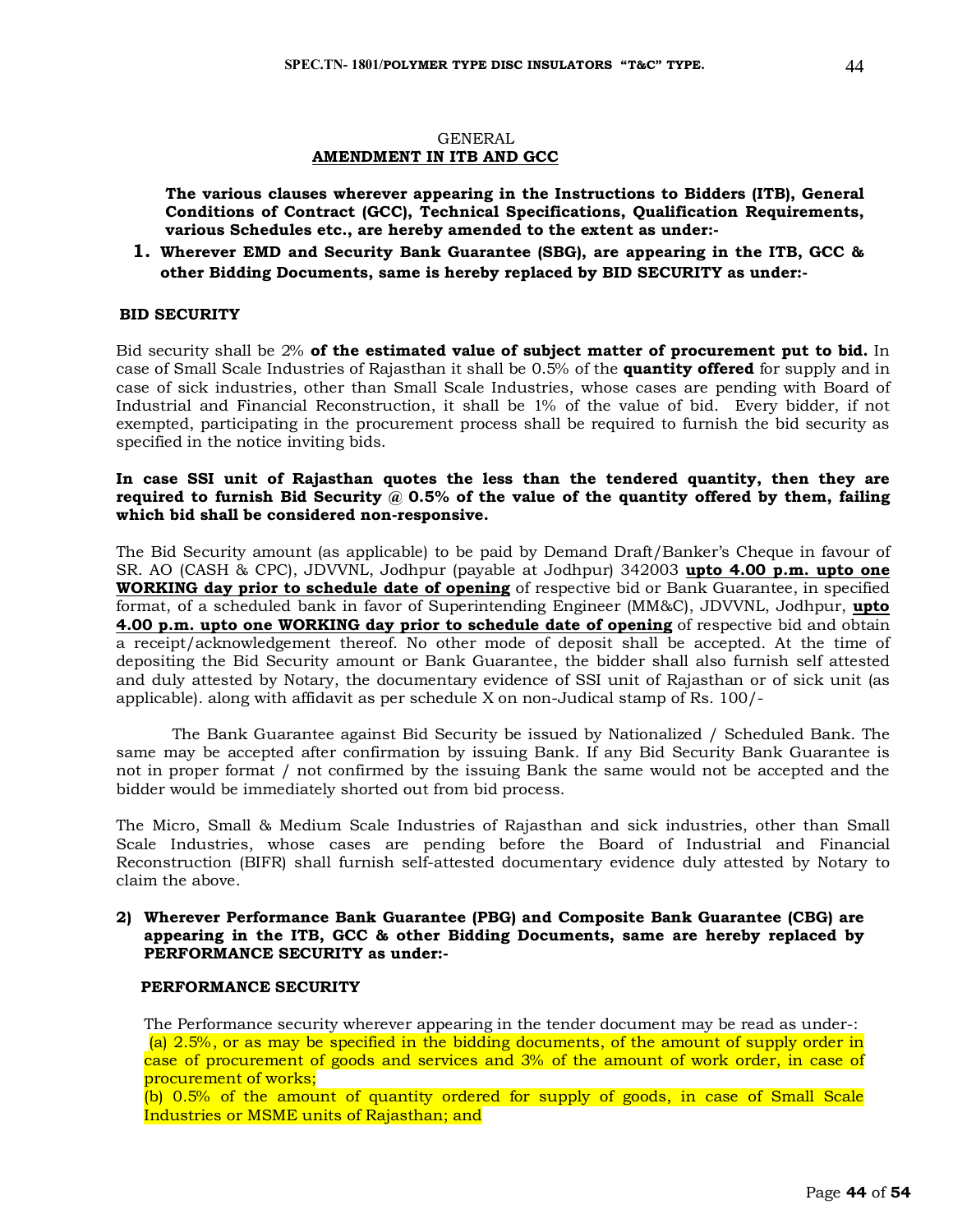GENERAL

## AMENDMENT IN ITB AND GCC

**The various clauses wherever appearing in the Instructions to Bidders (ITB), General Conditions of Contract (GCC), Technical Specifications, Qualification Requirements, various Schedules etc., are hereby amended to the extent as under:-**

1. **Wherever EMD and Security Bank Guarantee (SBG), are appearing in the ITB, GCC & other Bidding Documents, same is hereby replaced by BID SECURITY as under:-**

### BID SECURITY

Bid security shall be 2% **of the estimated value of subject matter of procurement put to bid.** In case of Small Scale Industries of Rajasthan it shall be 0.5% of the **quantity offered** for supply and in case of sick industries, other than Small Scale Industries, whose cases are pending with Board of Industrial and Financial Reconstruction, it shall be 1% of the value of bid. Every bidder, if not exempted, participating in the procurement process shall be required to furnish the bid security as specified in the notice inviting bids.

**In case SSI unit of Rajasthan quotes the less than the tendered quantity, then they are required to furnish Bid Security @ 0.5% of the value of the quantity offered by them, failing which bid shall be considered non-responsive.**

The Bid Security amount (as applicable) to be paid by Demand Draft/Banker's Cheque in favour of SR. AO (CASH & CPC), JDVVNL, Jodhpur (payable at Jodhpur) 342003 **upto 4.00 p.m. upto one WORKING day prior to schedule date of opening** of respective bid or Bank Guarantee, in specified format, of a scheduled bank in favor of Superintending Engineer (MM&C), JDVVNL, Jodhpur, **upto 4.00 p.m. upto one WORKING day prior to schedule date of opening** of respective bid and obtain a receipt/acknowledgement thereof. No other mode of deposit shall be accepted. At the time of depositing the Bid Security amount or Bank Guarantee, the bidder shall also furnish self attested and duly attested by Notary, the documentary evidence of SSI unit of Rajasthan or of sick unit (as applicable). along with affidavit as per schedule X on non-Judical stamp of Rs. 100/-

The Bank Guarantee against Bid Security be issued by Nationalized / Scheduled Bank. The same may be accepted after confirmation by issuing Bank. If any Bid Security Bank Guarantee is not in proper format / not confirmed by the issuing Bank the same would not be accepted and the bidder would be immediately shorted out from bid process.

The Micro, Small & Medium Scale Industries of Rajasthan and sick industries, other than Small Scale Industries, whose cases are pending before the Board of Industrial and Financial Reconstruction (BIFR) shall furnish self-attested documentary evidence duly attested by Notary to claim the above.

2) **Wherever Performance Bank Guarantee (PBG) and Composite Bank Guarantee (CBG) are appearing in the ITB, GCC & other Bidding Documents, same are hereby replaced by PERFORMANCE SECURITY as under:-**

### PERFORMANCE SECURITY

The Performance security wherever appearing in the tender document may be read as under-:
(a) 2.5%, or as may be specified in the bidding documents, of the amount of supply order in case of procurement of goods and services and 3% of the amount of work order, in case of procurement of works;
(b) 0.5% of the amount of quantity ordered for supply of goods, in case of Small Scale Industries or MSME units of Rajasthan; and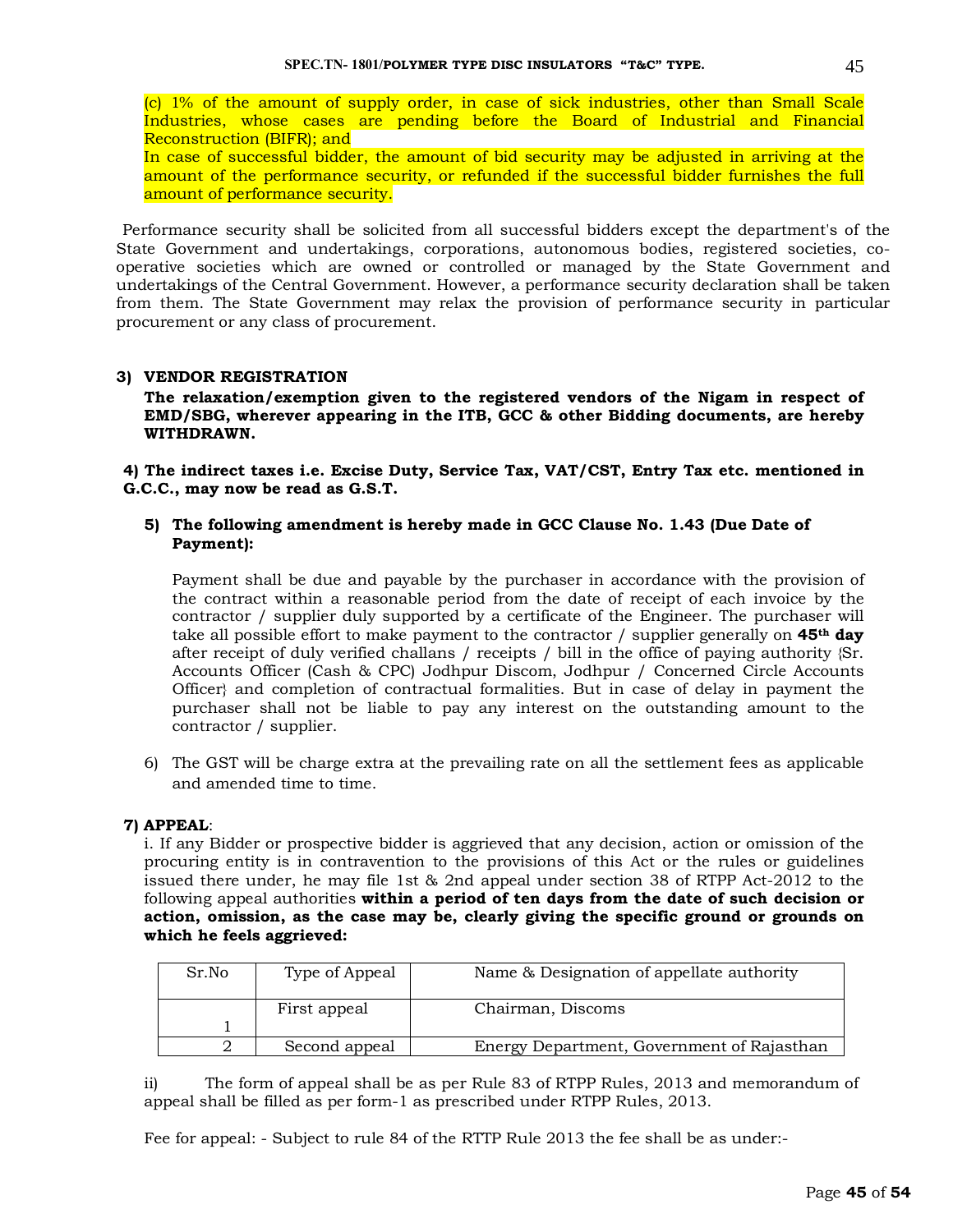(c) 1% of the amount of supply order, in case of sick industries, other than Small Scale Industries, whose cases are pending before the Board of Industrial and Financial Reconstruction (BIFR); and
In case of successful bidder, the amount of bid security may be adjusted in arriving at the amount of the performance security, or refunded if the successful bidder furnishes the full amount of performance security.

Performance security shall be solicited from all successful bidders except the department's of the State Government and undertakings, corporations, autonomous bodies, registered societies, co-operative societies which are owned or controlled or managed by the State Government and undertakings of the Central Government. However, a performance security declaration shall be taken from them. The State Government may relax the provision of performance security in particular procurement or any class of procurement.

**3) VENDOR REGISTRATION**

**The relaxation/exemption given to the registered vendors of the Nigam in respect of EMD/SBG, wherever appearing in the ITB, GCC & other Bidding documents, are hereby WITHDRAWN.**

**4) The indirect taxes i.e. Excise Duty, Service Tax, VAT/CST, Entry Tax etc. mentioned in G.C.C., may now be read as G.S.T.**

**5) The following amendment is hereby made in GCC Clause No. 1.43 (Due Date of Payment):**

Payment shall be due and payable by the purchaser in accordance with the provision of the contract within a reasonable period from the date of receipt of each invoice by the contractor / supplier duly supported by a certificate of the Engineer. The purchaser will take all possible effort to make payment to the contractor / supplier generally on **45th day** after receipt of duly verified challans / receipts / bill in the office of paying authority {Sr. Accounts Officer (Cash & CPC) Jodhpur Discom, Jodhpur / Concerned Circle Accounts Officer} and completion of contractual formalities. But in case of delay in payment the purchaser shall not be liable to pay any interest on the outstanding amount to the contractor / supplier.

6) The GST will be charge extra at the prevailing rate on all the settlement fees as applicable and amended time to time.

**7) APPEAL**:

i. If any Bidder or prospective bidder is aggrieved that any decision, action or omission of the procuring entity is in contravention to the provisions of this Act or the rules or guidelines issued there under, he may file 1st & 2nd appeal under section 38 of RTPP Act-2012 to the following appeal authorities **within a period of ten days from the date of such decision or action, omission, as the case may be, clearly giving the specific ground or grounds on which he feels aggrieved:**

| Sr.No | Type of Appeal | Name & Designation of appellate authority |
|---|---|---|
| 1 | First appeal | Chairman, Discoms |
| 2 | Second appeal | Energy Department, Government of Rajasthan |

ii) The form of appeal shall be as per Rule 83 of RTPP Rules, 2013 and memorandum of appeal shall be filled as per form-1 as prescribed under RTPP Rules, 2013.

Fee for appeal: - Subject to rule 84 of the RTTP Rule 2013 the fee shall be as under:-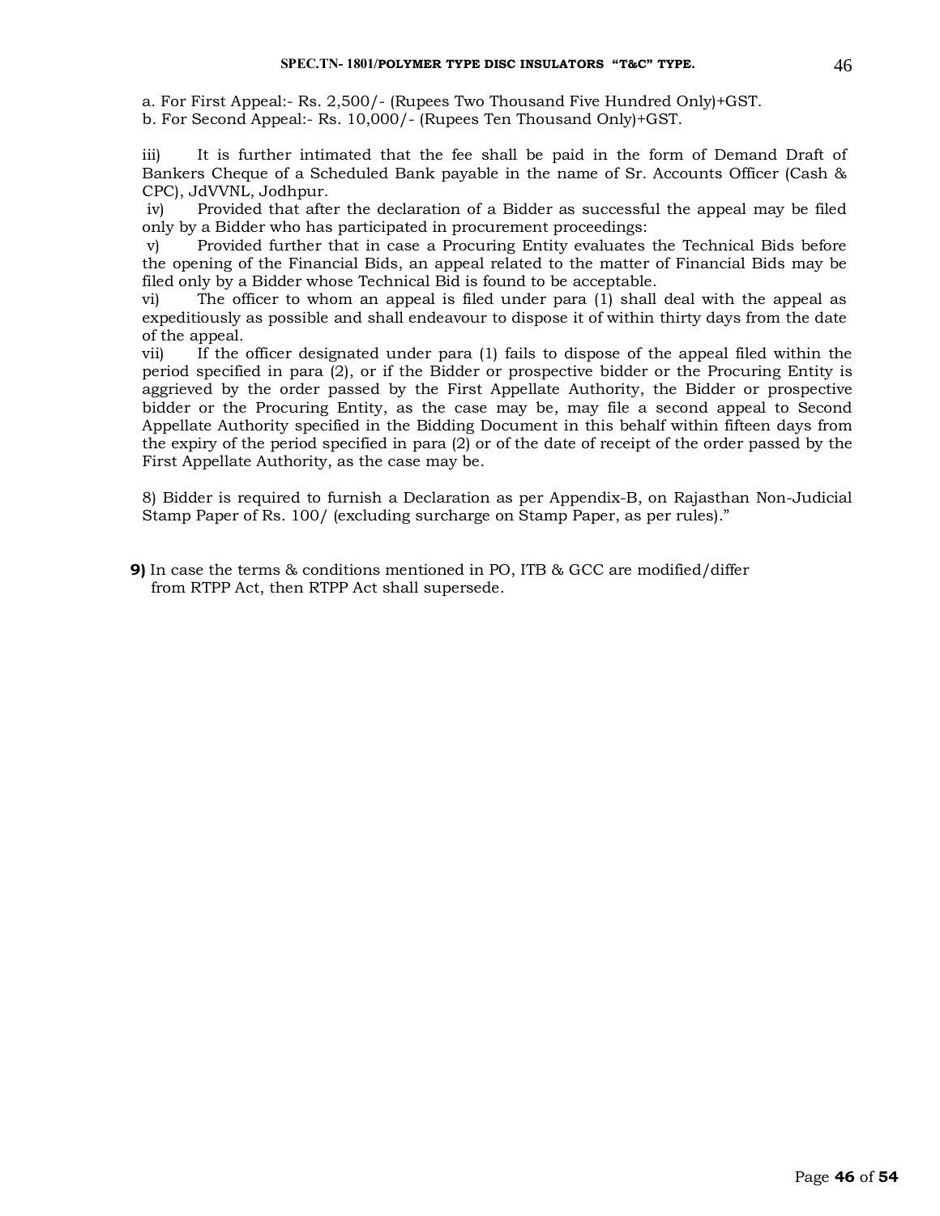a. For First Appeal:- Rs. 2,500/- (Rupees Two Thousand Five Hundred Only)+GST.
b. For Second Appeal:- Rs. 10,000/- (Rupees Ten Thousand Only)+GST.

iii) It is further intimated that the fee shall be paid in the form of Demand Draft of Bankers Cheque of a Scheduled Bank payable in the name of Sr. Accounts Officer (Cash & CPC), JdVVNL, Jodhpur.

iv) Provided that after the declaration of a Bidder as successful the appeal may be filed only by a Bidder who has participated in procurement proceedings:

v) Provided further that in case a Procuring Entity evaluates the Technical Bids before the opening of the Financial Bids, an appeal related to the matter of Financial Bids may be filed only by a Bidder whose Technical Bid is found to be acceptable.

vi) The officer to whom an appeal is filed under para (1) shall deal with the appeal as expeditiously as possible and shall endeavour to dispose it of within thirty days from the date of the appeal.

vii) If the officer designated under para (1) fails to dispose of the appeal filed within the period specified in para (2), or if the Bidder or prospective bidder or the Procuring Entity is aggrieved by the order passed by the First Appellate Authority, the Bidder or prospective bidder or the Procuring Entity, as the case may be, may file a second appeal to Second Appellate Authority specified in the Bidding Document in this behalf within fifteen days from the expiry of the period specified in para (2) or of the date of receipt of the order passed by the First Appellate Authority, as the case may be.

8) Bidder is required to furnish a Declaration as per Appendix-B, on Rajasthan Non-Judicial Stamp Paper of Rs. 100/ (excluding surcharge on Stamp Paper, as per rules)."

**9)** In case the terms & conditions mentioned in PO, ITB & GCC are modified/differ from RTPP Act, then RTPP Act shall supersede.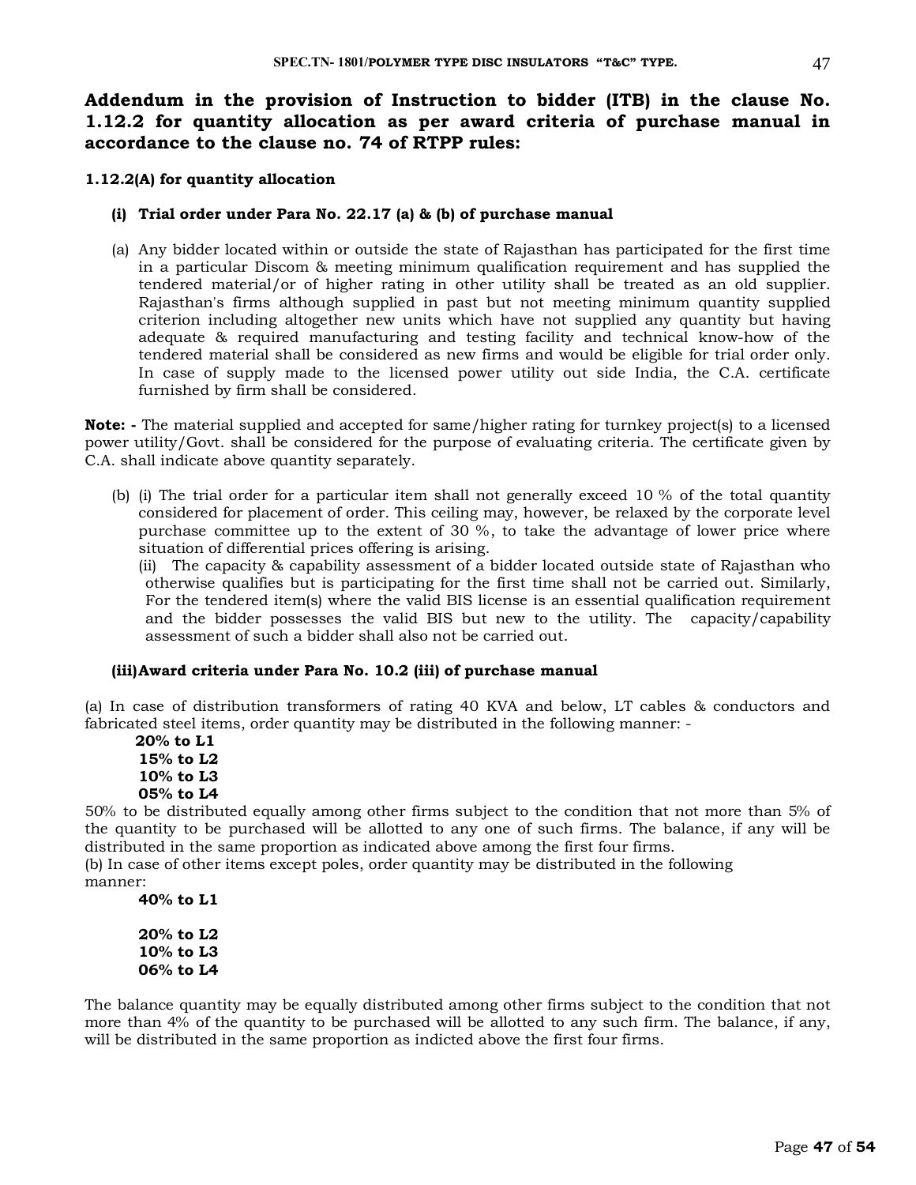## Addendum in the provision of Instruction to bidder (ITB) in the clause No. 1.12.2 for quantity allocation as per award criteria of purchase manual in accordance to the clause no. 74 of RTPP rules:

**1.12.2(A) for quantity allocation**

**(i) Trial order under Para No. 22.17 (a) & (b) of purchase manual**

(a) Any bidder located within or outside the state of Rajasthan has participated for the first time in a particular Discom & meeting minimum qualification requirement and has supplied the tendered material/or of higher rating in other utility shall be treated as an old supplier. Rajasthan's firms although supplied in past but not meeting minimum quantity supplied criterion including altogether new units which have not supplied any quantity but having adequate & required manufacturing and testing facility and technical know-how of the tendered material shall be considered as new firms and would be eligible for trial order only. In case of supply made to the licensed power utility out side India, the C.A. certificate furnished by firm shall be considered.

**Note: -** The material supplied and accepted for same/higher rating for turnkey project(s) to a licensed power utility/Govt. shall be considered for the purpose of evaluating criteria. The certificate given by C.A. shall indicate above quantity separately.

(b) (i) The trial order for a particular item shall not generally exceed 10 % of the total quantity considered for placement of order. This ceiling may, however, be relaxed by the corporate level purchase committee up to the extent of 30 %, to take the advantage of lower price where situation of differential prices offering is arising.

(ii) The capacity & capability assessment of a bidder located outside state of Rajasthan who otherwise qualifies but is participating for the first time shall not be carried out. Similarly, For the tendered item(s) where the valid BIS license is an essential qualification requirement and the bidder possesses the valid BIS but new to the utility. The capacity/capability assessment of such a bidder shall also not be carried out.

**(iii) Award criteria under Para No. 10.2 (iii) of purchase manual**

(a) In case of distribution transformers of rating 40 KVA and below, LT cables & conductors and fabricated steel items, order quantity may be distributed in the following manner: -

**20% to L1**
**15% to L2**
**10% to L3**
**05% to L4**

50% to be distributed equally among other firms subject to the condition that not more than 5% of the quantity to be purchased will be allotted to any one of such firms. The balance, if any will be distributed in the same proportion as indicated above among the first four firms.

(b) In case of other items except poles, order quantity may be distributed in the following manner:

**40% to L1**

**20% to L2**
**10% to L3**
**06% to L4**

The balance quantity may be equally distributed among other firms subject to the condition that not more than 4% of the quantity to be purchased will be allotted to any such firm. The balance, if any, will be distributed in the same proportion as indicted above the first four firms.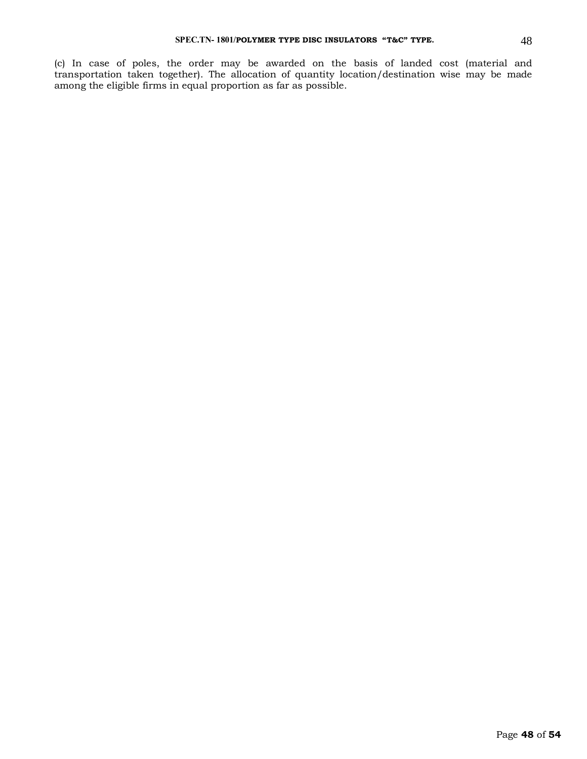(c) In case of poles, the order may be awarded on the basis of landed cost (material and transportation taken together). The allocation of quantity location/destination wise may be made among the eligible firms in equal proportion as far as possible.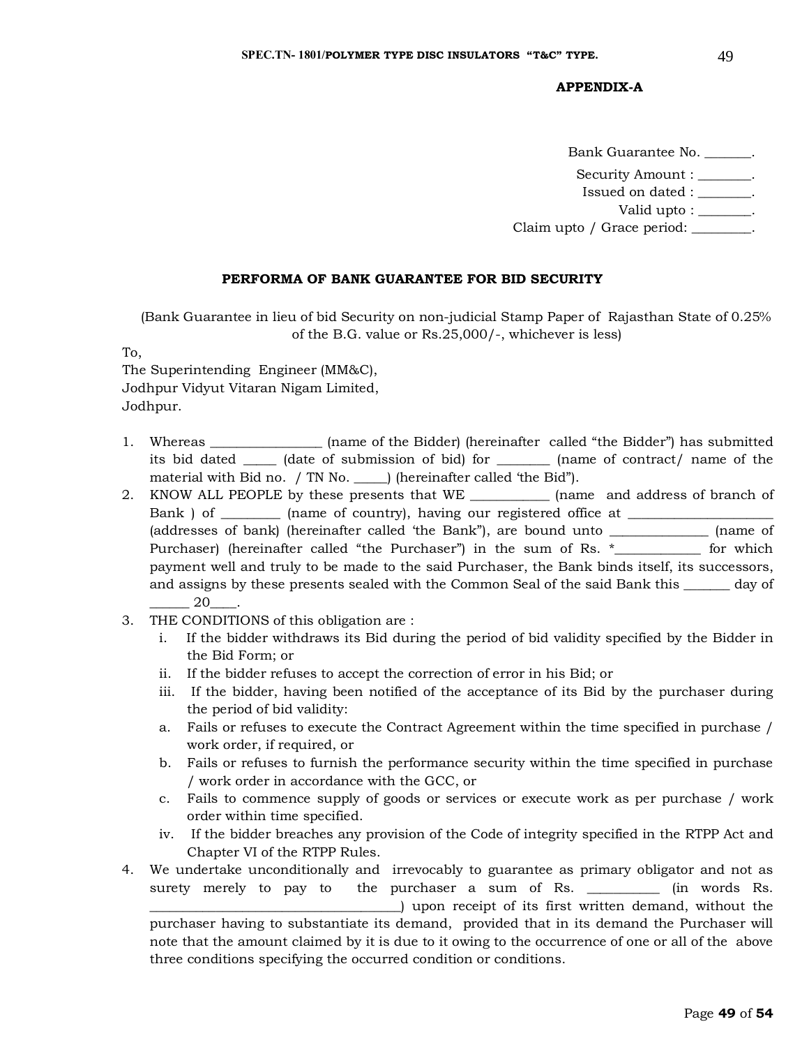**APPENDIX-A**

Bank Guarantee No. _______.

Security Amount : ________.

Issued on dated : ________.

Valid upto : ________.

Claim upto / Grace period: _________.

## PERFORMA OF BANK GUARANTEE FOR BID SECURITY

(Bank Guarantee in lieu of bid Security on non-judicial Stamp Paper of Rajasthan State of 0.25% of the B.G. value or Rs.25,000/-, whichever is less)

To,
The Superintending Engineer (MM&C),
Jodhpur Vidyut Vitaran Nigam Limited,
Jodhpur.

1. Whereas _________________ (name of the Bidder) (hereinafter called "the Bidder") has submitted its bid dated _____ (date of submission of bid) for ________ (name of contract/ name of the material with Bid no. / TN No. _____) (hereinafter called 'the Bid").
2. KNOW ALL PEOPLE by these presents that WE ____________ (name and address of branch of Bank ) of _________ (name of country), having our registered office at ______________________ (addresses of bank) (hereinafter called 'the Bank"), are bound unto _______________ (name of Purchaser) (hereinafter called "the Purchaser") in the sum of Rs. *_____________ for which payment well and truly to be made to the said Purchaser, the Bank binds itself, its successors, and assigns by these presents sealed with the Common Seal of the said Bank this _______ day of ______ 20____.
3. THE CONDITIONS of this obligation are :
   i. If the bidder withdraws its Bid during the period of bid validity specified by the Bidder in the Bid Form; or
   ii. If the bidder refuses to accept the correction of error in his Bid; or
   iii. If the bidder, having been notified of the acceptance of its Bid by the purchaser during the period of bid validity:
   a. Fails or refuses to execute the Contract Agreement within the time specified in purchase / work order, if required, or
   b. Fails or refuses to furnish the performance security within the time specified in purchase / work order in accordance with the GCC, or
   c. Fails to commence supply of goods or services or execute work as per purchase / work order within time specified.
   iv. If the bidder breaches any provision of the Code of integrity specified in the RTPP Act and Chapter VI of the RTPP Rules.
4. We undertake unconditionally and irrevocably to guarantee as primary obligator and not as surety merely to pay to the purchaser a sum of Rs. ___________ (in words Rs. ______________________________________) upon receipt of its first written demand, without the purchaser having to substantiate its demand, provided that in its demand the Purchaser will note that the amount claimed by it is due to it owing to the occurrence of one or all of the above three conditions specifying the occurred condition or conditions.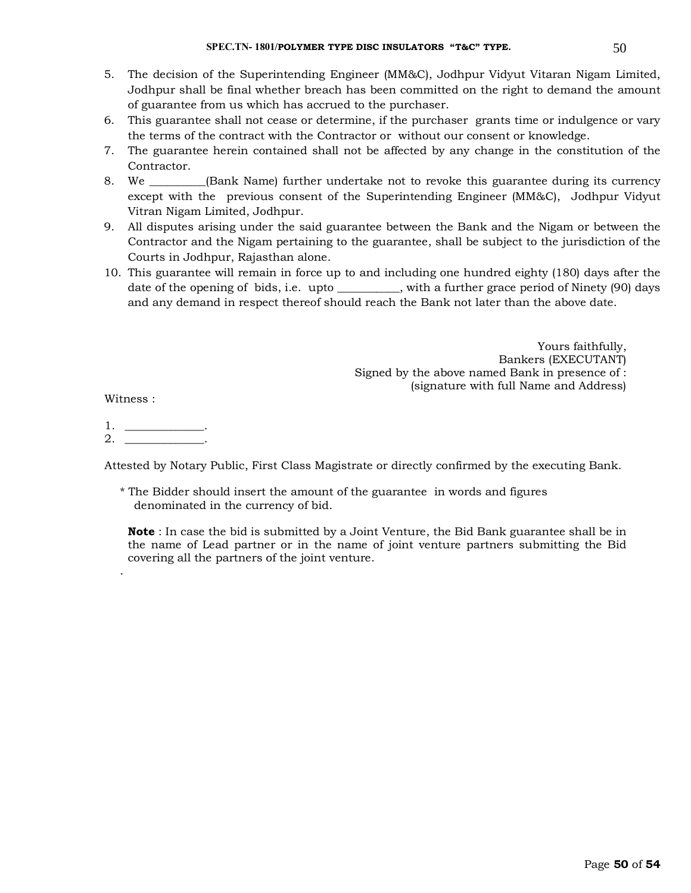5. The decision of the Superintending Engineer (MM&C), Jodhpur Vidyut Vitaran Nigam Limited, Jodhpur shall be final whether breach has been committed on the right to demand the amount of guarantee from us which has accrued to the purchaser.
6. This guarantee shall not cease or determine, if the purchaser grants time or indulgence or vary the terms of the contract with the Contractor or without our consent or knowledge.
7. The guarantee herein contained shall not be affected by any change in the constitution of the Contractor.
8. We _________(Bank Name) further undertake not to revoke this guarantee during its currency except with the previous consent of the Superintending Engineer (MM&C), Jodhpur Vidyut Vitran Nigam Limited, Jodhpur.
9. All disputes arising under the said guarantee between the Bank and the Nigam or between the Contractor and the Nigam pertaining to the guarantee, shall be subject to the jurisdiction of the Courts in Jodhpur, Rajasthan alone.
10. This guarantee will remain in force up to and including one hundred eighty (180) days after the date of the opening of bids, i.e. upto __________, with a further grace period of Ninety (90) days and any demand in respect thereof should reach the Bank not later than the above date.

Yours faithfully,
Bankers (EXECUTANT)
Signed by the above named Bank in presence of :
(signature with full Name and Address)

Witness :

1. _____________.
2. _____________.

Attested by Notary Public, First Class Magistrate or directly confirmed by the executing Bank.

* The Bidder should insert the amount of the guarantee in words and figures denominated in the currency of bid.

**Note** : In case the bid is submitted by a Joint Venture, the Bid Bank guarantee shall be in the name of Lead partner or in the name of joint venture partners submitting the Bid covering all the partners of the joint venture.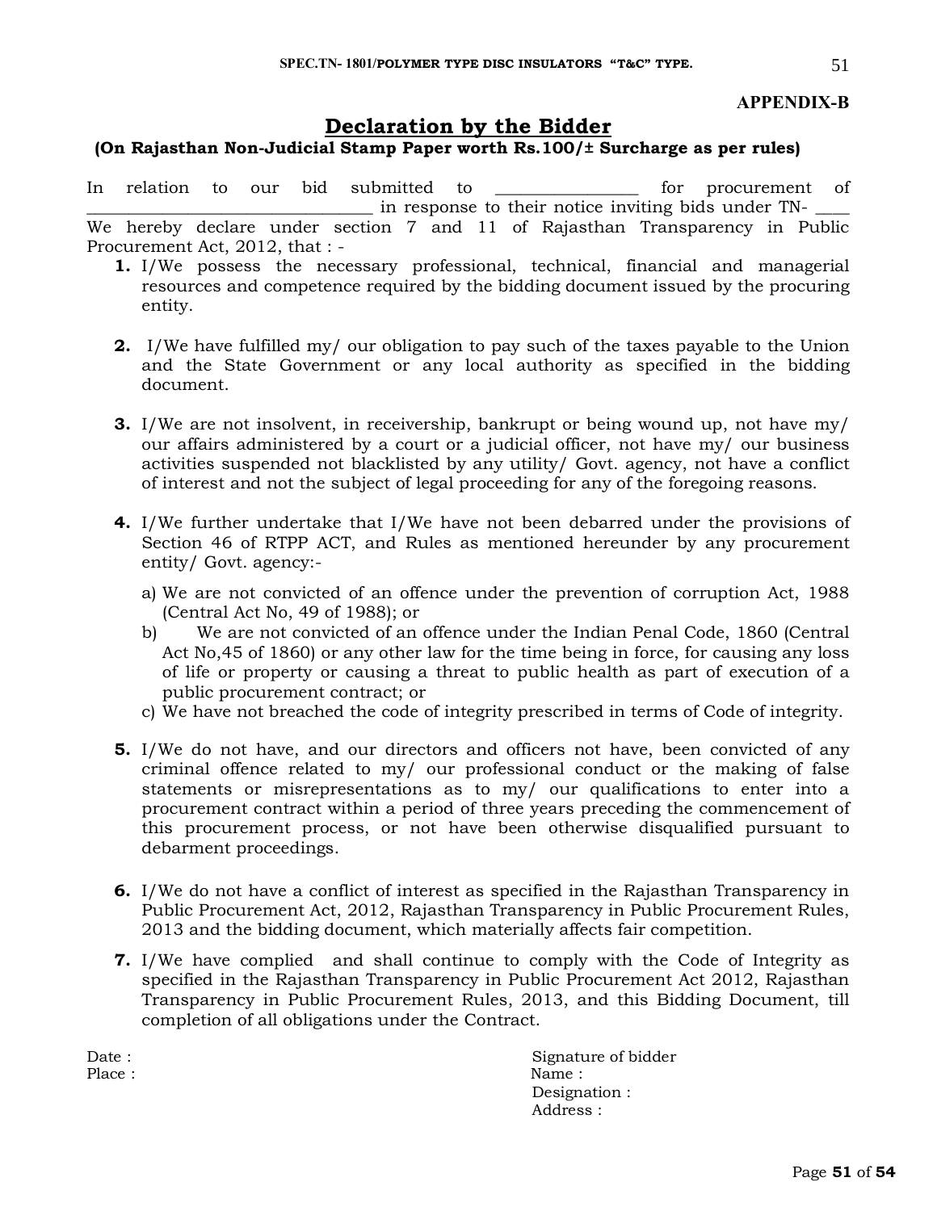**APPENDIX-B**

# Declaration by the Bidder

**(On Rajasthan Non-Judicial Stamp Paper worth Rs.100/± Surcharge as per rules)**

In relation to our bid submitted to _______________ for procurement of _______________________________ in response to their notice inviting bids under TN- ____ We hereby declare under section 7 and 11 of Rajasthan Transparency in Public Procurement Act, 2012, that : -

1. I/We possess the necessary professional, technical, financial and managerial resources and competence required by the bidding document issued by the procuring entity.

2. I/We have fulfilled my/ our obligation to pay such of the taxes payable to the Union and the State Government or any local authority as specified in the bidding document.

3. I/We are not insolvent, in receivership, bankrupt or being wound up, not have my/ our affairs administered by a court or a judicial officer, not have my/ our business activities suspended not blacklisted by any utility/ Govt. agency, not have a conflict of interest and not the subject of legal proceeding for any of the foregoing reasons.

4. I/We further undertake that I/We have not been debarred under the provisions of Section 46 of RTPP ACT, and Rules as mentioned hereunder by any procurement entity/ Govt. agency:-
   a) We are not convicted of an offence under the prevention of corruption Act, 1988 (Central Act No, 49 of 1988); or
   b) We are not convicted of an offence under the Indian Penal Code, 1860 (Central Act No,45 of 1860) or any other law for the time being in force, for causing any loss of life or property or causing a threat to public health as part of execution of a public procurement contract; or
   c) We have not breached the code of integrity prescribed in terms of Code of integrity.

5. I/We do not have, and our directors and officers not have, been convicted of any criminal offence related to my/ our professional conduct or the making of false statements or misrepresentations as to my/ our qualifications to enter into a procurement contract within a period of three years preceding the commencement of this procurement process, or not have been otherwise disqualified pursuant to debarment proceedings.

6. I/We do not have a conflict of interest as specified in the Rajasthan Transparency in Public Procurement Act, 2012, Rajasthan Transparency in Public Procurement Rules, 2013 and the bidding document, which materially affects fair competition.

7. I/We have complied and shall continue to comply with the Code of Integrity as specified in the Rajasthan Transparency in Public Procurement Act 2012, Rajasthan Transparency in Public Procurement Rules, 2013, and this Bidding Document, till completion of all obligations under the Contract.

Date :

Place :

Signature of bidder

Name :

Designation :

Address :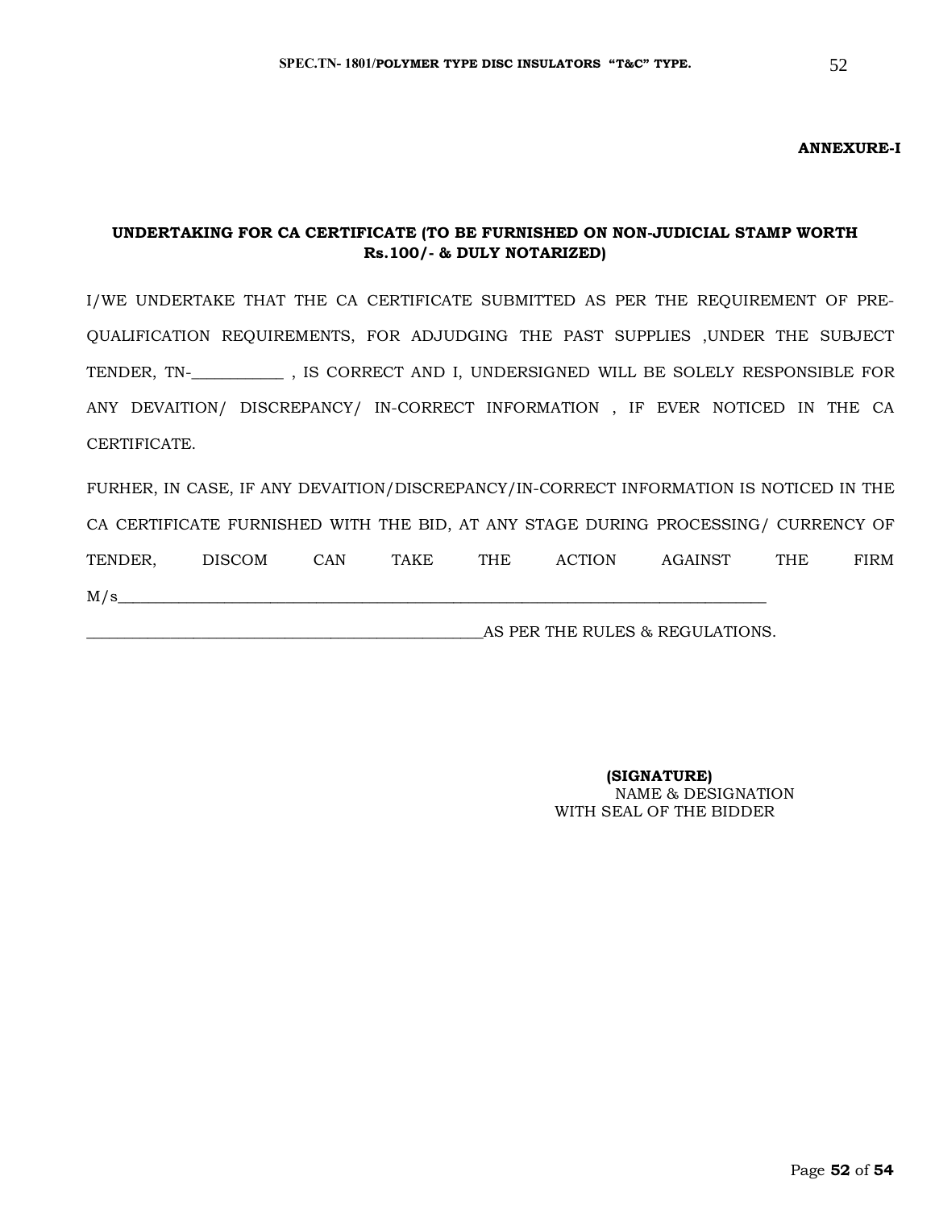**ANNEXURE-I**

**UNDERTAKING FOR CA CERTIFICATE (TO BE FURNISHED ON NON-JUDICIAL STAMP WORTH Rs.100/- & DULY NOTARIZED)**

I/WE UNDERTAKE THAT THE CA CERTIFICATE SUBMITTED AS PER THE REQUIREMENT OF PRE-QUALIFICATION REQUIREMENTS, FOR ADJUDGING THE PAST SUPPLIES ,UNDER THE SUBJECT TENDER, TN-___________ , IS CORRECT AND I, UNDERSIGNED WILL BE SOLELY RESPONSIBLE FOR ANY DEVAITION/ DISCREPANCY/ IN-CORRECT INFORMATION , IF EVER NOTICED IN THE CA CERTIFICATE.

FURHER, IN CASE, IF ANY DEVAITION/DISCREPANCY/IN-CORRECT INFORMATION IS NOTICED IN THE CA CERTIFICATE FURNISHED WITH THE BID, AT ANY STAGE DURING PROCESSING/ CURRENCY OF TENDER, DISCOM CAN TAKE THE ACTION AGAINST THE FIRM M/s__________________________________________________________________________________

_________________________________________________AS PER THE RULES & REGULATIONS.

**(SIGNATURE)**
NAME & DESIGNATION
WITH SEAL OF THE BIDDER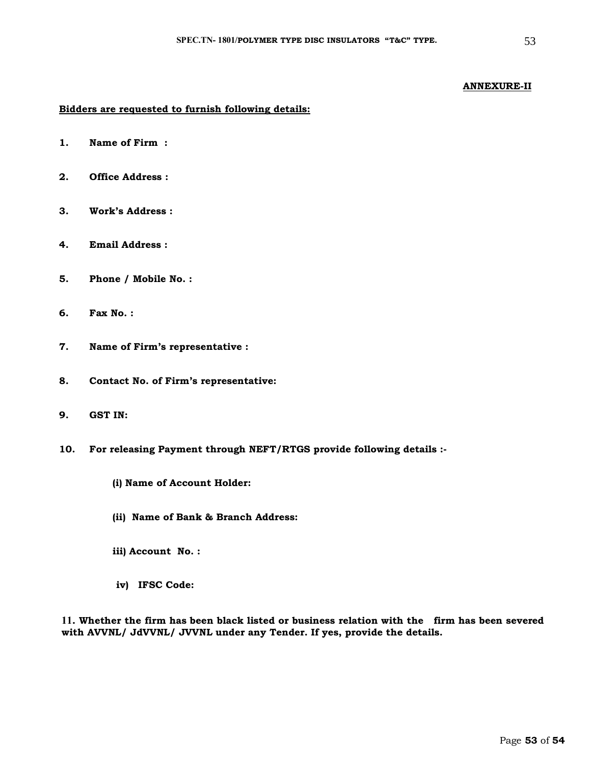**ANNEXURE-II**

**Bidders are requested to furnish following details:**

**1. Name of Firm :**

**2. Office Address :**

**3. Work's Address :**

**4. Email Address :**

**5. Phone / Mobile No. :**

**6. Fax No. :**

**7. Name of Firm's representative :**

**8. Contact No. of Firm's representative:**

**9. GST IN:**

**10. For releasing Payment through NEFT/RTGS provide following details :-**

**(i) Name of Account Holder:**

**(ii) Name of Bank & Branch Address:**

**iii) Account No. :**

**iv) IFSC Code:**

**11. Whether the firm has been black listed or business relation with the firm has been severed with AVVNL/ JdVVNL/ JVVNL under any Tender. If yes, provide the details.**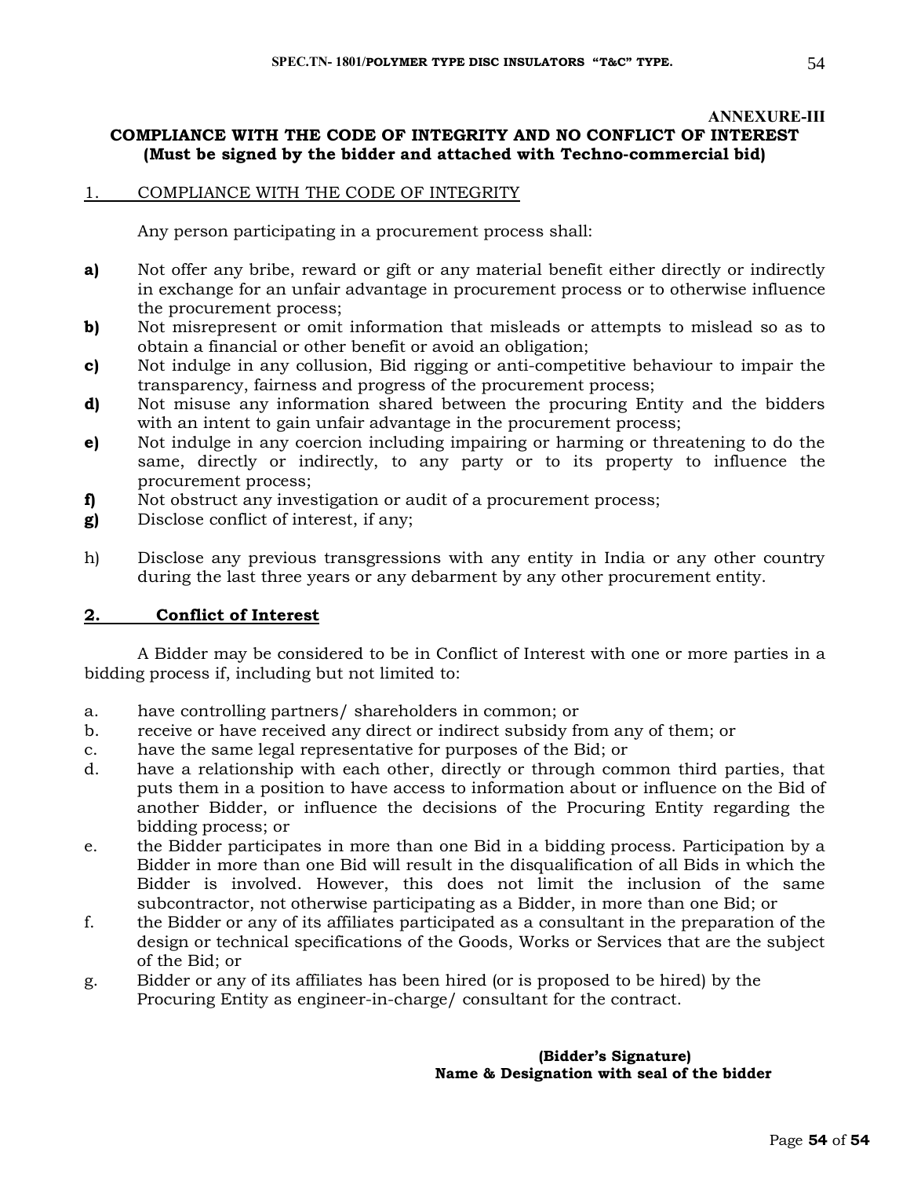**ANNEXURE-III**

## COMPLIANCE WITH THE CODE OF INTEGRITY AND NO CONFLICT OF INTEREST

**(Must be signed by the bidder and attached with Techno-commercial bid)**

### 1. COMPLIANCE WITH THE CODE OF INTEGRITY

Any person participating in a procurement process shall:

**a)** Not offer any bribe, reward or gift or any material benefit either directly or indirectly in exchange for an unfair advantage in procurement process or to otherwise influence the procurement process;

**b)** Not misrepresent or omit information that misleads or attempts to mislead so as to obtain a financial or other benefit or avoid an obligation;

**c)** Not indulge in any collusion, Bid rigging or anti-competitive behaviour to impair the transparency, fairness and progress of the procurement process;

**d)** Not misuse any information shared between the procuring Entity and the bidders with an intent to gain unfair advantage in the procurement process;

**e)** Not indulge in any coercion including impairing or harming or threatening to do the same, directly or indirectly, to any party or to its property to influence the procurement process;

**f)** Not obstruct any investigation or audit of a procurement process;

**g)** Disclose conflict of interest, if any;

h) Disclose any previous transgressions with any entity in India or any other country during the last three years or any debarment by any other procurement entity.

### 2. Conflict of Interest

A Bidder may be considered to be in Conflict of Interest with one or more parties in a bidding process if, including but not limited to:

a. have controlling partners/ shareholders in common; or

b. receive or have received any direct or indirect subsidy from any of them; or

c. have the same legal representative for purposes of the Bid; or

d. have a relationship with each other, directly or through common third parties, that puts them in a position to have access to information about or influence on the Bid of another Bidder, or influence the decisions of the Procuring Entity regarding the bidding process; or

e. the Bidder participates in more than one Bid in a bidding process. Participation by a Bidder in more than one Bid will result in the disqualification of all Bids in which the Bidder is involved. However, this does not limit the inclusion of the same subcontractor, not otherwise participating as a Bidder, in more than one Bid; or

f. the Bidder or any of its affiliates participated as a consultant in the preparation of the design or technical specifications of the Goods, Works or Services that are the subject of the Bid; or

g. Bidder or any of its affiliates has been hired (or is proposed to be hired) by the Procuring Entity as engineer-in-charge/ consultant for the contract.

**(Bidder's Signature)**

**Name & Designation with seal of the bidder**